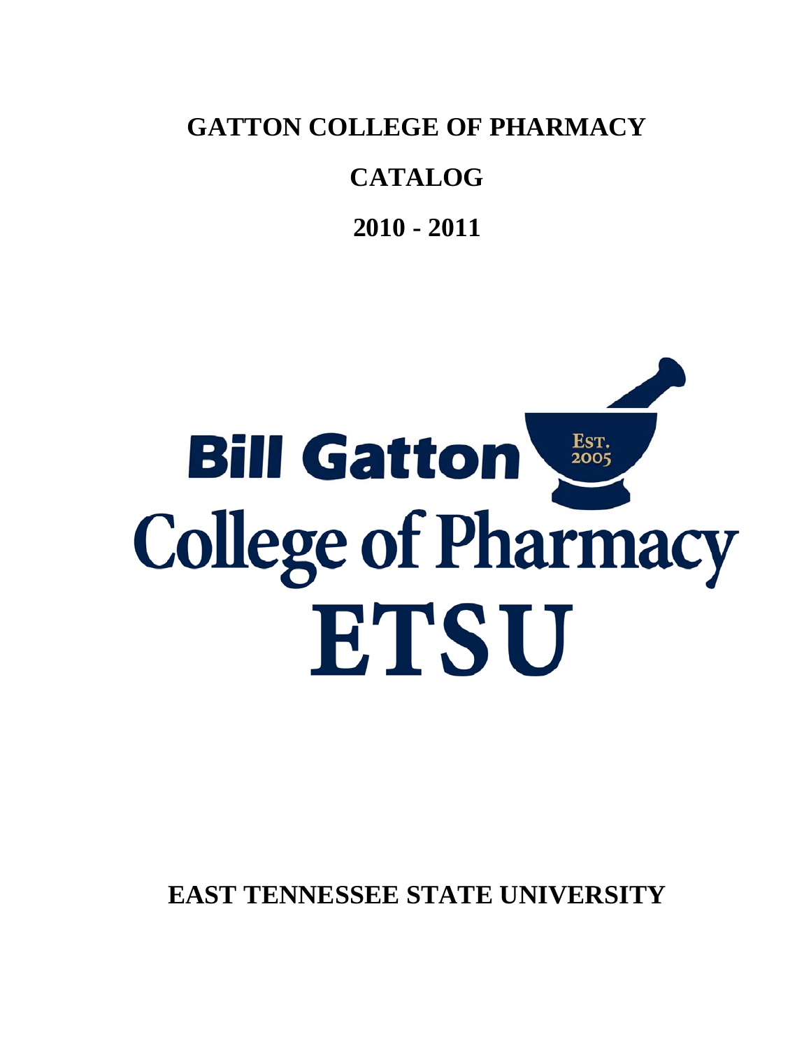# GATTON COLLEGE OF PHARMACY

# CATALOG

# 2010 - 2011

Bill Gatton College of Pharmacy ETSU

EST. 2005

**EAST TENNESSEE STATE UNIVERSITY**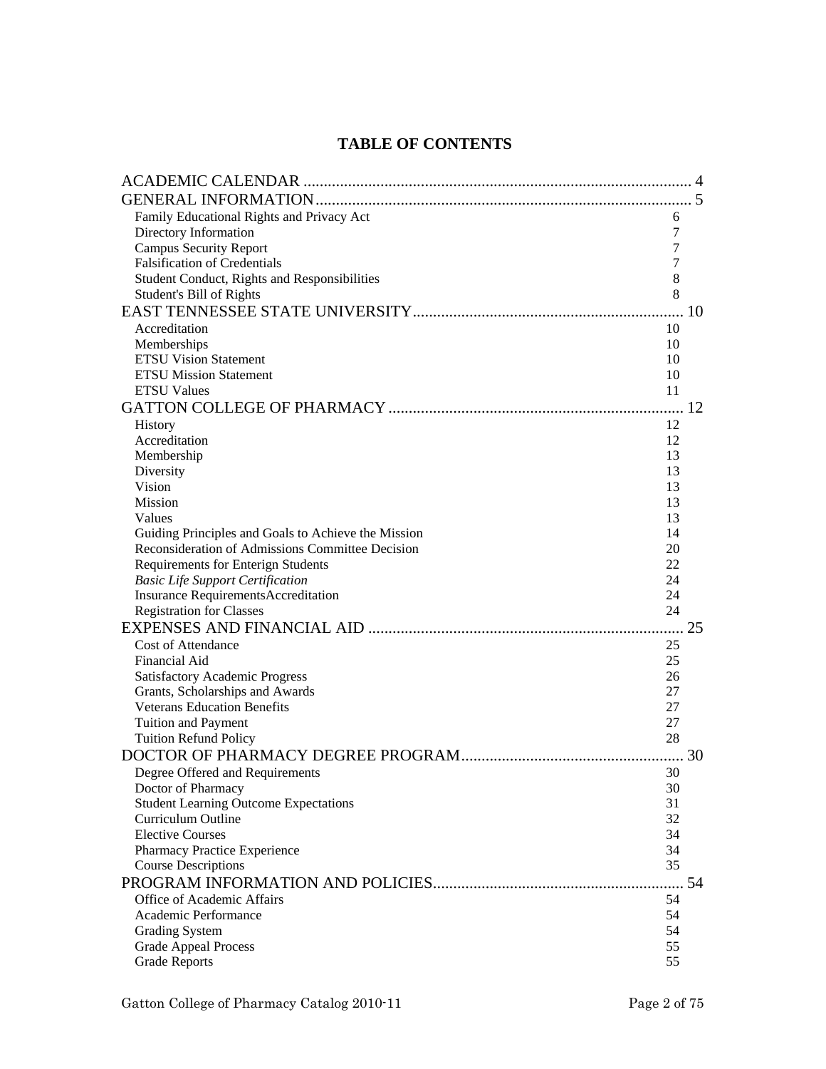# TABLE OF CONTENTS

ACADEMIC CALENDAR .................................................................................................. 4
GENERAL INFORMATION.............................................................................................. 5
- Family Educational Rights and Privacy Act 6
- Directory Information 7
- Campus Security Report 7
- Falsification of Credentials 7
- Student Conduct, Rights and Responsibilities 8
- Student's Bill of Rights 8

EAST TENNESSEE STATE UNIVERSITY.................................................................... 10
- Accreditation 10
- Memberships 10
- ETSU Vision Statement 10
- ETSU Mission Statement 10
- ETSU Values 11

GATTON COLLEGE OF PHARMACY ......................................................................... 12
- History 12
- Accreditation 12
- Membership 13
- Diversity 13
- Vision 13
- Mission 13
- Values 13
- Guiding Principles and Goals to Achieve the Mission 14
- Reconsideration of Admissions Committee Decision 20
- Requirements for Enterign Students 22
- *Basic Life Support Certification* 24
- Insurance RequirementsAccreditation 24
- Registration for Classes 24

EXPENSES AND FINANCIAL AID ............................................................................. 25
- Cost of Attendance 25
- Financial Aid 25
- Satisfactory Academic Progress 26
- Grants, Scholarships and Awards 27
- Veterans Education Benefits 27
- Tuition and Payment 27
- Tuition Refund Policy 28

DOCTOR OF PHARMACY DEGREE PROGRAM....................................................... 30
- Degree Offered and Requirements 30
- Doctor of Pharmacy 30
- Student Learning Outcome Expectations 31
- Curriculum Outline 32
- Elective Courses 34
- Pharmacy Practice Experience 34
- Course Descriptions 35

PROGRAM INFORMATION AND POLICIES.............................................................. 54
- Office of Academic Affairs 54
- Academic Performance 54
- Grading System 54
- Grade Appeal Process 55
- Grade Reports 55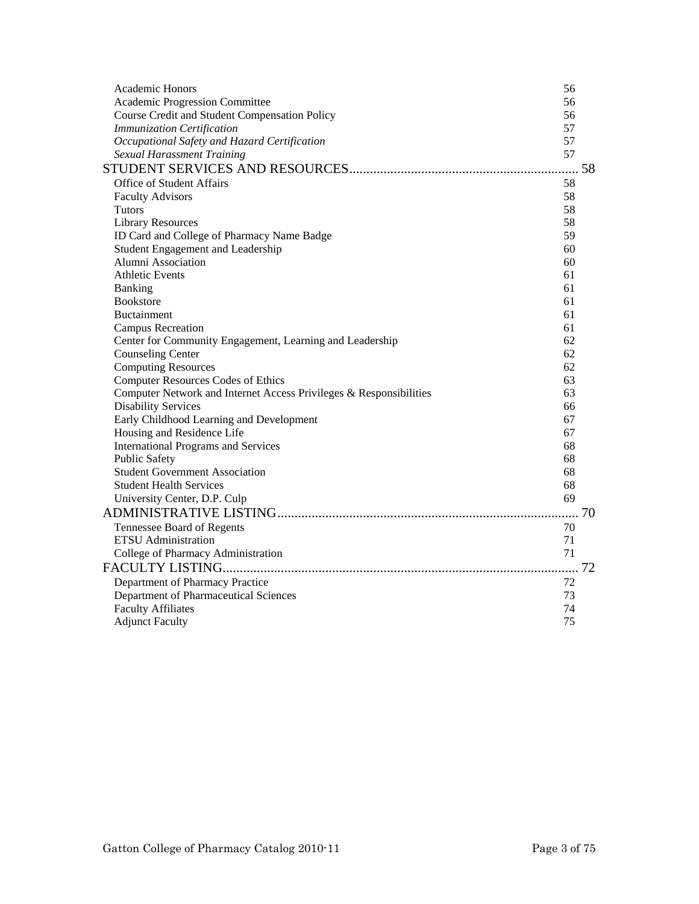Academic Honors 56
Academic Progression Committee 56
Course Credit and Student Compensation Policy 56
*Immunization Certification* 57
*Occupational Safety and Hazard Certification* 57
*Sexual Harassment Training* 57

STUDENT SERVICES AND RESOURCES.................................................................... 58

Office of Student Affairs 58
Faculty Advisors 58
Tutors 58
Library Resources 58
ID Card and College of Pharmacy Name Badge 59
Student Engagement and Leadership 60
Alumni Association 60
Athletic Events 61
Banking 61
Bookstore 61
Buctainment 61
Campus Recreation 61
Center for Community Engagement, Learning and Leadership 62
Counseling Center 62
Computing Resources 62
Computer Resources Codes of Ethics 63
Computer Network and Internet Access Privileges & Responsibilities 63
Disability Services 66
Early Childhood Learning and Development 67
Housing and Residence Life 67
International Programs and Services 68
Public Safety 68
Student Government Association 68
Student Health Services 68
University Center, D.P. Culp 69

ADMINISTRATIVE LISTING........................................................................................ 70

Tennessee Board of Regents 70
ETSU Administration 71
College of Pharmacy Administration 71

FACULTY LISTING....................................................................................................... 72

Department of Pharmacy Practice 72
Department of Pharmaceutical Sciences 73
Faculty Affiliates 74
Adjunct Faculty 75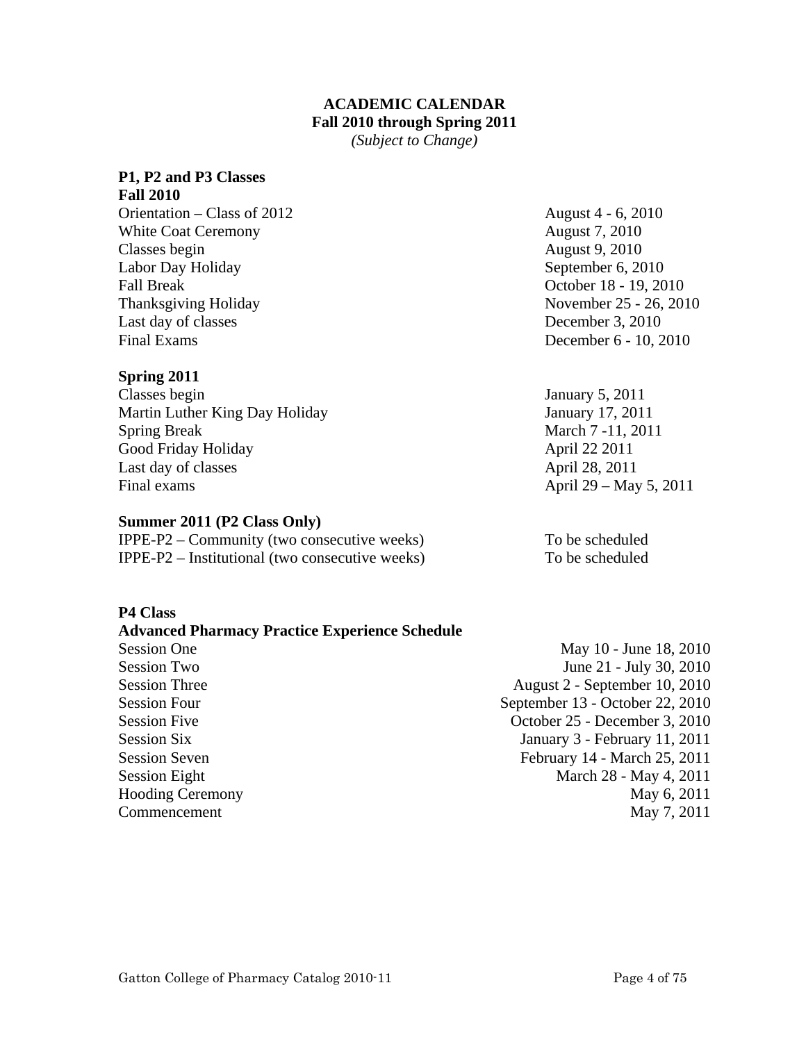# ACADEMIC CALENDAR
## Fall 2010 through Spring 2011
*(Subject to Change)*

### P1, P2 and P3 Classes

**Fall 2010**

| | |
|---|---|
| Orientation – Class of 2012 | August 4 - 6, 2010 |
| White Coat Ceremony | August 7, 2010 |
| Classes begin | August 9, 2010 |
| Labor Day Holiday | September 6, 2010 |
| Fall Break | October 18 - 19, 2010 |
| Thanksgiving Holiday | November 25 - 26, 2010 |
| Last day of classes | December 3, 2010 |
| Final Exams | December 6 - 10, 2010 |

**Spring 2011**

| | |
|---|---|
| Classes begin | January 5, 2011 |
| Martin Luther King Day Holiday | January 17, 2011 |
| Spring Break | March 7 -11, 2011 |
| Good Friday Holiday | April 22 2011 |
| Last day of classes | April 28, 2011 |
| Final exams | April 29 – May 5, 2011 |

**Summer 2011 (P2 Class Only)**

| | |
|---|---|
| IPPE-P2 – Community (two consecutive weeks) | To be scheduled |
| IPPE-P2 – Institutional (two consecutive weeks) | To be scheduled |

### P4 Class

**Advanced Pharmacy Practice Experience Schedule**

| | |
|---|---|
| Session One | May 10 - June 18, 2010 |
| Session Two | June 21 - July 30, 2010 |
| Session Three | August 2 - September 10, 2010 |
| Session Four | September 13 - October 22, 2010 |
| Session Five | October 25 - December 3, 2010 |
| Session Six | January 3 - February 11, 2011 |
| Session Seven | February 14 - March 25, 2011 |
| Session Eight | March 28 - May 4, 2011 |
| Hooding Ceremony | May 6, 2011 |
| Commencement | May 7, 2011 |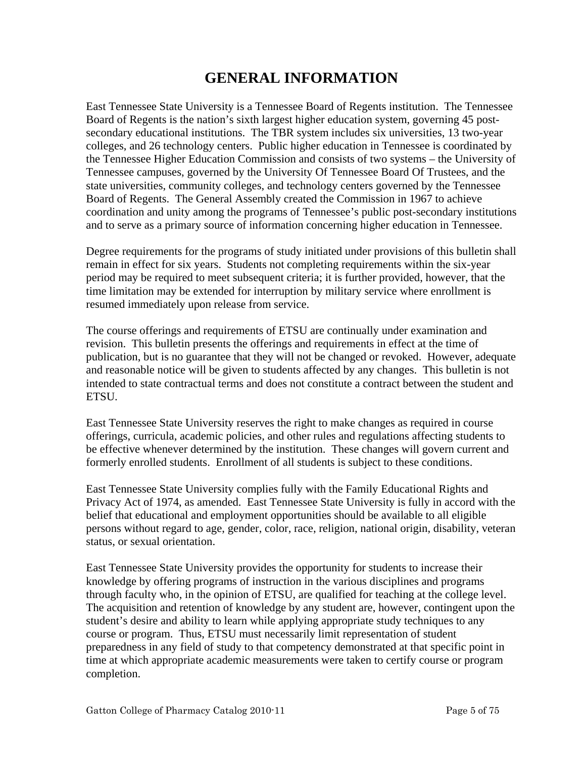# GENERAL INFORMATION

East Tennessee State University is a Tennessee Board of Regents institution. The Tennessee Board of Regents is the nation's sixth largest higher education system, governing 45 post-secondary educational institutions. The TBR system includes six universities, 13 two-year colleges, and 26 technology centers. Public higher education in Tennessee is coordinated by the Tennessee Higher Education Commission and consists of two systems – the University of Tennessee campuses, governed by the University Of Tennessee Board Of Trustees, and the state universities, community colleges, and technology centers governed by the Tennessee Board of Regents. The General Assembly created the Commission in 1967 to achieve coordination and unity among the programs of Tennessee's public post-secondary institutions and to serve as a primary source of information concerning higher education in Tennessee.

Degree requirements for the programs of study initiated under provisions of this bulletin shall remain in effect for six years. Students not completing requirements within the six-year period may be required to meet subsequent criteria; it is further provided, however, that the time limitation may be extended for interruption by military service where enrollment is resumed immediately upon release from service.

The course offerings and requirements of ETSU are continually under examination and revision. This bulletin presents the offerings and requirements in effect at the time of publication, but is no guarantee that they will not be changed or revoked. However, adequate and reasonable notice will be given to students affected by any changes. This bulletin is not intended to state contractual terms and does not constitute a contract between the student and ETSU.

East Tennessee State University reserves the right to make changes as required in course offerings, curricula, academic policies, and other rules and regulations affecting students to be effective whenever determined by the institution. These changes will govern current and formerly enrolled students. Enrollment of all students is subject to these conditions.

East Tennessee State University complies fully with the Family Educational Rights and Privacy Act of 1974, as amended. East Tennessee State University is fully in accord with the belief that educational and employment opportunities should be available to all eligible persons without regard to age, gender, color, race, religion, national origin, disability, veteran status, or sexual orientation.

East Tennessee State University provides the opportunity for students to increase their knowledge by offering programs of instruction in the various disciplines and programs through faculty who, in the opinion of ETSU, are qualified for teaching at the college level. The acquisition and retention of knowledge by any student are, however, contingent upon the student's desire and ability to learn while applying appropriate study techniques to any course or program. Thus, ETSU must necessarily limit representation of student preparedness in any field of study to that competency demonstrated at that specific point in time at which appropriate academic measurements were taken to certify course or program completion.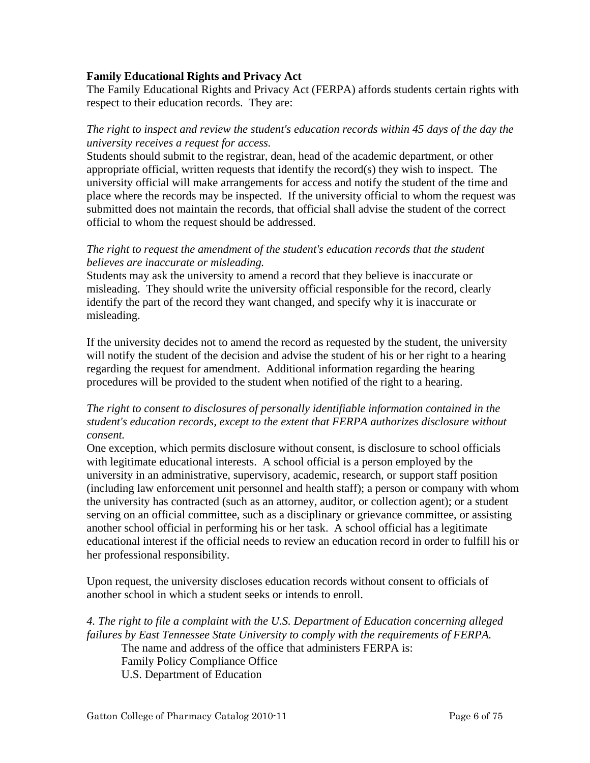**Family Educational Rights and Privacy Act**

The Family Educational Rights and Privacy Act (FERPA) affords students certain rights with respect to their education records. They are:

*The right to inspect and review the student's education records within 45 days of the day the university receives a request for access.*

Students should submit to the registrar, dean, head of the academic department, or other appropriate official, written requests that identify the record(s) they wish to inspect. The university official will make arrangements for access and notify the student of the time and place where the records may be inspected. If the university official to whom the request was submitted does not maintain the records, that official shall advise the student of the correct official to whom the request should be addressed.

*The right to request the amendment of the student's education records that the student believes are inaccurate or misleading.*

Students may ask the university to amend a record that they believe is inaccurate or misleading. They should write the university official responsible for the record, clearly identify the part of the record they want changed, and specify why it is inaccurate or misleading.

If the university decides not to amend the record as requested by the student, the university will notify the student of the decision and advise the student of his or her right to a hearing regarding the request for amendment. Additional information regarding the hearing procedures will be provided to the student when notified of the right to a hearing.

*The right to consent to disclosures of personally identifiable information contained in the student's education records, except to the extent that FERPA authorizes disclosure without consent.*

One exception, which permits disclosure without consent, is disclosure to school officials with legitimate educational interests. A school official is a person employed by the university in an administrative, supervisory, academic, research, or support staff position (including law enforcement unit personnel and health staff); a person or company with whom the university has contracted (such as an attorney, auditor, or collection agent); or a student serving on an official committee, such as a disciplinary or grievance committee, or assisting another school official in performing his or her task. A school official has a legitimate educational interest if the official needs to review an education record in order to fulfill his or her professional responsibility.

Upon request, the university discloses education records without consent to officials of another school in which a student seeks or intends to enroll.

*4. The right to file a complaint with the U.S. Department of Education concerning alleged failures by East Tennessee State University to comply with the requirements of FERPA.*

The name and address of the office that administers FERPA is:
Family Policy Compliance Office
U.S. Department of Education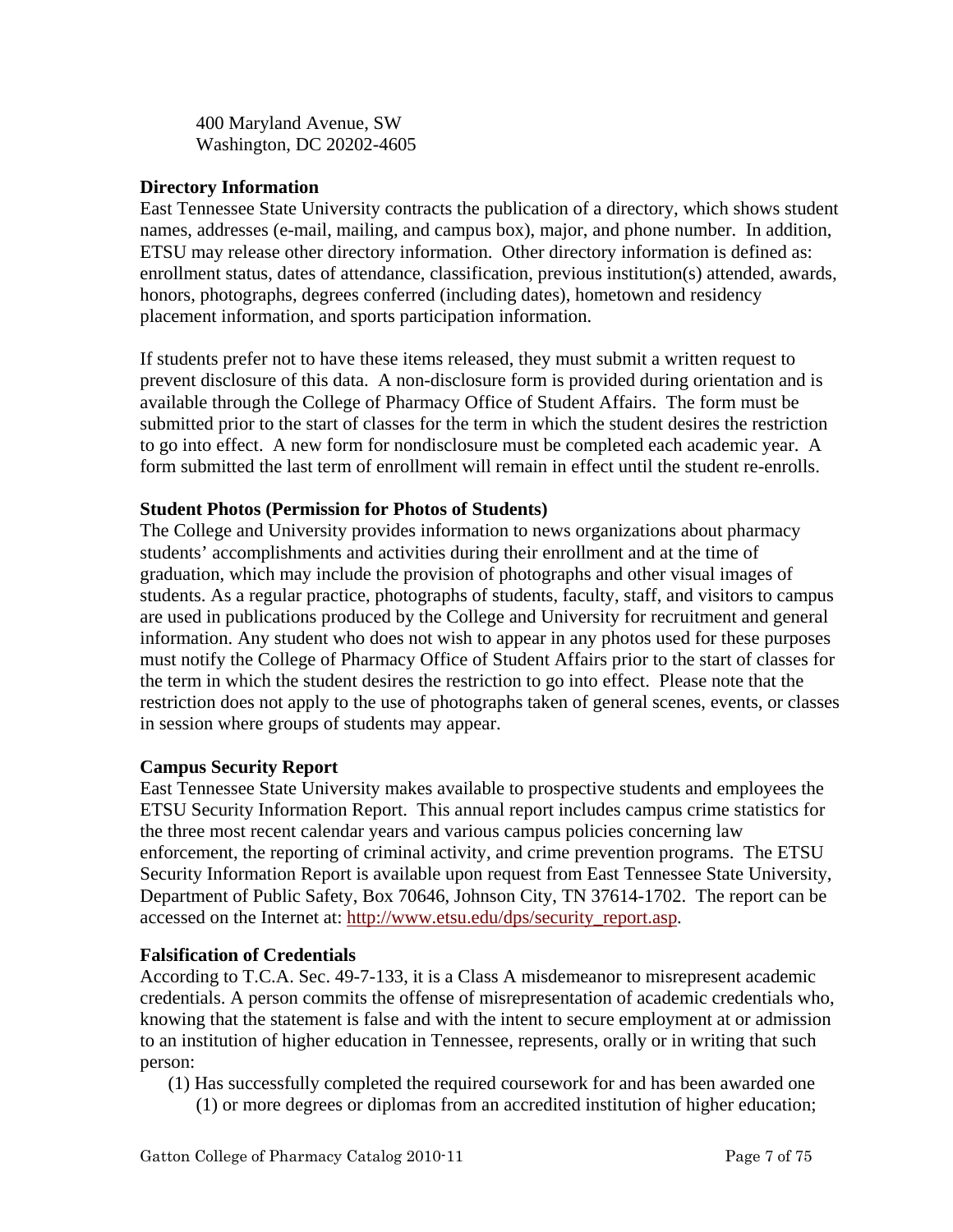400 Maryland Avenue, SW
Washington, DC 20202-4605

**Directory Information**

East Tennessee State University contracts the publication of a directory, which shows student names, addresses (e-mail, mailing, and campus box), major, and phone number. In addition, ETSU may release other directory information. Other directory information is defined as: enrollment status, dates of attendance, classification, previous institution(s) attended, awards, honors, photographs, degrees conferred (including dates), hometown and residency placement information, and sports participation information.

If students prefer not to have these items released, they must submit a written request to prevent disclosure of this data. A non-disclosure form is provided during orientation and is available through the College of Pharmacy Office of Student Affairs. The form must be submitted prior to the start of classes for the term in which the student desires the restriction to go into effect. A new form for nondisclosure must be completed each academic year. A form submitted the last term of enrollment will remain in effect until the student re-enrolls.

**Student Photos (Permission for Photos of Students)**

The College and University provides information to news organizations about pharmacy students' accomplishments and activities during their enrollment and at the time of graduation, which may include the provision of photographs and other visual images of students. As a regular practice, photographs of students, faculty, staff, and visitors to campus are used in publications produced by the College and University for recruitment and general information. Any student who does not wish to appear in any photos used for these purposes must notify the College of Pharmacy Office of Student Affairs prior to the start of classes for the term in which the student desires the restriction to go into effect. Please note that the restriction does not apply to the use of photographs taken of general scenes, events, or classes in session where groups of students may appear.

**Campus Security Report**

East Tennessee State University makes available to prospective students and employees the ETSU Security Information Report. This annual report includes campus crime statistics for the three most recent calendar years and various campus policies concerning law enforcement, the reporting of criminal activity, and crime prevention programs. The ETSU Security Information Report is available upon request from East Tennessee State University, Department of Public Safety, Box 70646, Johnson City, TN 37614-1702. The report can be accessed on the Internet at: http://www.etsu.edu/dps/security_report.asp.

**Falsification of Credentials**

According to T.C.A. Sec. 49-7-133, it is a Class A misdemeanor to misrepresent academic credentials. A person commits the offense of misrepresentation of academic credentials who, knowing that the statement is false and with the intent to secure employment at or admission to an institution of higher education in Tennessee, represents, orally or in writing that such person:

(1) Has successfully completed the required coursework for and has been awarded one (1) or more degrees or diplomas from an accredited institution of higher education;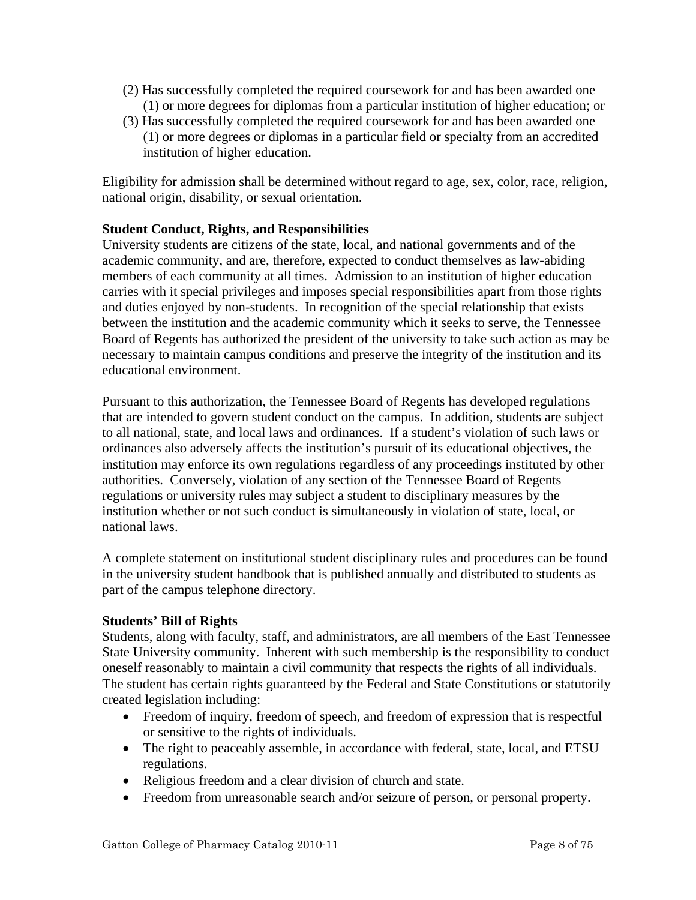(2) Has successfully completed the required coursework for and has been awarded one (1) or more degrees for diplomas from a particular institution of higher education; or

(3) Has successfully completed the required coursework for and has been awarded one (1) or more degrees or diplomas in a particular field or specialty from an accredited institution of higher education.

Eligibility for admission shall be determined without regard to age, sex, color, race, religion, national origin, disability, or sexual orientation.

**Student Conduct, Rights, and Responsibilities**

University students are citizens of the state, local, and national governments and of the academic community, and are, therefore, expected to conduct themselves as law-abiding members of each community at all times. Admission to an institution of higher education carries with it special privileges and imposes special responsibilities apart from those rights and duties enjoyed by non-students. In recognition of the special relationship that exists between the institution and the academic community which it seeks to serve, the Tennessee Board of Regents has authorized the president of the university to take such action as may be necessary to maintain campus conditions and preserve the integrity of the institution and its educational environment.

Pursuant to this authorization, the Tennessee Board of Regents has developed regulations that are intended to govern student conduct on the campus. In addition, students are subject to all national, state, and local laws and ordinances. If a student's violation of such laws or ordinances also adversely affects the institution's pursuit of its educational objectives, the institution may enforce its own regulations regardless of any proceedings instituted by other authorities. Conversely, violation of any section of the Tennessee Board of Regents regulations or university rules may subject a student to disciplinary measures by the institution whether or not such conduct is simultaneously in violation of state, local, or national laws.

A complete statement on institutional student disciplinary rules and procedures can be found in the university student handbook that is published annually and distributed to students as part of the campus telephone directory.

**Students' Bill of Rights**

Students, along with faculty, staff, and administrators, are all members of the East Tennessee State University community. Inherent with such membership is the responsibility to conduct oneself reasonably to maintain a civil community that respects the rights of all individuals. The student has certain rights guaranteed by the Federal and State Constitutions or statutorily created legislation including:

- Freedom of inquiry, freedom of speech, and freedom of expression that is respectful or sensitive to the rights of individuals.
- The right to peaceably assemble, in accordance with federal, state, local, and ETSU regulations.
- Religious freedom and a clear division of church and state.
- Freedom from unreasonable search and/or seizure of person, or personal property.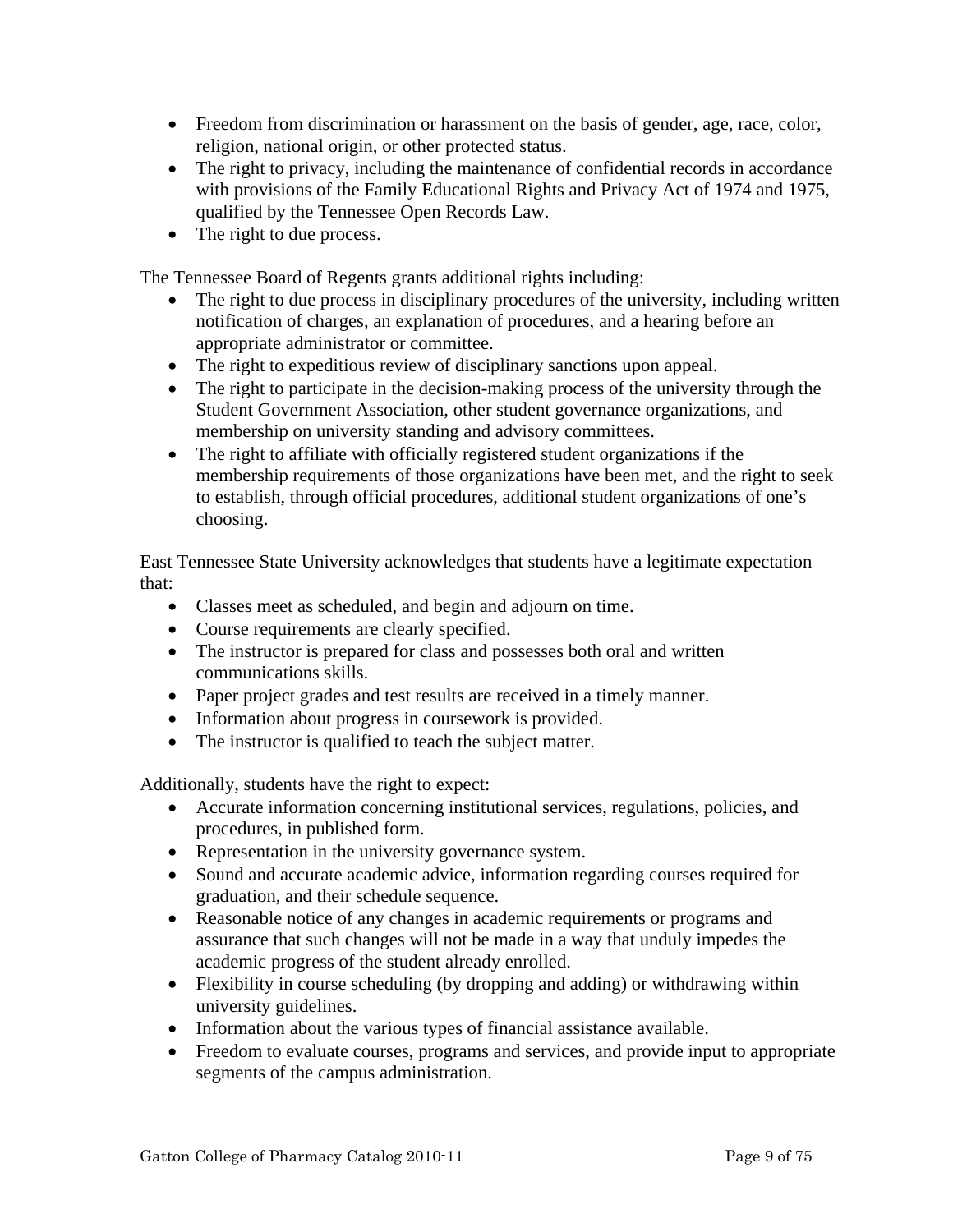- Freedom from discrimination or harassment on the basis of gender, age, race, color, religion, national origin, or other protected status.
- The right to privacy, including the maintenance of confidential records in accordance with provisions of the Family Educational Rights and Privacy Act of 1974 and 1975, qualified by the Tennessee Open Records Law.
- The right to due process.

The Tennessee Board of Regents grants additional rights including:

- The right to due process in disciplinary procedures of the university, including written notification of charges, an explanation of procedures, and a hearing before an appropriate administrator or committee.
- The right to expeditious review of disciplinary sanctions upon appeal.
- The right to participate in the decision-making process of the university through the Student Government Association, other student governance organizations, and membership on university standing and advisory committees.
- The right to affiliate with officially registered student organizations if the membership requirements of those organizations have been met, and the right to seek to establish, through official procedures, additional student organizations of one's choosing.

East Tennessee State University acknowledges that students have a legitimate expectation that:

- Classes meet as scheduled, and begin and adjourn on time.
- Course requirements are clearly specified.
- The instructor is prepared for class and possesses both oral and written communications skills.
- Paper project grades and test results are received in a timely manner.
- Information about progress in coursework is provided.
- The instructor is qualified to teach the subject matter.

Additionally, students have the right to expect:

- Accurate information concerning institutional services, regulations, policies, and procedures, in published form.
- Representation in the university governance system.
- Sound and accurate academic advice, information regarding courses required for graduation, and their schedule sequence.
- Reasonable notice of any changes in academic requirements or programs and assurance that such changes will not be made in a way that unduly impedes the academic progress of the student already enrolled.
- Flexibility in course scheduling (by dropping and adding) or withdrawing within university guidelines.
- Information about the various types of financial assistance available.
- Freedom to evaluate courses, programs and services, and provide input to appropriate segments of the campus administration.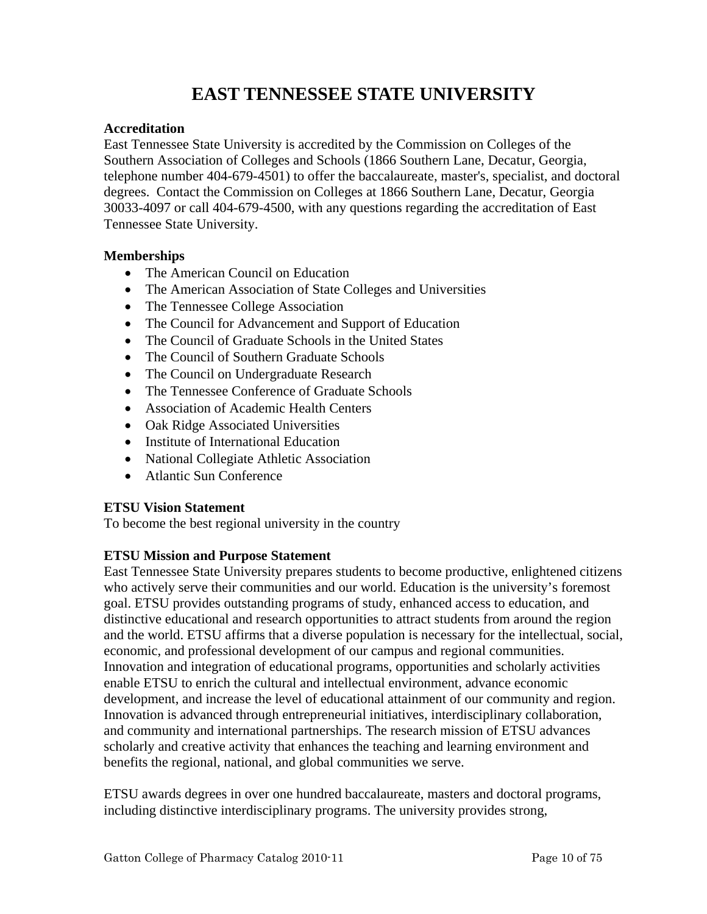# EAST TENNESSEE STATE UNIVERSITY

**Accreditation**

East Tennessee State University is accredited by the Commission on Colleges of the Southern Association of Colleges and Schools (1866 Southern Lane, Decatur, Georgia, telephone number 404-679-4501) to offer the baccalaureate, master's, specialist, and doctoral degrees. Contact the Commission on Colleges at 1866 Southern Lane, Decatur, Georgia 30033-4097 or call 404-679-4500, with any questions regarding the accreditation of East Tennessee State University.

**Memberships**

- The American Council on Education
- The American Association of State Colleges and Universities
- The Tennessee College Association
- The Council for Advancement and Support of Education
- The Council of Graduate Schools in the United States
- The Council of Southern Graduate Schools
- The Council on Undergraduate Research
- The Tennessee Conference of Graduate Schools
- Association of Academic Health Centers
- Oak Ridge Associated Universities
- Institute of International Education
- National Collegiate Athletic Association
- Atlantic Sun Conference

**ETSU Vision Statement**

To become the best regional university in the country

**ETSU Mission and Purpose Statement**

East Tennessee State University prepares students to become productive, enlightened citizens who actively serve their communities and our world. Education is the university's foremost goal. ETSU provides outstanding programs of study, enhanced access to education, and distinctive educational and research opportunities to attract students from around the region and the world. ETSU affirms that a diverse population is necessary for the intellectual, social, economic, and professional development of our campus and regional communities. Innovation and integration of educational programs, opportunities and scholarly activities enable ETSU to enrich the cultural and intellectual environment, advance economic development, and increase the level of educational attainment of our community and region. Innovation is advanced through entrepreneurial initiatives, interdisciplinary collaboration, and community and international partnerships. The research mission of ETSU advances scholarly and creative activity that enhances the teaching and learning environment and benefits the regional, national, and global communities we serve.

ETSU awards degrees in over one hundred baccalaureate, masters and doctoral programs, including distinctive interdisciplinary programs. The university provides strong,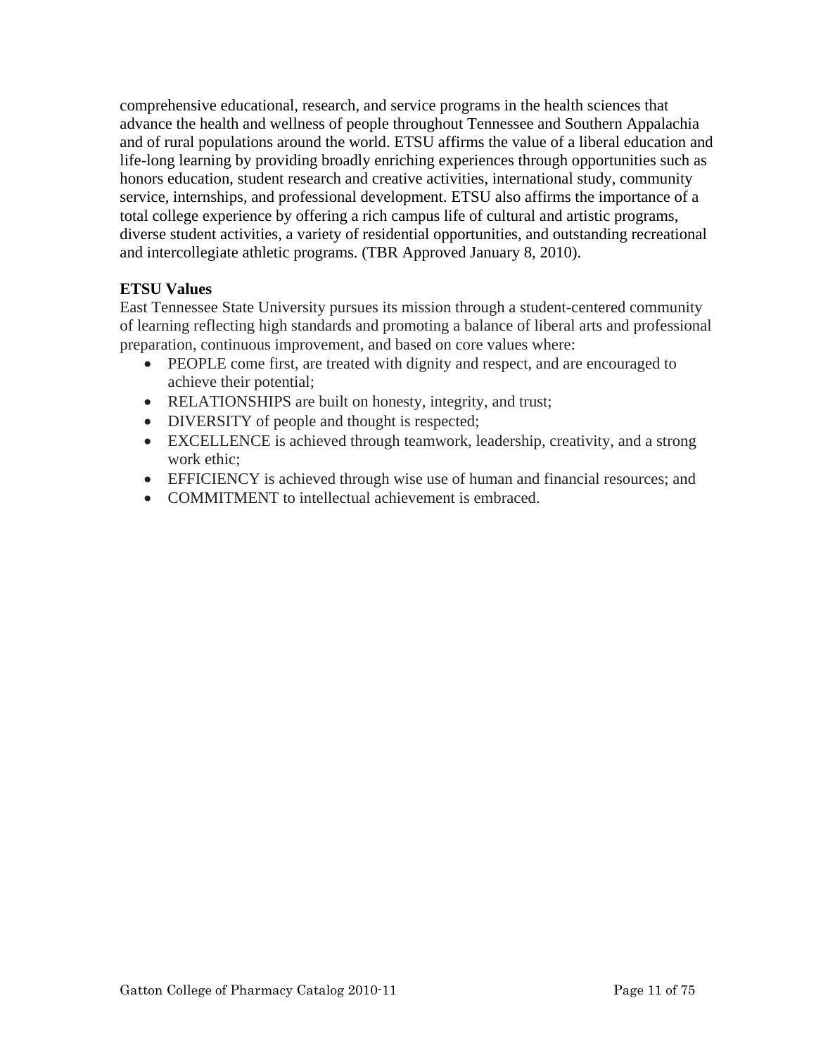comprehensive educational, research, and service programs in the health sciences that advance the health and wellness of people throughout Tennessee and Southern Appalachia and of rural populations around the world. ETSU affirms the value of a liberal education and life-long learning by providing broadly enriching experiences through opportunities such as honors education, student research and creative activities, international study, community service, internships, and professional development. ETSU also affirms the importance of a total college experience by offering a rich campus life of cultural and artistic programs, diverse student activities, a variety of residential opportunities, and outstanding recreational and intercollegiate athletic programs. (TBR Approved January 8, 2010).

**ETSU Values**

East Tennessee State University pursues its mission through a student-centered community of learning reflecting high standards and promoting a balance of liberal arts and professional preparation, continuous improvement, and based on core values where:

- PEOPLE come first, are treated with dignity and respect, and are encouraged to achieve their potential;
- RELATIONSHIPS are built on honesty, integrity, and trust;
- DIVERSITY of people and thought is respected;
- EXCELLENCE is achieved through teamwork, leadership, creativity, and a strong work ethic;
- EFFICIENCY is achieved through wise use of human and financial resources; and
- COMMITMENT to intellectual achievement is embraced.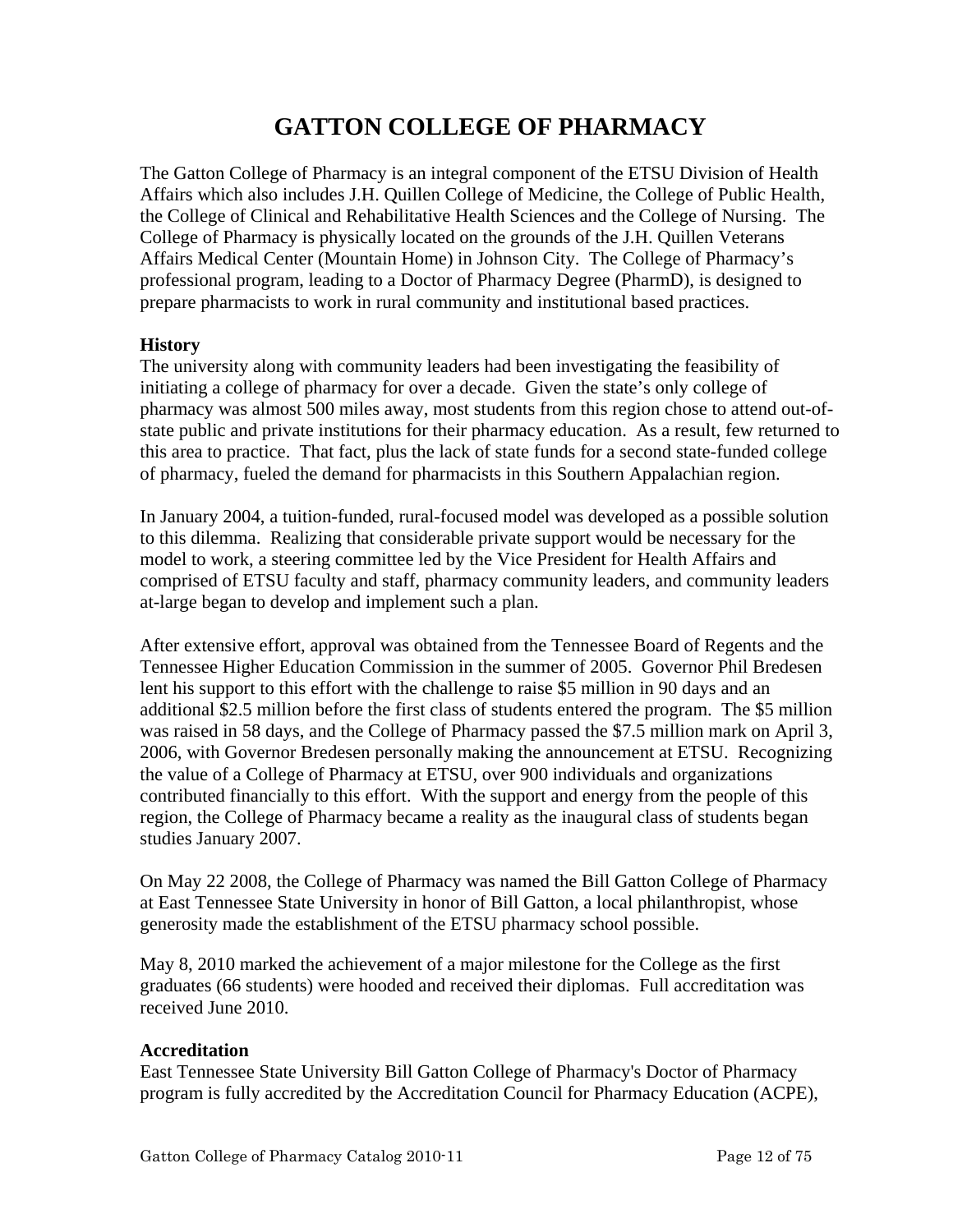# GATTON COLLEGE OF PHARMACY

The Gatton College of Pharmacy is an integral component of the ETSU Division of Health Affairs which also includes J.H. Quillen College of Medicine, the College of Public Health, the College of Clinical and Rehabilitative Health Sciences and the College of Nursing. The College of Pharmacy is physically located on the grounds of the J.H. Quillen Veterans Affairs Medical Center (Mountain Home) in Johnson City. The College of Pharmacy's professional program, leading to a Doctor of Pharmacy Degree (PharmD), is designed to prepare pharmacists to work in rural community and institutional based practices.

**History**

The university along with community leaders had been investigating the feasibility of initiating a college of pharmacy for over a decade. Given the state's only college of pharmacy was almost 500 miles away, most students from this region chose to attend out-of-state public and private institutions for their pharmacy education. As a result, few returned to this area to practice. That fact, plus the lack of state funds for a second state-funded college of pharmacy, fueled the demand for pharmacists in this Southern Appalachian region.

In January 2004, a tuition-funded, rural-focused model was developed as a possible solution to this dilemma. Realizing that considerable private support would be necessary for the model to work, a steering committee led by the Vice President for Health Affairs and comprised of ETSU faculty and staff, pharmacy community leaders, and community leaders at-large began to develop and implement such a plan.

After extensive effort, approval was obtained from the Tennessee Board of Regents and the Tennessee Higher Education Commission in the summer of 2005. Governor Phil Bredesen lent his support to this effort with the challenge to raise $5 million in 90 days and an additional $2.5 million before the first class of students entered the program. The $5 million was raised in 58 days, and the College of Pharmacy passed the $7.5 million mark on April 3, 2006, with Governor Bredesen personally making the announcement at ETSU. Recognizing the value of a College of Pharmacy at ETSU, over 900 individuals and organizations contributed financially to this effort. With the support and energy from the people of this region, the College of Pharmacy became a reality as the inaugural class of students began studies January 2007.

On May 22 2008, the College of Pharmacy was named the Bill Gatton College of Pharmacy at East Tennessee State University in honor of Bill Gatton, a local philanthropist, whose generosity made the establishment of the ETSU pharmacy school possible.

May 8, 2010 marked the achievement of a major milestone for the College as the first graduates (66 students) were hooded and received their diplomas. Full accreditation was received June 2010.

**Accreditation**

East Tennessee State University Bill Gatton College of Pharmacy's Doctor of Pharmacy program is fully accredited by the Accreditation Council for Pharmacy Education (ACPE),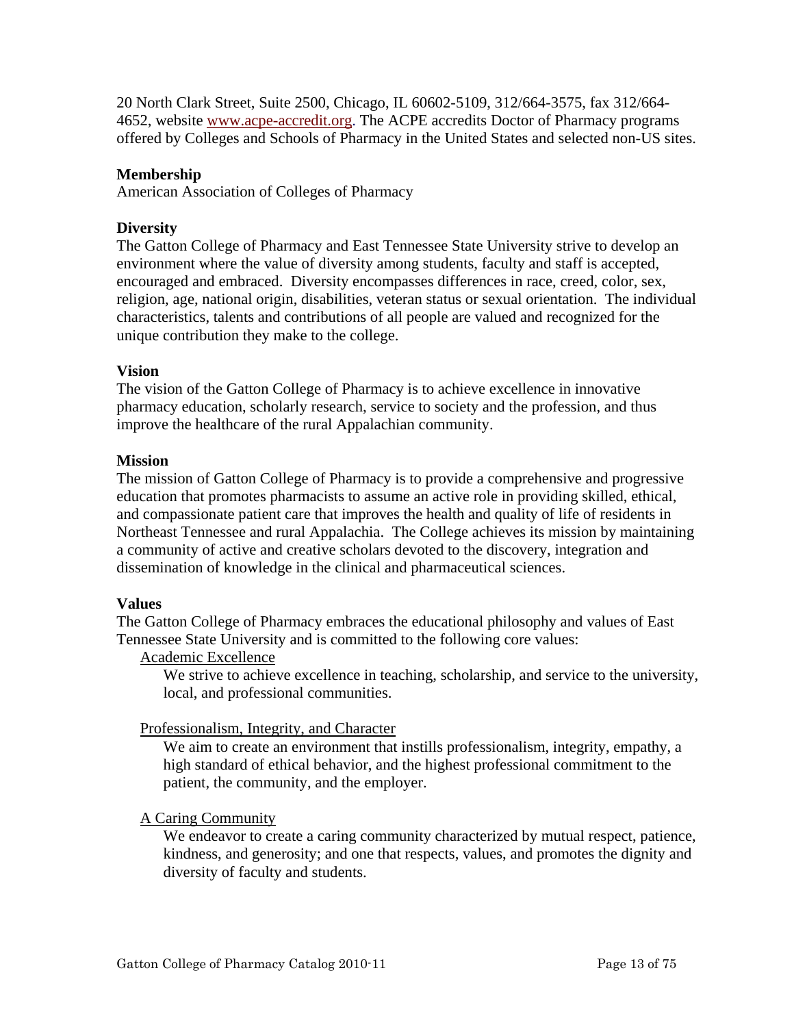20 North Clark Street, Suite 2500, Chicago, IL 60602-5109, 312/664-3575, fax 312/664-4652, website [www.acpe-accredit.org](http://www.acpe-accredit.org). The ACPE accredits Doctor of Pharmacy programs offered by Colleges and Schools of Pharmacy in the United States and selected non-US sites.

**Membership**

American Association of Colleges of Pharmacy

**Diversity**

The Gatton College of Pharmacy and East Tennessee State University strive to develop an environment where the value of diversity among students, faculty and staff is accepted, encouraged and embraced. Diversity encompasses differences in race, creed, color, sex, religion, age, national origin, disabilities, veteran status or sexual orientation. The individual characteristics, talents and contributions of all people are valued and recognized for the unique contribution they make to the college.

**Vision**

The vision of the Gatton College of Pharmacy is to achieve excellence in innovative pharmacy education, scholarly research, service to society and the profession, and thus improve the healthcare of the rural Appalachian community.

**Mission**

The mission of Gatton College of Pharmacy is to provide a comprehensive and progressive education that promotes pharmacists to assume an active role in providing skilled, ethical, and compassionate patient care that improves the health and quality of life of residents in Northeast Tennessee and rural Appalachia. The College achieves its mission by maintaining a community of active and creative scholars devoted to the discovery, integration and dissemination of knowledge in the clinical and pharmaceutical sciences.

**Values**

The Gatton College of Pharmacy embraces the educational philosophy and values of East Tennessee State University and is committed to the following core values:

Academic Excellence

We strive to achieve excellence in teaching, scholarship, and service to the university, local, and professional communities.

Professionalism, Integrity, and Character

We aim to create an environment that instills professionalism, integrity, empathy, a high standard of ethical behavior, and the highest professional commitment to the patient, the community, and the employer.

A Caring Community

We endeavor to create a caring community characterized by mutual respect, patience, kindness, and generosity; and one that respects, values, and promotes the dignity and diversity of faculty and students.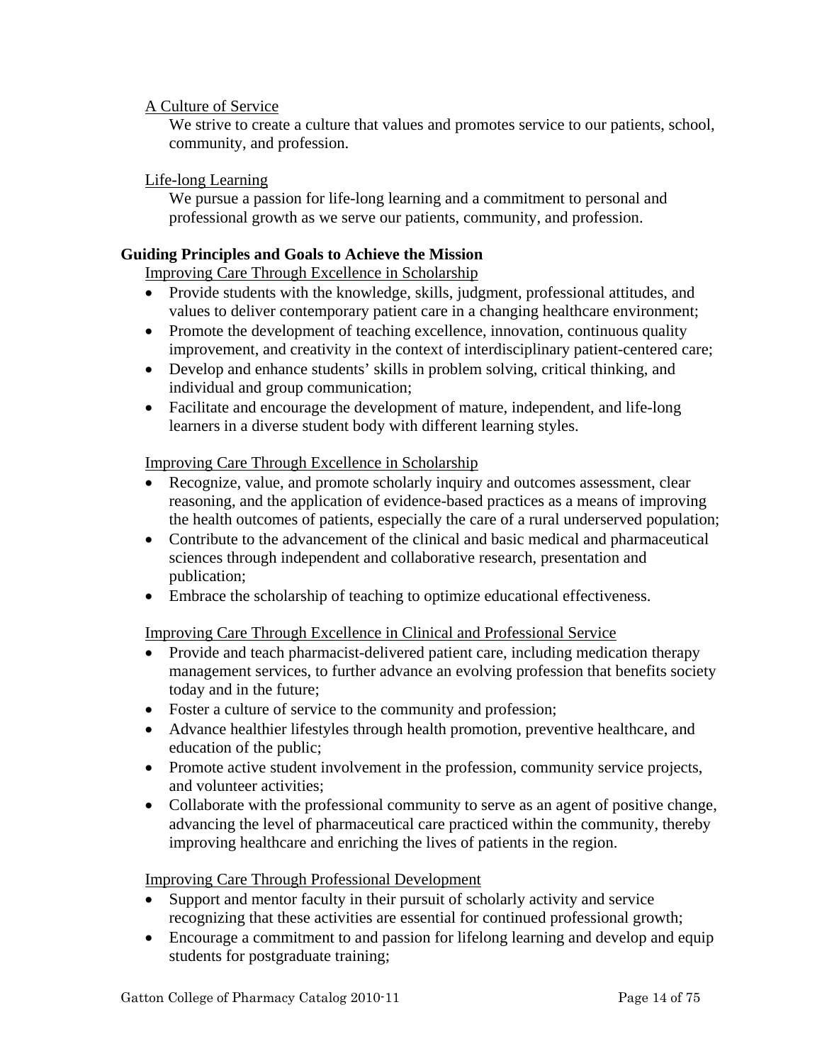A Culture of Service

We strive to create a culture that values and promotes service to our patients, school, community, and profession.

Life-long Learning

We pursue a passion for life-long learning and a commitment to personal and professional growth as we serve our patients, community, and profession.

**Guiding Principles and Goals to Achieve the Mission**

Improving Care Through Excellence in Scholarship

- Provide students with the knowledge, skills, judgment, professional attitudes, and values to deliver contemporary patient care in a changing healthcare environment;
- Promote the development of teaching excellence, innovation, continuous quality improvement, and creativity in the context of interdisciplinary patient-centered care;
- Develop and enhance students' skills in problem solving, critical thinking, and individual and group communication;
- Facilitate and encourage the development of mature, independent, and life-long learners in a diverse student body with different learning styles.

Improving Care Through Excellence in Scholarship

- Recognize, value, and promote scholarly inquiry and outcomes assessment, clear reasoning, and the application of evidence-based practices as a means of improving the health outcomes of patients, especially the care of a rural underserved population;
- Contribute to the advancement of the clinical and basic medical and pharmaceutical sciences through independent and collaborative research, presentation and publication;
- Embrace the scholarship of teaching to optimize educational effectiveness.

Improving Care Through Excellence in Clinical and Professional Service

- Provide and teach pharmacist-delivered patient care, including medication therapy management services, to further advance an evolving profession that benefits society today and in the future;
- Foster a culture of service to the community and profession;
- Advance healthier lifestyles through health promotion, preventive healthcare, and education of the public;
- Promote active student involvement in the profession, community service projects, and volunteer activities;
- Collaborate with the professional community to serve as an agent of positive change, advancing the level of pharmaceutical care practiced within the community, thereby improving healthcare and enriching the lives of patients in the region.

Improving Care Through Professional Development

- Support and mentor faculty in their pursuit of scholarly activity and service recognizing that these activities are essential for continued professional growth;
- Encourage a commitment to and passion for lifelong learning and develop and equip students for postgraduate training;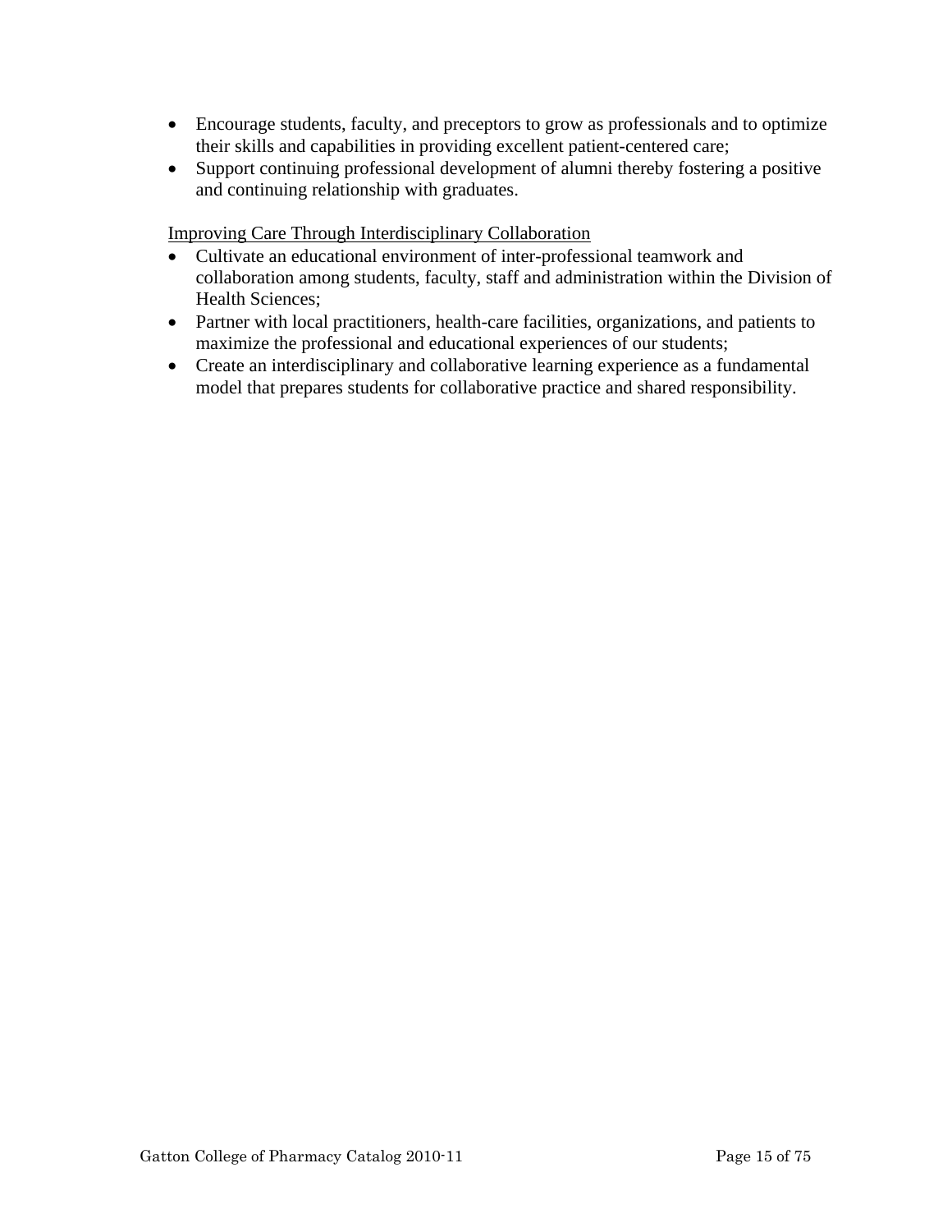- Encourage students, faculty, and preceptors to grow as professionals and to optimize their skills and capabilities in providing excellent patient-centered care;
- Support continuing professional development of alumni thereby fostering a positive and continuing relationship with graduates.

<u>Improving Care Through Interdisciplinary Collaboration</u>

- Cultivate an educational environment of inter-professional teamwork and collaboration among students, faculty, staff and administration within the Division of Health Sciences;
- Partner with local practitioners, health-care facilities, organizations, and patients to maximize the professional and educational experiences of our students;
- Create an interdisciplinary and collaborative learning experience as a fundamental model that prepares students for collaborative practice and shared responsibility.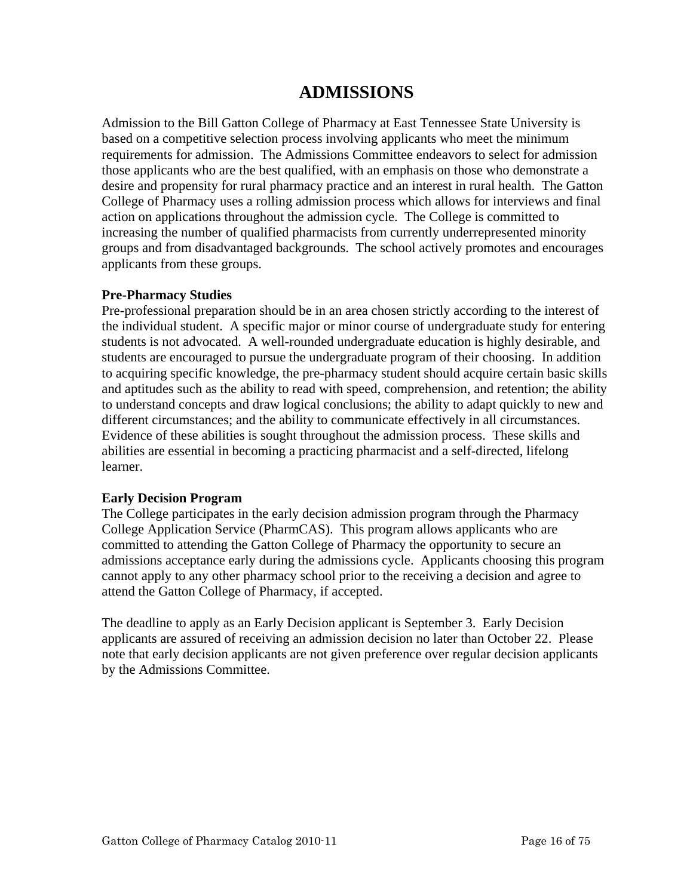# ADMISSIONS

Admission to the Bill Gatton College of Pharmacy at East Tennessee State University is based on a competitive selection process involving applicants who meet the minimum requirements for admission. The Admissions Committee endeavors to select for admission those applicants who are the best qualified, with an emphasis on those who demonstrate a desire and propensity for rural pharmacy practice and an interest in rural health. The Gatton College of Pharmacy uses a rolling admission process which allows for interviews and final action on applications throughout the admission cycle. The College is committed to increasing the number of qualified pharmacists from currently underrepresented minority groups and from disadvantaged backgrounds. The school actively promotes and encourages applicants from these groups.

**Pre-Pharmacy Studies**

Pre-professional preparation should be in an area chosen strictly according to the interest of the individual student. A specific major or minor course of undergraduate study for entering students is not advocated. A well-rounded undergraduate education is highly desirable, and students are encouraged to pursue the undergraduate program of their choosing. In addition to acquiring specific knowledge, the pre-pharmacy student should acquire certain basic skills and aptitudes such as the ability to read with speed, comprehension, and retention; the ability to understand concepts and draw logical conclusions; the ability to adapt quickly to new and different circumstances; and the ability to communicate effectively in all circumstances. Evidence of these abilities is sought throughout the admission process. These skills and abilities are essential in becoming a practicing pharmacist and a self-directed, lifelong learner.

**Early Decision Program**

The College participates in the early decision admission program through the Pharmacy College Application Service (PharmCAS). This program allows applicants who are committed to attending the Gatton College of Pharmacy the opportunity to secure an admissions acceptance early during the admissions cycle. Applicants choosing this program cannot apply to any other pharmacy school prior to the receiving a decision and agree to attend the Gatton College of Pharmacy, if accepted.

The deadline to apply as an Early Decision applicant is September 3. Early Decision applicants are assured of receiving an admission decision no later than October 22. Please note that early decision applicants are not given preference over regular decision applicants by the Admissions Committee.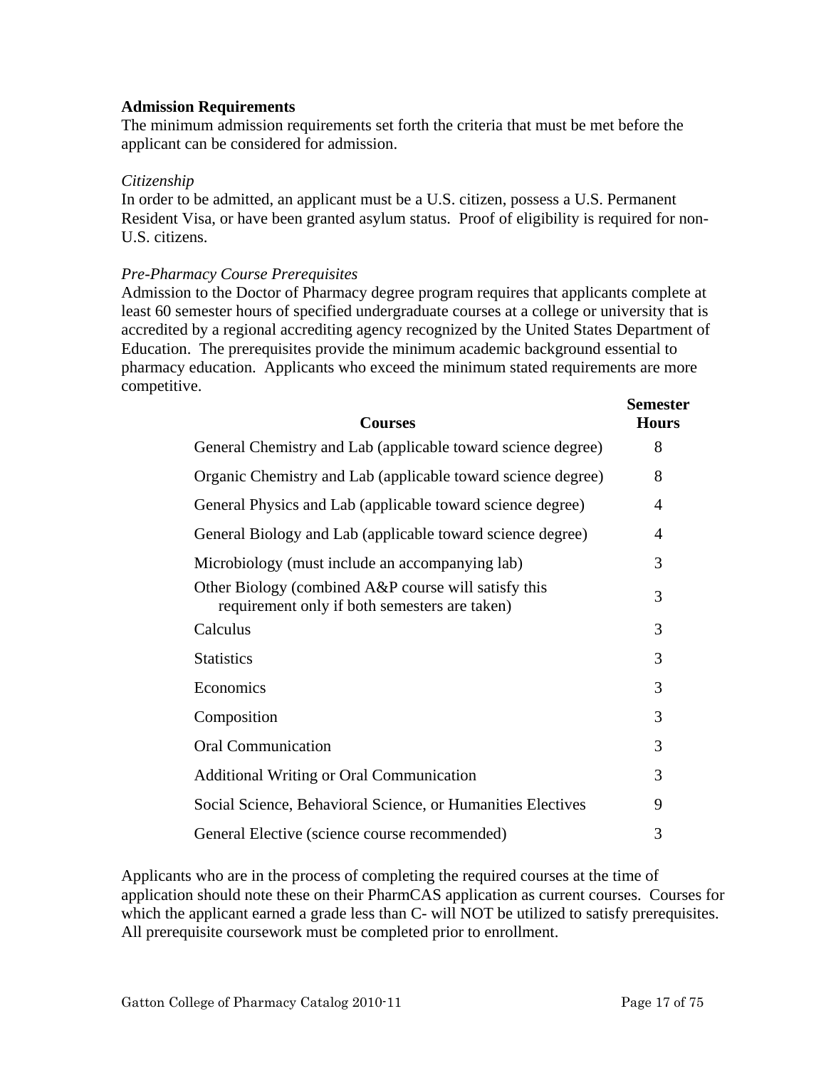**Admission Requirements**

The minimum admission requirements set forth the criteria that must be met before the applicant can be considered for admission.

*Citizenship*

In order to be admitted, an applicant must be a U.S. citizen, possess a U.S. Permanent Resident Visa, or have been granted asylum status. Proof of eligibility is required for non-U.S. citizens.

*Pre-Pharmacy Course Prerequisites*

Admission to the Doctor of Pharmacy degree program requires that applicants complete at least 60 semester hours of specified undergraduate courses at a college or university that is accredited by a regional accrediting agency recognized by the United States Department of Education. The prerequisites provide the minimum academic background essential to pharmacy education. Applicants who exceed the minimum stated requirements are more competitive.

| Courses | Semester Hours |
|---|---|
| General Chemistry and Lab (applicable toward science degree) | 8 |
| Organic Chemistry and Lab (applicable toward science degree) | 8 |
| General Physics and Lab (applicable toward science degree) | 4 |
| General Biology and Lab (applicable toward science degree) | 4 |
| Microbiology (must include an accompanying lab) | 3 |
| Other Biology (combined A&P course will satisfy this requirement only if both semesters are taken) | 3 |
| Calculus | 3 |
| Statistics | 3 |
| Economics | 3 |
| Composition | 3 |
| Oral Communication | 3 |
| Additional Writing or Oral Communication | 3 |
| Social Science, Behavioral Science, or Humanities Electives | 9 |
| General Elective (science course recommended) | 3 |

Applicants who are in the process of completing the required courses at the time of application should note these on their PharmCAS application as current courses. Courses for which the applicant earned a grade less than C- will NOT be utilized to satisfy prerequisites. All prerequisite coursework must be completed prior to enrollment.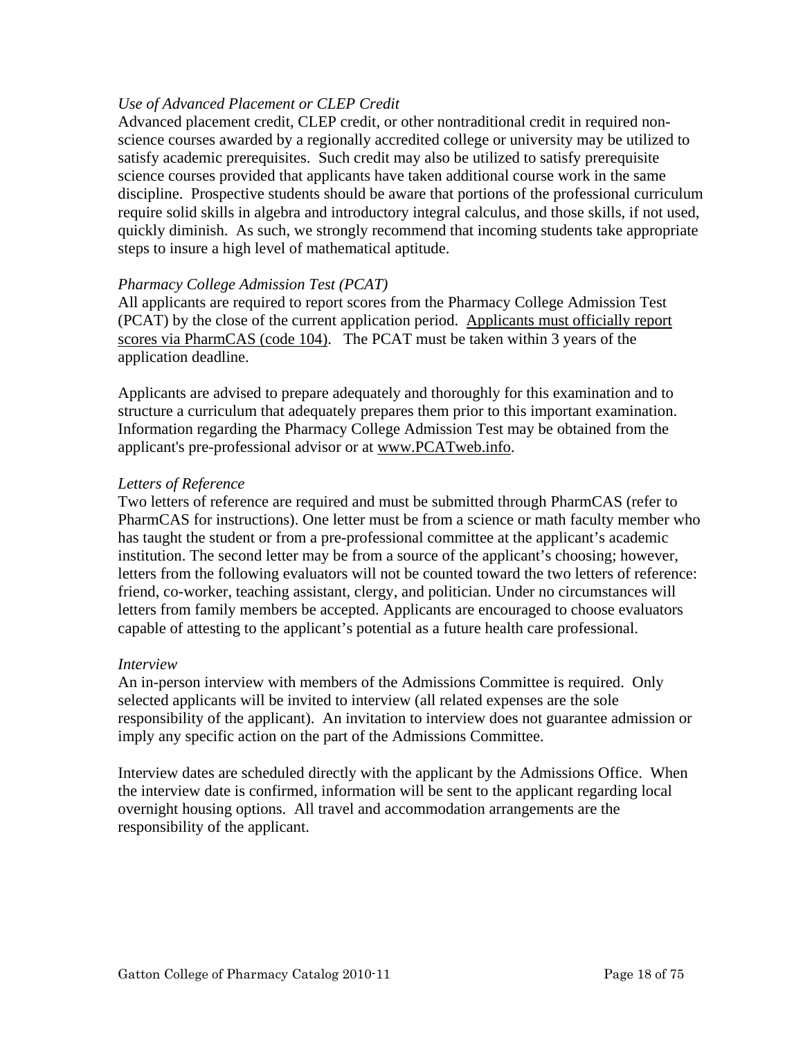*Use of Advanced Placement or CLEP Credit*

Advanced placement credit, CLEP credit, or other nontraditional credit in required non-science courses awarded by a regionally accredited college or university may be utilized to satisfy academic prerequisites. Such credit may also be utilized to satisfy prerequisite science courses provided that applicants have taken additional course work in the same discipline. Prospective students should be aware that portions of the professional curriculum require solid skills in algebra and introductory integral calculus, and those skills, if not used, quickly diminish. As such, we strongly recommend that incoming students take appropriate steps to insure a high level of mathematical aptitude.

*Pharmacy College Admission Test (PCAT)*

All applicants are required to report scores from the Pharmacy College Admission Test (PCAT) by the close of the current application period. Applicants must officially report scores via PharmCAS (code 104). The PCAT must be taken within 3 years of the application deadline.

Applicants are advised to prepare adequately and thoroughly for this examination and to structure a curriculum that adequately prepares them prior to this important examination. Information regarding the Pharmacy College Admission Test may be obtained from the applicant's pre-professional advisor or at www.PCATweb.info.

*Letters of Reference*

Two letters of reference are required and must be submitted through PharmCAS (refer to PharmCAS for instructions). One letter must be from a science or math faculty member who has taught the student or from a pre-professional committee at the applicant's academic institution. The second letter may be from a source of the applicant's choosing; however, letters from the following evaluators will not be counted toward the two letters of reference: friend, co-worker, teaching assistant, clergy, and politician. Under no circumstances will letters from family members be accepted. Applicants are encouraged to choose evaluators capable of attesting to the applicant's potential as a future health care professional.

*Interview*

An in-person interview with members of the Admissions Committee is required. Only selected applicants will be invited to interview (all related expenses are the sole responsibility of the applicant). An invitation to interview does not guarantee admission or imply any specific action on the part of the Admissions Committee.

Interview dates are scheduled directly with the applicant by the Admissions Office. When the interview date is confirmed, information will be sent to the applicant regarding local overnight housing options. All travel and accommodation arrangements are the responsibility of the applicant.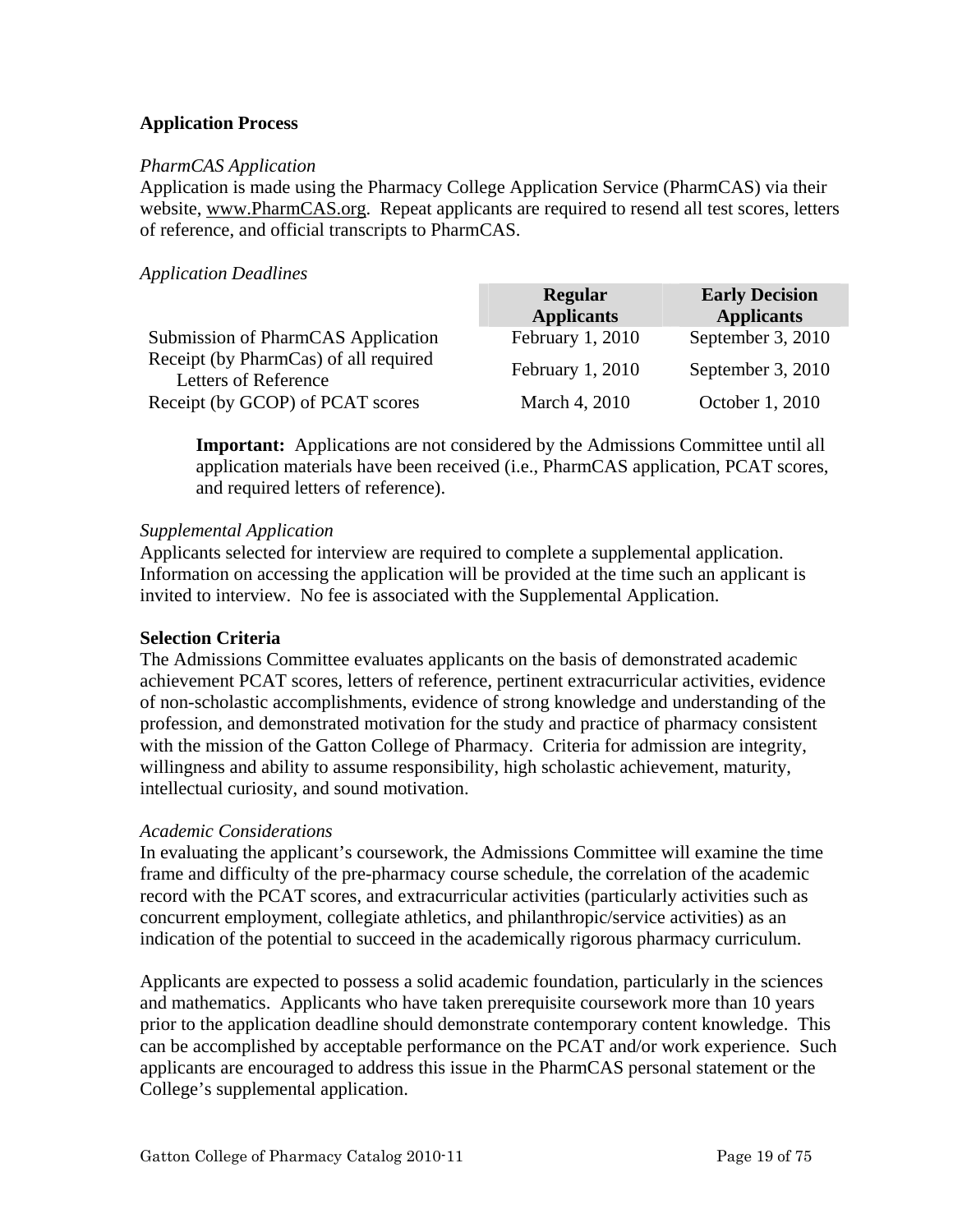## Application Process

### *PharmCAS Application*

Application is made using the Pharmacy College Application Service (PharmCAS) via their website, www.PharmCAS.org. Repeat applicants are required to resend all test scores, letters of reference, and official transcripts to PharmCAS.

### *Application Deadlines*

| | Regular Applicants | Early Decision Applicants |
|---|---|---|
| Submission of PharmCAS Application | February 1, 2010 | September 3, 2010 |
| Receipt (by PharmCas) of all required Letters of Reference | February 1, 2010 | September 3, 2010 |
| Receipt (by GCOP) of PCAT scores | March 4, 2010 | October 1, 2010 |

> **Important:** Applications are not considered by the Admissions Committee until all application materials have been received (i.e., PharmCAS application, PCAT scores, and required letters of reference).

### *Supplemental Application*

Applicants selected for interview are required to complete a supplemental application. Information on accessing the application will be provided at the time such an applicant is invited to interview. No fee is associated with the Supplemental Application.

## Selection Criteria

The Admissions Committee evaluates applicants on the basis of demonstrated academic achievement PCAT scores, letters of reference, pertinent extracurricular activities, evidence of non-scholastic accomplishments, evidence of strong knowledge and understanding of the profession, and demonstrated motivation for the study and practice of pharmacy consistent with the mission of the Gatton College of Pharmacy. Criteria for admission are integrity, willingness and ability to assume responsibility, high scholastic achievement, maturity, intellectual curiosity, and sound motivation.

### *Academic Considerations*

In evaluating the applicant's coursework, the Admissions Committee will examine the time frame and difficulty of the pre-pharmacy course schedule, the correlation of the academic record with the PCAT scores, and extracurricular activities (particularly activities such as concurrent employment, collegiate athletics, and philanthropic/service activities) as an indication of the potential to succeed in the academically rigorous pharmacy curriculum.

Applicants are expected to possess a solid academic foundation, particularly in the sciences and mathematics. Applicants who have taken prerequisite coursework more than 10 years prior to the application deadline should demonstrate contemporary content knowledge. This can be accomplished by acceptable performance on the PCAT and/or work experience. Such applicants are encouraged to address this issue in the PharmCAS personal statement or the College's supplemental application.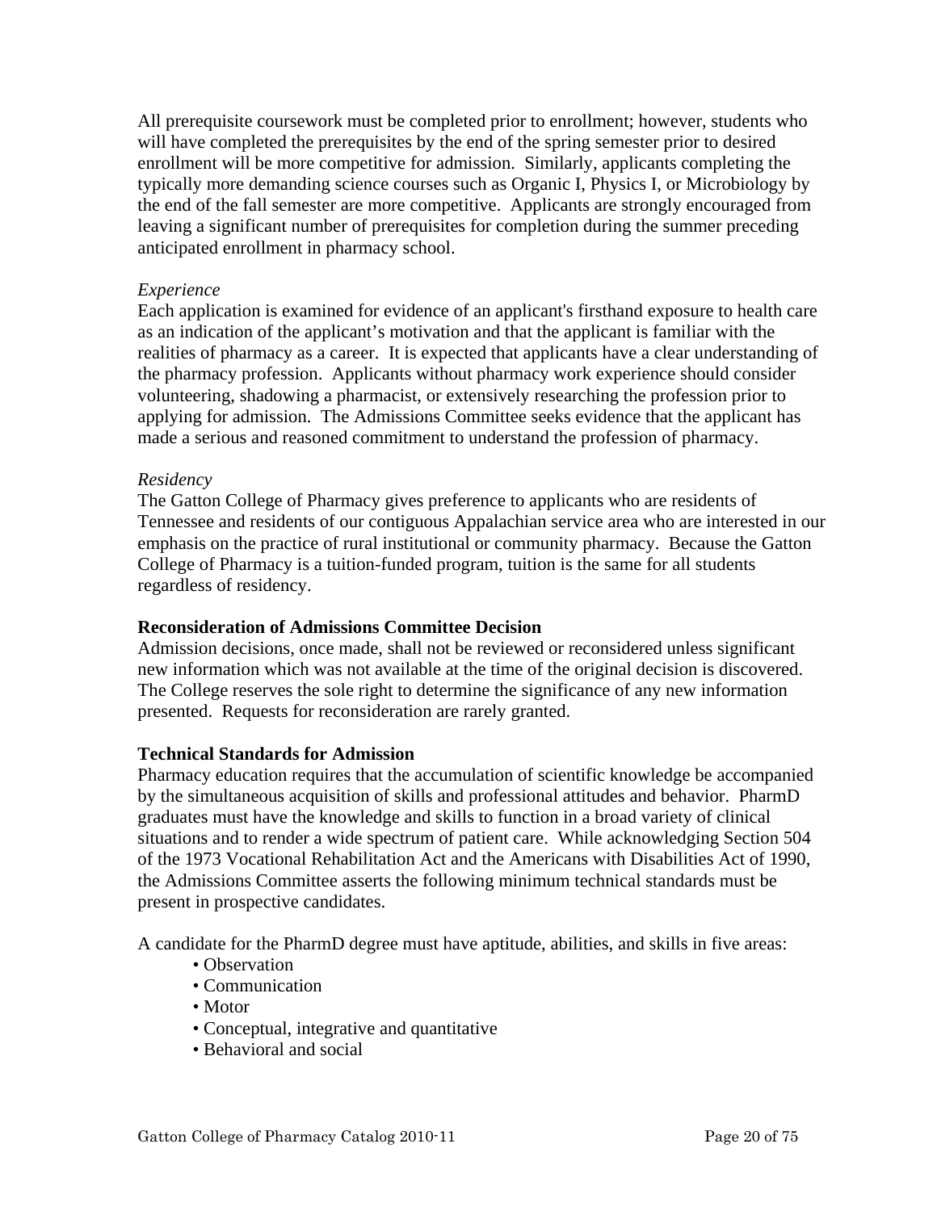All prerequisite coursework must be completed prior to enrollment; however, students who will have completed the prerequisites by the end of the spring semester prior to desired enrollment will be more competitive for admission. Similarly, applicants completing the typically more demanding science courses such as Organic I, Physics I, or Microbiology by the end of the fall semester are more competitive. Applicants are strongly encouraged from leaving a significant number of prerequisites for completion during the summer preceding anticipated enrollment in pharmacy school.

*Experience*
Each application is examined for evidence of an applicant's firsthand exposure to health care as an indication of the applicant's motivation and that the applicant is familiar with the realities of pharmacy as a career. It is expected that applicants have a clear understanding of the pharmacy profession. Applicants without pharmacy work experience should consider volunteering, shadowing a pharmacist, or extensively researching the profession prior to applying for admission. The Admissions Committee seeks evidence that the applicant has made a serious and reasoned commitment to understand the profession of pharmacy.

*Residency*
The Gatton College of Pharmacy gives preference to applicants who are residents of Tennessee and residents of our contiguous Appalachian service area who are interested in our emphasis on the practice of rural institutional or community pharmacy. Because the Gatton College of Pharmacy is a tuition-funded program, tuition is the same for all students regardless of residency.

**Reconsideration of Admissions Committee Decision**
Admission decisions, once made, shall not be reviewed or reconsidered unless significant new information which was not available at the time of the original decision is discovered. The College reserves the sole right to determine the significance of any new information presented. Requests for reconsideration are rarely granted.

**Technical Standards for Admission**
Pharmacy education requires that the accumulation of scientific knowledge be accompanied by the simultaneous acquisition of skills and professional attitudes and behavior. PharmD graduates must have the knowledge and skills to function in a broad variety of clinical situations and to render a wide spectrum of patient care. While acknowledging Section 504 of the 1973 Vocational Rehabilitation Act and the Americans with Disabilities Act of 1990, the Admissions Committee asserts the following minimum technical standards must be present in prospective candidates.

A candidate for the PharmD degree must have aptitude, abilities, and skills in five areas:

- Observation
- Communication
- Motor
- Conceptual, integrative and quantitative
- Behavioral and social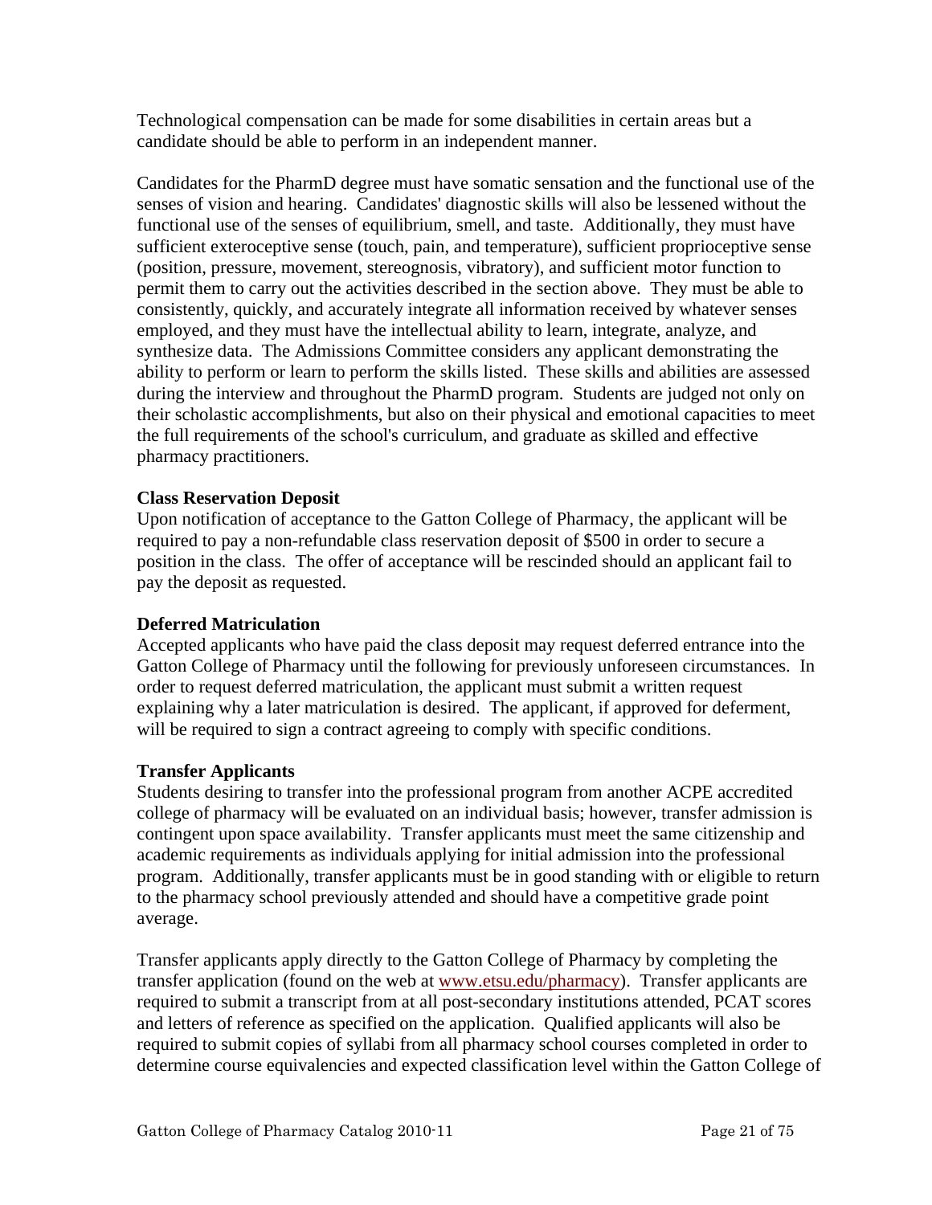Technological compensation can be made for some disabilities in certain areas but a candidate should be able to perform in an independent manner.

Candidates for the PharmD degree must have somatic sensation and the functional use of the senses of vision and hearing. Candidates' diagnostic skills will also be lessened without the functional use of the senses of equilibrium, smell, and taste. Additionally, they must have sufficient exteroceptive sense (touch, pain, and temperature), sufficient proprioceptive sense (position, pressure, movement, stereognosis, vibratory), and sufficient motor function to permit them to carry out the activities described in the section above. They must be able to consistently, quickly, and accurately integrate all information received by whatever senses employed, and they must have the intellectual ability to learn, integrate, analyze, and synthesize data. The Admissions Committee considers any applicant demonstrating the ability to perform or learn to perform the skills listed. These skills and abilities are assessed during the interview and throughout the PharmD program. Students are judged not only on their scholastic accomplishments, but also on their physical and emotional capacities to meet the full requirements of the school's curriculum, and graduate as skilled and effective pharmacy practitioners.

**Class Reservation Deposit**

Upon notification of acceptance to the Gatton College of Pharmacy, the applicant will be required to pay a non-refundable class reservation deposit of $500 in order to secure a position in the class. The offer of acceptance will be rescinded should an applicant fail to pay the deposit as requested.

**Deferred Matriculation**

Accepted applicants who have paid the class deposit may request deferred entrance into the Gatton College of Pharmacy until the following for previously unforeseen circumstances. In order to request deferred matriculation, the applicant must submit a written request explaining why a later matriculation is desired. The applicant, if approved for deferment, will be required to sign a contract agreeing to comply with specific conditions.

**Transfer Applicants**

Students desiring to transfer into the professional program from another ACPE accredited college of pharmacy will be evaluated on an individual basis; however, transfer admission is contingent upon space availability. Transfer applicants must meet the same citizenship and academic requirements as individuals applying for initial admission into the professional program. Additionally, transfer applicants must be in good standing with or eligible to return to the pharmacy school previously attended and should have a competitive grade point average.

Transfer applicants apply directly to the Gatton College of Pharmacy by completing the transfer application (found on the web at www.etsu.edu/pharmacy). Transfer applicants are required to submit a transcript from at all post-secondary institutions attended, PCAT scores and letters of reference as specified on the application. Qualified applicants will also be required to submit copies of syllabi from all pharmacy school courses completed in order to determine course equivalencies and expected classification level within the Gatton College of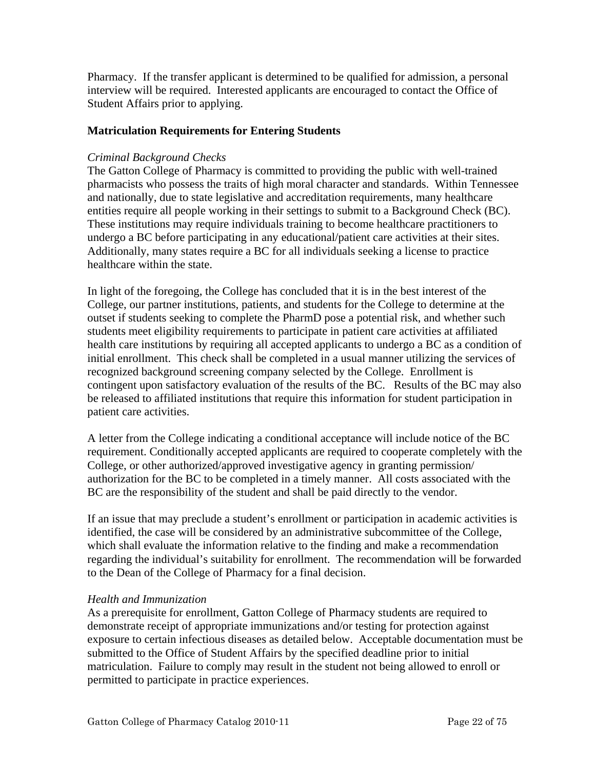Pharmacy. If the transfer applicant is determined to be qualified for admission, a personal interview will be required. Interested applicants are encouraged to contact the Office of Student Affairs prior to applying.

### Matriculation Requirements for Entering Students

*Criminal Background Checks*

The Gatton College of Pharmacy is committed to providing the public with well-trained pharmacists who possess the traits of high moral character and standards. Within Tennessee and nationally, due to state legislative and accreditation requirements, many healthcare entities require all people working in their settings to submit to a Background Check (BC). These institutions may require individuals training to become healthcare practitioners to undergo a BC before participating in any educational/patient care activities at their sites. Additionally, many states require a BC for all individuals seeking a license to practice healthcare within the state.

In light of the foregoing, the College has concluded that it is in the best interest of the College, our partner institutions, patients, and students for the College to determine at the outset if students seeking to complete the PharmD pose a potential risk, and whether such students meet eligibility requirements to participate in patient care activities at affiliated health care institutions by requiring all accepted applicants to undergo a BC as a condition of initial enrollment. This check shall be completed in a usual manner utilizing the services of recognized background screening company selected by the College. Enrollment is contingent upon satisfactory evaluation of the results of the BC. Results of the BC may also be released to affiliated institutions that require this information for student participation in patient care activities.

A letter from the College indicating a conditional acceptance will include notice of the BC requirement. Conditionally accepted applicants are required to cooperate completely with the College, or other authorized/approved investigative agency in granting permission/ authorization for the BC to be completed in a timely manner. All costs associated with the BC are the responsibility of the student and shall be paid directly to the vendor.

If an issue that may preclude a student's enrollment or participation in academic activities is identified, the case will be considered by an administrative subcommittee of the College, which shall evaluate the information relative to the finding and make a recommendation regarding the individual's suitability for enrollment. The recommendation will be forwarded to the Dean of the College of Pharmacy for a final decision.

*Health and Immunization*

As a prerequisite for enrollment, Gatton College of Pharmacy students are required to demonstrate receipt of appropriate immunizations and/or testing for protection against exposure to certain infectious diseases as detailed below. Acceptable documentation must be submitted to the Office of Student Affairs by the specified deadline prior to initial matriculation. Failure to comply may result in the student not being allowed to enroll or permitted to participate in practice experiences.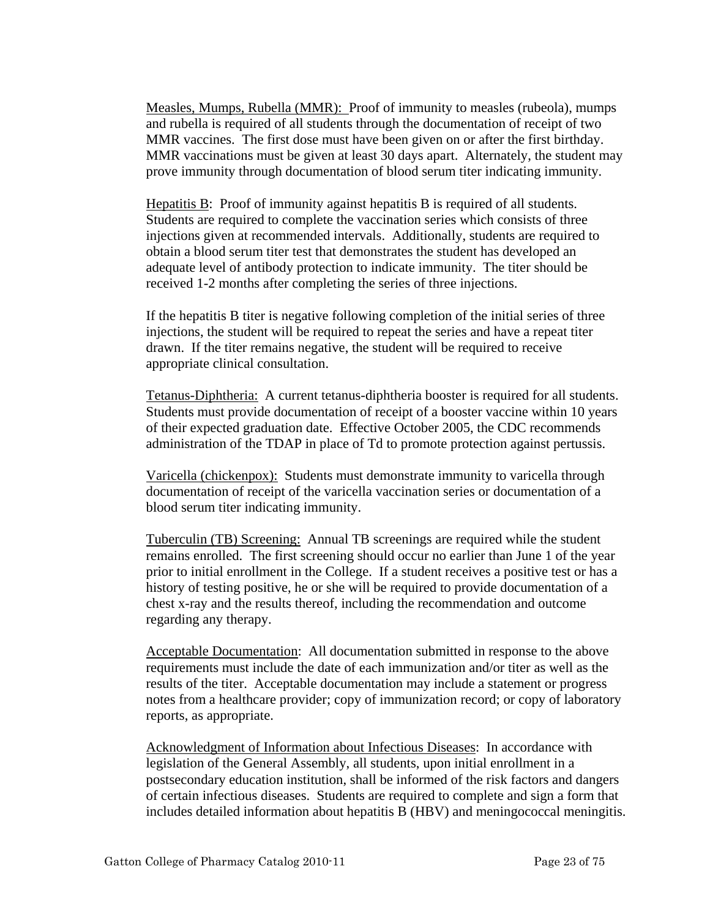Measles, Mumps, Rubella (MMR): Proof of immunity to measles (rubeola), mumps and rubella is required of all students through the documentation of receipt of two MMR vaccines. The first dose must have been given on or after the first birthday. MMR vaccinations must be given at least 30 days apart. Alternately, the student may prove immunity through documentation of blood serum titer indicating immunity.

Hepatitis B: Proof of immunity against hepatitis B is required of all students. Students are required to complete the vaccination series which consists of three injections given at recommended intervals. Additionally, students are required to obtain a blood serum titer test that demonstrates the student has developed an adequate level of antibody protection to indicate immunity. The titer should be received 1-2 months after completing the series of three injections.

If the hepatitis B titer is negative following completion of the initial series of three injections, the student will be required to repeat the series and have a repeat titer drawn. If the titer remains negative, the student will be required to receive appropriate clinical consultation.

Tetanus-Diphtheria: A current tetanus-diphtheria booster is required for all students. Students must provide documentation of receipt of a booster vaccine within 10 years of their expected graduation date. Effective October 2005, the CDC recommends administration of the TDAP in place of Td to promote protection against pertussis.

Varicella (chickenpox): Students must demonstrate immunity to varicella through documentation of receipt of the varicella vaccination series or documentation of a blood serum titer indicating immunity.

Tuberculin (TB) Screening: Annual TB screenings are required while the student remains enrolled. The first screening should occur no earlier than June 1 of the year prior to initial enrollment in the College. If a student receives a positive test or has a history of testing positive, he or she will be required to provide documentation of a chest x-ray and the results thereof, including the recommendation and outcome regarding any therapy.

Acceptable Documentation: All documentation submitted in response to the above requirements must include the date of each immunization and/or titer as well as the results of the titer. Acceptable documentation may include a statement or progress notes from a healthcare provider; copy of immunization record; or copy of laboratory reports, as appropriate.

Acknowledgment of Information about Infectious Diseases: In accordance with legislation of the General Assembly, all students, upon initial enrollment in a postsecondary education institution, shall be informed of the risk factors and dangers of certain infectious diseases. Students are required to complete and sign a form that includes detailed information about hepatitis B (HBV) and meningococcal meningitis.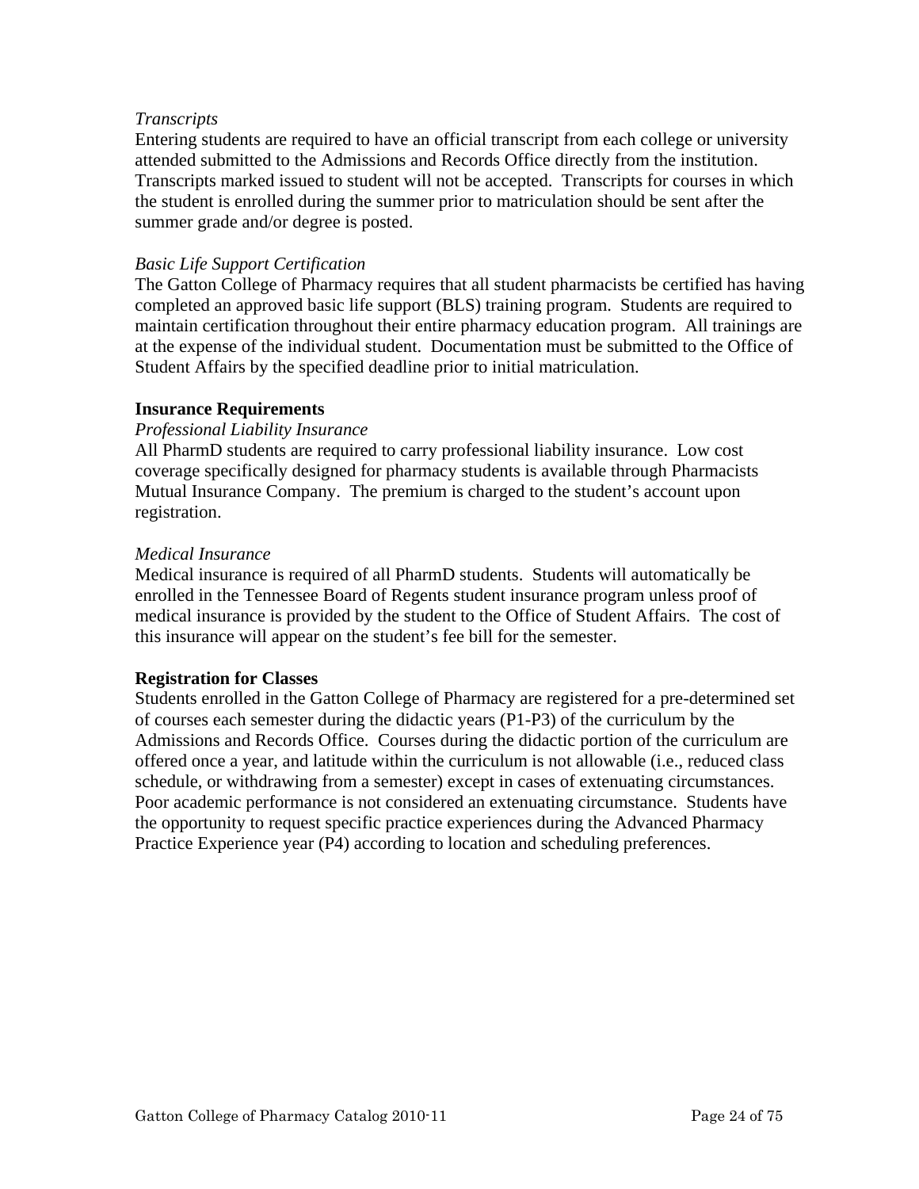*Transcripts*

Entering students are required to have an official transcript from each college or university attended submitted to the Admissions and Records Office directly from the institution. Transcripts marked issued to student will not be accepted. Transcripts for courses in which the student is enrolled during the summer prior to matriculation should be sent after the summer grade and/or degree is posted.

*Basic Life Support Certification*

The Gatton College of Pharmacy requires that all student pharmacists be certified has having completed an approved basic life support (BLS) training program. Students are required to maintain certification throughout their entire pharmacy education program. All trainings are at the expense of the individual student. Documentation must be submitted to the Office of Student Affairs by the specified deadline prior to initial matriculation.

**Insurance Requirements**

*Professional Liability Insurance*

All PharmD students are required to carry professional liability insurance. Low cost coverage specifically designed for pharmacy students is available through Pharmacists Mutual Insurance Company. The premium is charged to the student's account upon registration.

*Medical Insurance*

Medical insurance is required of all PharmD students. Students will automatically be enrolled in the Tennessee Board of Regents student insurance program unless proof of medical insurance is provided by the student to the Office of Student Affairs. The cost of this insurance will appear on the student's fee bill for the semester.

**Registration for Classes**

Students enrolled in the Gatton College of Pharmacy are registered for a pre-determined set of courses each semester during the didactic years (P1-P3) of the curriculum by the Admissions and Records Office. Courses during the didactic portion of the curriculum are offered once a year, and latitude within the curriculum is not allowable (i.e., reduced class schedule, or withdrawing from a semester) except in cases of extenuating circumstances. Poor academic performance is not considered an extenuating circumstance. Students have the opportunity to request specific practice experiences during the Advanced Pharmacy Practice Experience year (P4) according to location and scheduling preferences.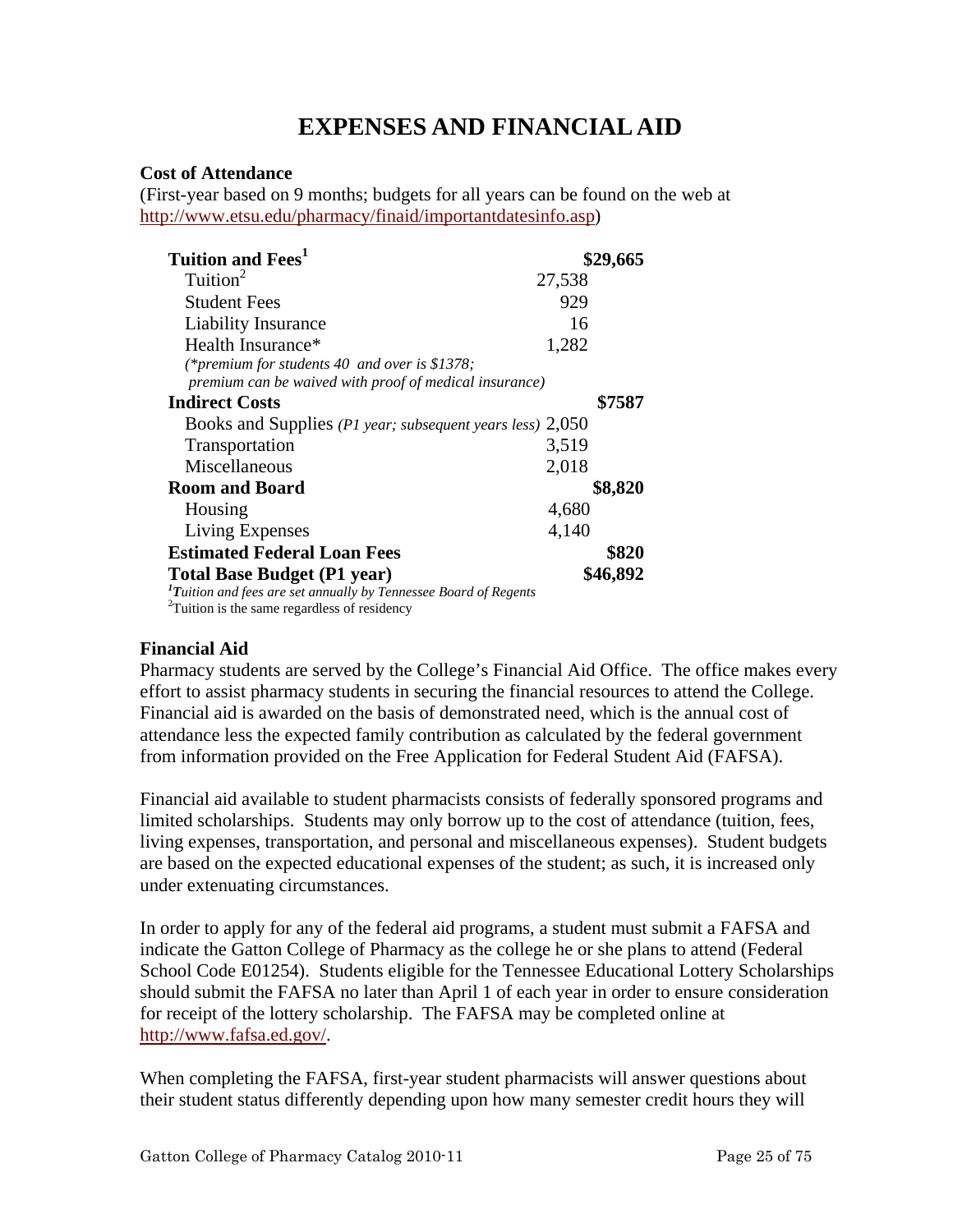# EXPENSES AND FINANCIAL AID

**Cost of Attendance**
(First-year based on 9 months; budgets for all years can be found on the web at http://www.etsu.edu/pharmacy/finaid/importantdatesinfo.asp)

| Item | Amount | Total |
|---|---|---|
| **Tuition and Fees**[1] | | **$29,665** |
| Tuition[2] | 27,538 | |
| Student Fees | 929 | |
| Liability Insurance | 16 | |
| Health Insurance* | 1,282 | |
| *(\*premium for students 40 and over is $1378; premium can be waived with proof of medical insurance)* | | |
| **Indirect Costs** | | **$7587** |
| Books and Supplies *(P1 year; subsequent years less)* | 2,050 | |
| Transportation | 3,519 | |
| Miscellaneous | 2,018 | |
| **Room and Board** | | **$8,820** |
| Housing | 4,680 | |
| Living Expenses | 4,140 | |
| **Estimated Federal Loan Fees** | | **$820** |
| **Total Base Budget (P1 year)** | | **$46,892** |

[1] *Tuition and fees are set annually by Tennessee Board of Regents*
[2] Tuition is the same regardless of residency

**Financial Aid**
Pharmacy students are served by the College's Financial Aid Office. The office makes every effort to assist pharmacy students in securing the financial resources to attend the College. Financial aid is awarded on the basis of demonstrated need, which is the annual cost of attendance less the expected family contribution as calculated by the federal government from information provided on the Free Application for Federal Student Aid (FAFSA).

Financial aid available to student pharmacists consists of federally sponsored programs and limited scholarships. Students may only borrow up to the cost of attendance (tuition, fees, living expenses, transportation, and personal and miscellaneous expenses). Student budgets are based on the expected educational expenses of the student; as such, it is increased only under extenuating circumstances.

In order to apply for any of the federal aid programs, a student must submit a FAFSA and indicate the Gatton College of Pharmacy as the college he or she plans to attend (Federal School Code E01254). Students eligible for the Tennessee Educational Lottery Scholarships should submit the FAFSA no later than April 1 of each year in order to ensure consideration for receipt of the lottery scholarship. The FAFSA may be completed online at http://www.fafsa.ed.gov/.

When completing the FAFSA, first-year student pharmacists will answer questions about their student status differently depending upon how many semester credit hours they will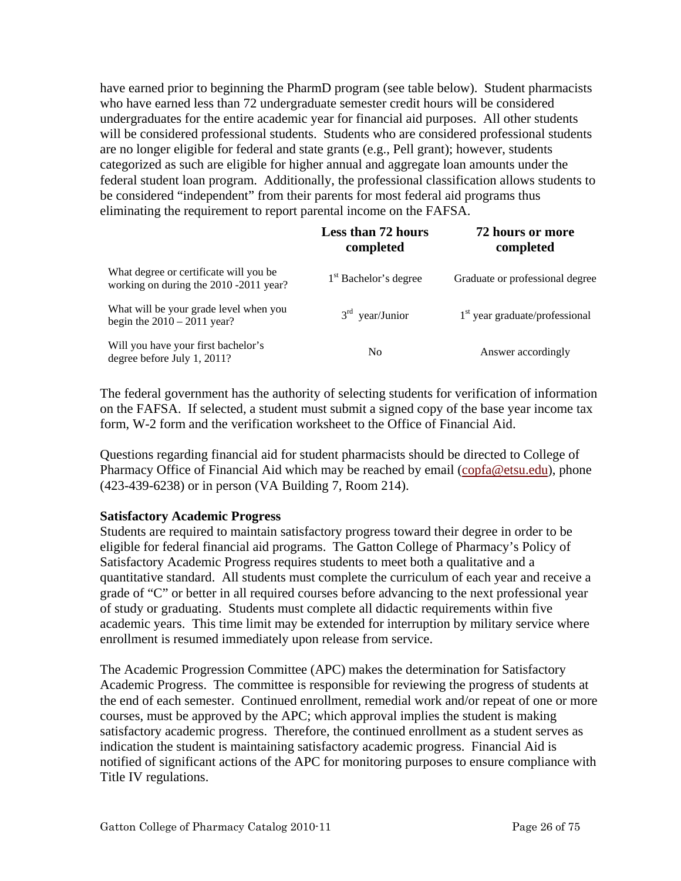have earned prior to beginning the PharmD program (see table below). Student pharmacists who have earned less than 72 undergraduate semester credit hours will be considered undergraduates for the entire academic year for financial aid purposes. All other students will be considered professional students. Students who are considered professional students are no longer eligible for federal and state grants (e.g., Pell grant); however, students categorized as such are eligible for higher annual and aggregate loan amounts under the federal student loan program. Additionally, the professional classification allows students to be considered "independent" from their parents for most federal aid programs thus eliminating the requirement to report parental income on the FAFSA.

| | **Less than 72 hours completed** | **72 hours or more completed** |
|---|---|---|
| What degree or certificate will you be working on during the 2010 -2011 year? | 1st Bachelor's degree | Graduate or professional degree |
| What will be your grade level when you begin the 2010 – 2011 year? | 3rd year/Junior | 1st year graduate/professional |
| Will you have your first bachelor's degree before July 1, 2011? | No | Answer accordingly |

The federal government has the authority of selecting students for verification of information on the FAFSA. If selected, a student must submit a signed copy of the base year income tax form, W-2 form and the verification worksheet to the Office of Financial Aid.

Questions regarding financial aid for student pharmacists should be directed to College of Pharmacy Office of Financial Aid which may be reached by email (copfa@etsu.edu), phone (423-439-6238) or in person (VA Building 7, Room 214).

**Satisfactory Academic Progress**

Students are required to maintain satisfactory progress toward their degree in order to be eligible for federal financial aid programs. The Gatton College of Pharmacy's Policy of Satisfactory Academic Progress requires students to meet both a qualitative and a quantitative standard. All students must complete the curriculum of each year and receive a grade of "C" or better in all required courses before advancing to the next professional year of study or graduating. Students must complete all didactic requirements within five academic years. This time limit may be extended for interruption by military service where enrollment is resumed immediately upon release from service.

The Academic Progression Committee (APC) makes the determination for Satisfactory Academic Progress. The committee is responsible for reviewing the progress of students at the end of each semester. Continued enrollment, remedial work and/or repeat of one or more courses, must be approved by the APC; which approval implies the student is making satisfactory academic progress. Therefore, the continued enrollment as a student serves as indication the student is maintaining satisfactory academic progress. Financial Aid is notified of significant actions of the APC for monitoring purposes to ensure compliance with Title IV regulations.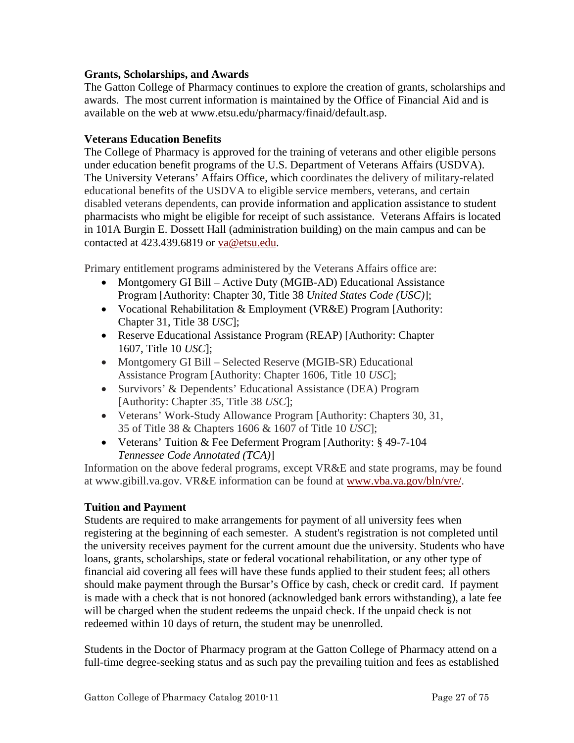### Grants, Scholarships, and Awards

The Gatton College of Pharmacy continues to explore the creation of grants, scholarships and awards. The most current information is maintained by the Office of Financial Aid and is available on the web at www.etsu.edu/pharmacy/finaid/default.asp.

### Veterans Education Benefits

The College of Pharmacy is approved for the training of veterans and other eligible persons under education benefit programs of the U.S. Department of Veterans Affairs (USDVA). The University Veterans' Affairs Office, which coordinates the delivery of military-related educational benefits of the USDVA to eligible service members, veterans, and certain disabled veterans dependents, can provide information and application assistance to student pharmacists who might be eligible for receipt of such assistance. Veterans Affairs is located in 101A Burgin E. Dossett Hall (administration building) on the main campus and can be contacted at 423.439.6819 or va@etsu.edu.

Primary entitlement programs administered by the Veterans Affairs office are:

- Montgomery GI Bill – Active Duty (MGIB-AD) Educational Assistance Program [Authority: Chapter 30, Title 38 *United States Code (USC)*];
- Vocational Rehabilitation & Employment (VR&E) Program [Authority: Chapter 31, Title 38 *USC*];
- Reserve Educational Assistance Program (REAP) [Authority: Chapter 1607, Title 10 *USC*];
- Montgomery GI Bill – Selected Reserve (MGIB-SR) Educational Assistance Program [Authority: Chapter 1606, Title 10 *USC*];
- Survivors' & Dependents' Educational Assistance (DEA) Program [Authority: Chapter 35, Title 38 *USC*];
- Veterans' Work-Study Allowance Program [Authority: Chapters 30, 31, 35 of Title 38 & Chapters 1606 & 1607 of Title 10 *USC*];
- Veterans' Tuition & Fee Deferment Program [Authority: § 49-7-104 *Tennessee Code Annotated (TCA)*]

Information on the above federal programs, except VR&E and state programs, may be found at www.gibill.va.gov. VR&E information can be found at www.vba.va.gov/bln/vre/.

### Tuition and Payment

Students are required to make arrangements for payment of all university fees when registering at the beginning of each semester. A student's registration is not completed until the university receives payment for the current amount due the university. Students who have loans, grants, scholarships, state or federal vocational rehabilitation, or any other type of financial aid covering all fees will have these funds applied to their student fees; all others should make payment through the Bursar's Office by cash, check or credit card. If payment is made with a check that is not honored (acknowledged bank errors withstanding), a late fee will be charged when the student redeems the unpaid check. If the unpaid check is not redeemed within 10 days of return, the student may be unenrolled.

Students in the Doctor of Pharmacy program at the Gatton College of Pharmacy attend on a full-time degree-seeking status and as such pay the prevailing tuition and fees as established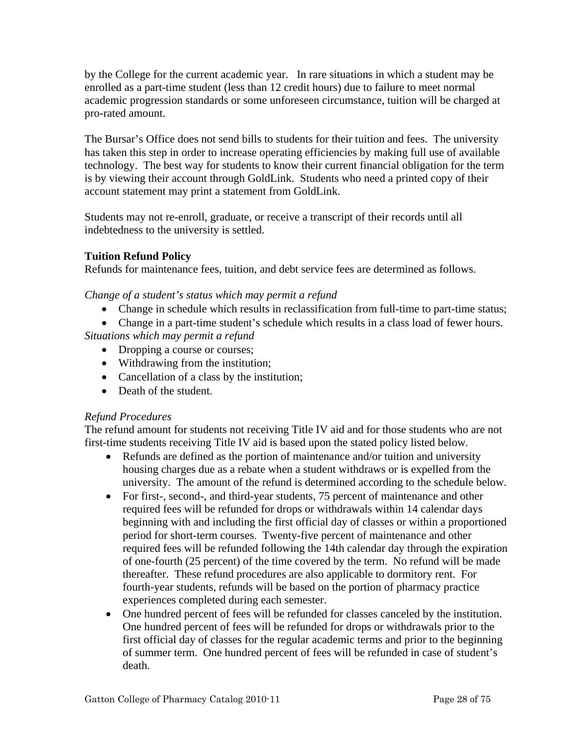by the College for the current academic year. In rare situations in which a student may be enrolled as a part-time student (less than 12 credit hours) due to failure to meet normal academic progression standards or some unforeseen circumstance, tuition will be charged at pro-rated amount.

The Bursar's Office does not send bills to students for their tuition and fees. The university has taken this step in order to increase operating efficiencies by making full use of available technology. The best way for students to know their current financial obligation for the term is by viewing their account through GoldLink. Students who need a printed copy of their account statement may print a statement from GoldLink.

Students may not re-enroll, graduate, or receive a transcript of their records until all indebtedness to the university is settled.

**Tuition Refund Policy**

Refunds for maintenance fees, tuition, and debt service fees are determined as follows.

*Change of a student's status which may permit a refund*

- Change in schedule which results in reclassification from full-time to part-time status;
- Change in a part-time student's schedule which results in a class load of fewer hours.

*Situations which may permit a refund*

- Dropping a course or courses;
- Withdrawing from the institution;
- Cancellation of a class by the institution;
- Death of the student.

*Refund Procedures*

The refund amount for students not receiving Title IV aid and for those students who are not first-time students receiving Title IV aid is based upon the stated policy listed below.

- Refunds are defined as the portion of maintenance and/or tuition and university housing charges due as a rebate when a student withdraws or is expelled from the university. The amount of the refund is determined according to the schedule below.
- For first-, second-, and third-year students, 75 percent of maintenance and other required fees will be refunded for drops or withdrawals within 14 calendar days beginning with and including the first official day of classes or within a proportioned period for short-term courses. Twenty-five percent of maintenance and other required fees will be refunded following the 14th calendar day through the expiration of one-fourth (25 percent) of the time covered by the term. No refund will be made thereafter. These refund procedures are also applicable to dormitory rent. For fourth-year students, refunds will be based on the portion of pharmacy practice experiences completed during each semester.
- One hundred percent of fees will be refunded for classes canceled by the institution. One hundred percent of fees will be refunded for drops or withdrawals prior to the first official day of classes for the regular academic terms and prior to the beginning of summer term. One hundred percent of fees will be refunded in case of student's death.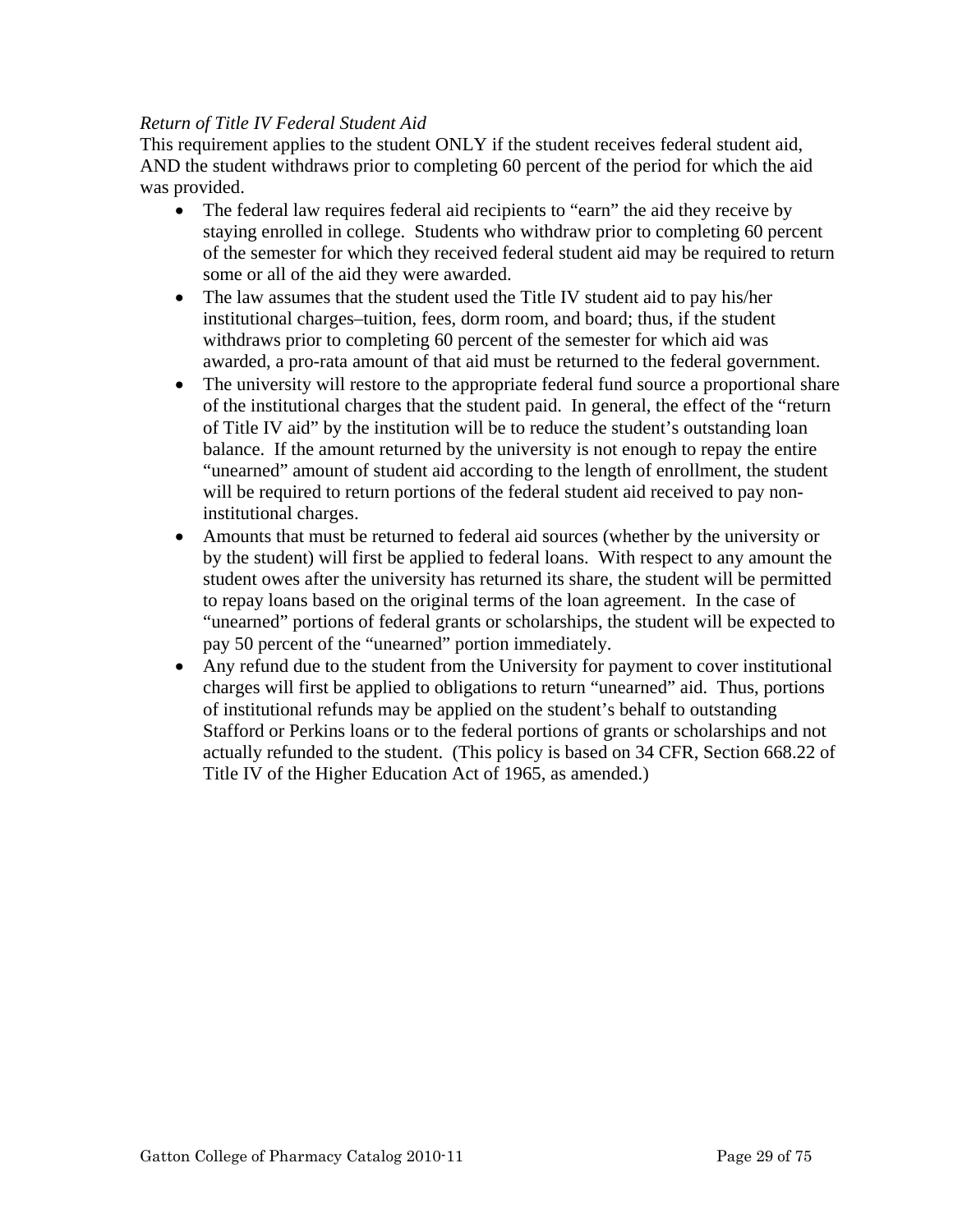*Return of Title IV Federal Student Aid*

This requirement applies to the student ONLY if the student receives federal student aid, AND the student withdraws prior to completing 60 percent of the period for which the aid was provided.

- The federal law requires federal aid recipients to "earn" the aid they receive by staying enrolled in college. Students who withdraw prior to completing 60 percent of the semester for which they received federal student aid may be required to return some or all of the aid they were awarded.
- The law assumes that the student used the Title IV student aid to pay his/her institutional charges–tuition, fees, dorm room, and board; thus, if the student withdraws prior to completing 60 percent of the semester for which aid was awarded, a pro-rata amount of that aid must be returned to the federal government.
- The university will restore to the appropriate federal fund source a proportional share of the institutional charges that the student paid. In general, the effect of the "return of Title IV aid" by the institution will be to reduce the student's outstanding loan balance. If the amount returned by the university is not enough to repay the entire "unearned" amount of student aid according to the length of enrollment, the student will be required to return portions of the federal student aid received to pay non-institutional charges.
- Amounts that must be returned to federal aid sources (whether by the university or by the student) will first be applied to federal loans. With respect to any amount the student owes after the university has returned its share, the student will be permitted to repay loans based on the original terms of the loan agreement. In the case of "unearned" portions of federal grants or scholarships, the student will be expected to pay 50 percent of the "unearned" portion immediately.
- Any refund due to the student from the University for payment to cover institutional charges will first be applied to obligations to return "unearned" aid. Thus, portions of institutional refunds may be applied on the student's behalf to outstanding Stafford or Perkins loans or to the federal portions of grants or scholarships and not actually refunded to the student. (This policy is based on 34 CFR, Section 668.22 of Title IV of the Higher Education Act of 1965, as amended.)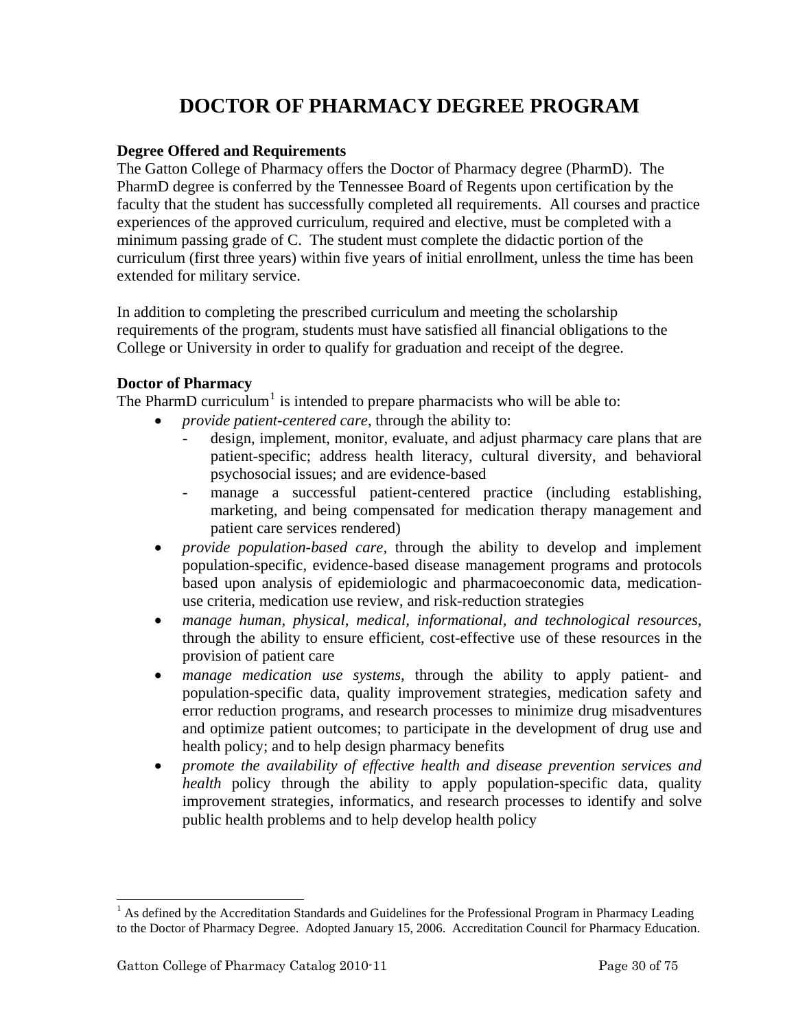# DOCTOR OF PHARMACY DEGREE PROGRAM

**Degree Offered and Requirements**

The Gatton College of Pharmacy offers the Doctor of Pharmacy degree (PharmD). The PharmD degree is conferred by the Tennessee Board of Regents upon certification by the faculty that the student has successfully completed all requirements. All courses and practice experiences of the approved curriculum, required and elective, must be completed with a minimum passing grade of C. The student must complete the didactic portion of the curriculum (first three years) within five years of initial enrollment, unless the time has been extended for military service.

In addition to completing the prescribed curriculum and meeting the scholarship requirements of the program, students must have satisfied all financial obligations to the College or University in order to qualify for graduation and receipt of the degree.

**Doctor of Pharmacy**

The PharmD curriculum[1] is intended to prepare pharmacists who will be able to:

- *provide patient-centered care*, through the ability to:
  - design, implement, monitor, evaluate, and adjust pharmacy care plans that are patient-specific; address health literacy, cultural diversity, and behavioral psychosocial issues; and are evidence-based
  - manage a successful patient-centered practice (including establishing, marketing, and being compensated for medication therapy management and patient care services rendered)
- *provide population-based care*, through the ability to develop and implement population-specific, evidence-based disease management programs and protocols based upon analysis of epidemiologic and pharmacoeconomic data, medication-use criteria, medication use review, and risk-reduction strategies
- *manage human, physical, medical, informational, and technological resources*, through the ability to ensure efficient, cost-effective use of these resources in the provision of patient care
- *manage medication use systems*, through the ability to apply patient- and population-specific data, quality improvement strategies, medication safety and error reduction programs, and research processes to minimize drug misadventures and optimize patient outcomes; to participate in the development of drug use and health policy; and to help design pharmacy benefits
- *promote the availability of effective health and disease prevention services and health* policy through the ability to apply population-specific data, quality improvement strategies, informatics, and research processes to identify and solve public health problems and to help develop health policy

---

[1] As defined by the Accreditation Standards and Guidelines for the Professional Program in Pharmacy Leading to the Doctor of Pharmacy Degree. Adopted January 15, 2006. Accreditation Council for Pharmacy Education.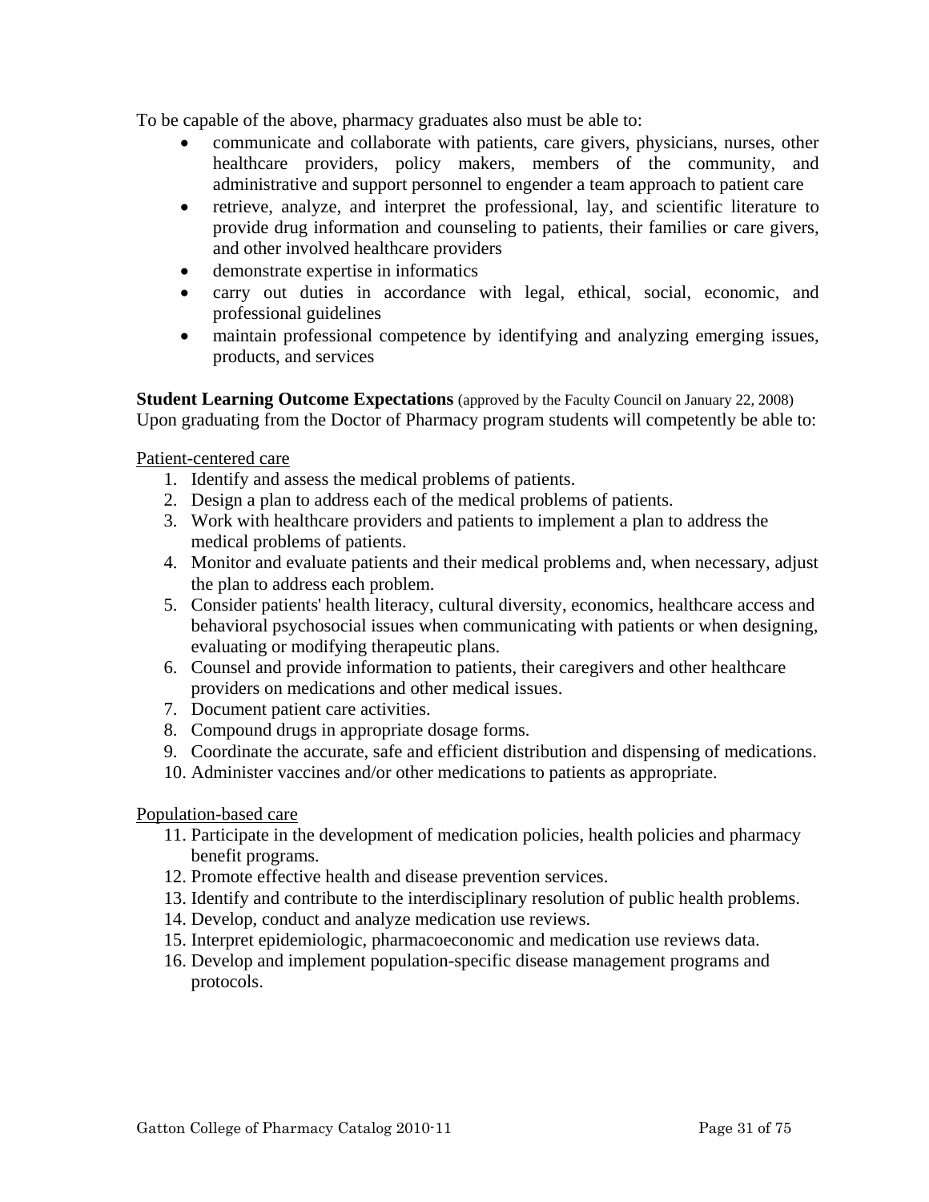To be capable of the above, pharmacy graduates also must be able to:

- communicate and collaborate with patients, care givers, physicians, nurses, other healthcare providers, policy makers, members of the community, and administrative and support personnel to engender a team approach to patient care
- retrieve, analyze, and interpret the professional, lay, and scientific literature to provide drug information and counseling to patients, their families or care givers, and other involved healthcare providers
- demonstrate expertise in informatics
- carry out duties in accordance with legal, ethical, social, economic, and professional guidelines
- maintain professional competence by identifying and analyzing emerging issues, products, and services

**Student Learning Outcome Expectations** (approved by the Faculty Council on January 22, 2008)
Upon graduating from the Doctor of Pharmacy program students will competently be able to:

Patient-centered care

1. Identify and assess the medical problems of patients.
2. Design a plan to address each of the medical problems of patients.
3. Work with healthcare providers and patients to implement a plan to address the medical problems of patients.
4. Monitor and evaluate patients and their medical problems and, when necessary, adjust the plan to address each problem.
5. Consider patients' health literacy, cultural diversity, economics, healthcare access and behavioral psychosocial issues when communicating with patients or when designing, evaluating or modifying therapeutic plans.
6. Counsel and provide information to patients, their caregivers and other healthcare providers on medications and other medical issues.
7. Document patient care activities.
8. Compound drugs in appropriate dosage forms.
9. Coordinate the accurate, safe and efficient distribution and dispensing of medications.
10. Administer vaccines and/or other medications to patients as appropriate.

Population-based care

11. Participate in the development of medication policies, health policies and pharmacy benefit programs.
12. Promote effective health and disease prevention services.
13. Identify and contribute to the interdisciplinary resolution of public health problems.
14. Develop, conduct and analyze medication use reviews.
15. Interpret epidemiologic, pharmacoeconomic and medication use reviews data.
16. Develop and implement population-specific disease management programs and protocols.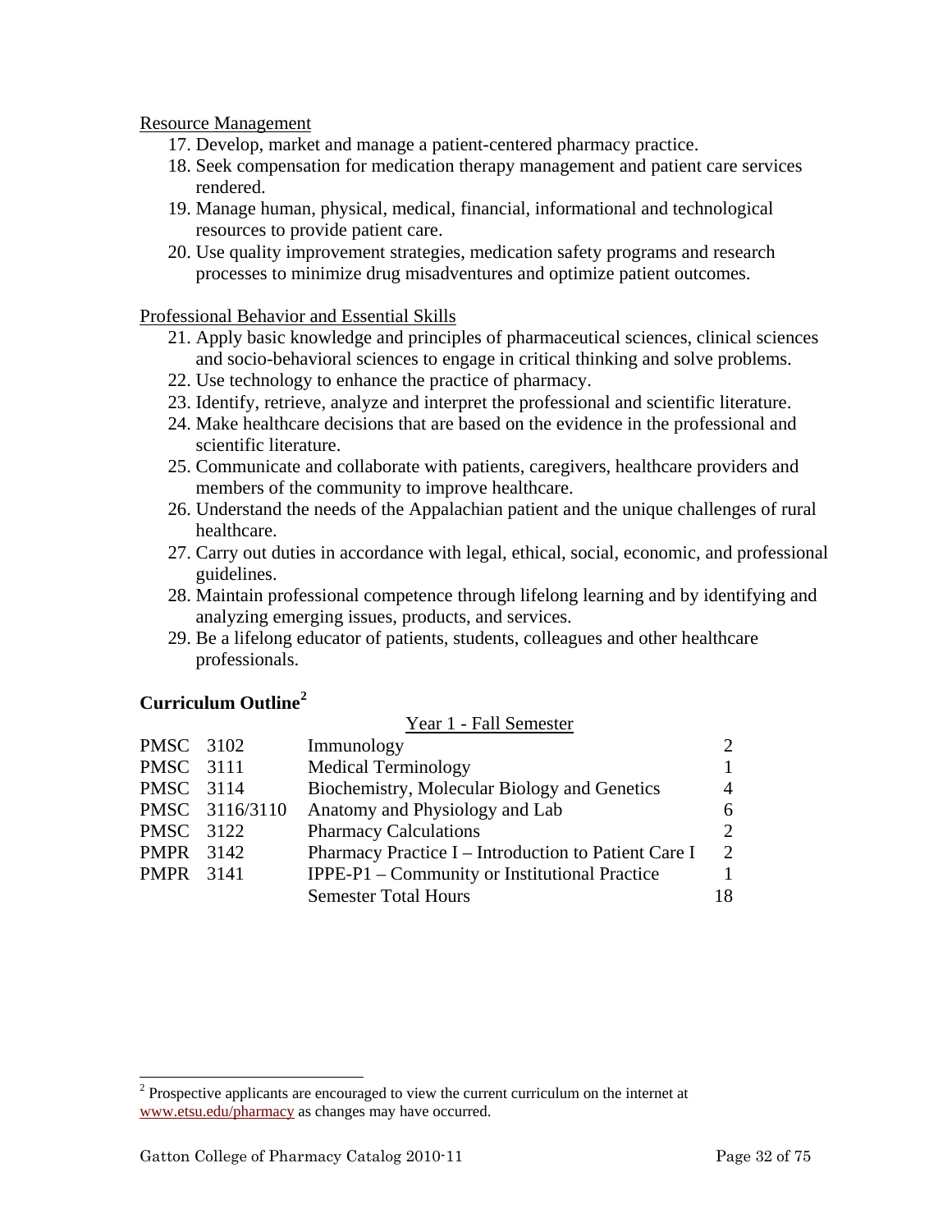Resource Management

17. Develop, market and manage a patient-centered pharmacy practice.
18. Seek compensation for medication therapy management and patient care services rendered.
19. Manage human, physical, medical, financial, informational and technological resources to provide patient care.
20. Use quality improvement strategies, medication safety programs and research processes to minimize drug misadventures and optimize patient outcomes.

Professional Behavior and Essential Skills

21. Apply basic knowledge and principles of pharmaceutical sciences, clinical sciences and socio-behavioral sciences to engage in critical thinking and solve problems.
22. Use technology to enhance the practice of pharmacy.
23. Identify, retrieve, analyze and interpret the professional and scientific literature.
24. Make healthcare decisions that are based on the evidence in the professional and scientific literature.
25. Communicate and collaborate with patients, caregivers, healthcare providers and members of the community to improve healthcare.
26. Understand the needs of the Appalachian patient and the unique challenges of rural healthcare.
27. Carry out duties in accordance with legal, ethical, social, economic, and professional guidelines.
28. Maintain professional competence through lifelong learning and by identifying and analyzing emerging issues, products, and services.
29. Be a lifelong educator of patients, students, colleagues and other healthcare professionals.

## Curriculum Outline[2]

| | | Year 1 - Fall Semester | |
|---|---|---|---|
| PMSC | 3102 | Immunology | 2 |
| PMSC | 3111 | Medical Terminology | 1 |
| PMSC | 3114 | Biochemistry, Molecular Biology and Genetics | 4 |
| PMSC | 3116/3110 | Anatomy and Physiology and Lab | 6 |
| PMSC | 3122 | Pharmacy Calculations | 2 |
| PMPR | 3142 | Pharmacy Practice I – Introduction to Patient Care I | 2 |
| PMPR | 3141 | IPPE-P1 – Community or Institutional Practice | 1 |
| | | Semester Total Hours | 18 |

[2] Prospective applicants are encouraged to view the current curriculum on the internet at www.etsu.edu/pharmacy as changes may have occurred.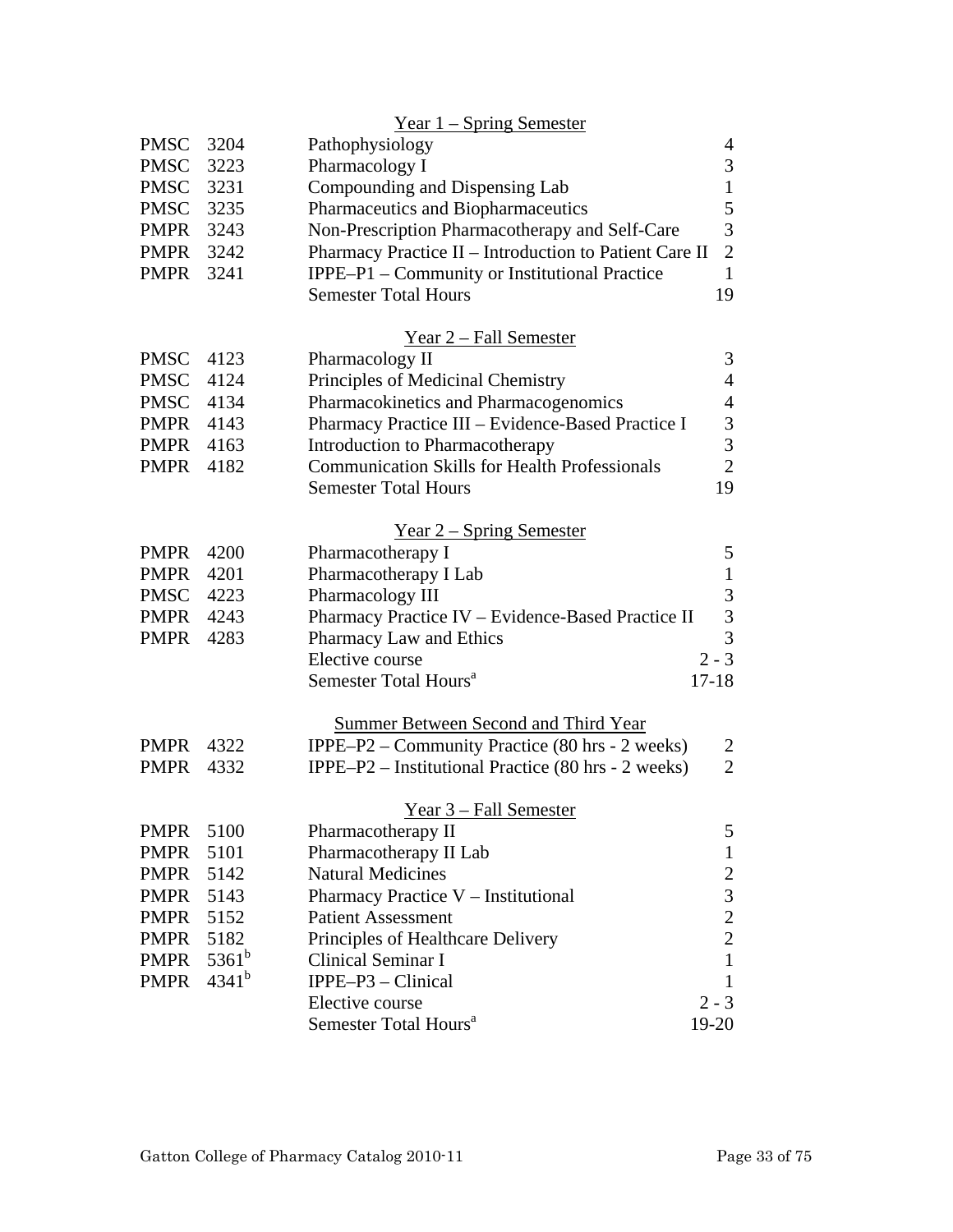### Year 1 – Spring Semester

| | | | |
|---|---|---|---|
| PMSC | 3204 | Pathophysiology | 4 |
| PMSC | 3223 | Pharmacology I | 3 |
| PMSC | 3231 | Compounding and Dispensing Lab | 1 |
| PMSC | 3235 | Pharmaceutics and Biopharmaceutics | 5 |
| PMPR | 3243 | Non-Prescription Pharmacotherapy and Self-Care | 3 |
| PMPR | 3242 | Pharmacy Practice II – Introduction to Patient Care II | 2 |
| PMPR | 3241 | IPPE–P1 – Community or Institutional Practice | 1 |
| | | Semester Total Hours | 19 |

### Year 2 – Fall Semester

| | | | |
|---|---|---|---|
| PMSC | 4123 | Pharmacology II | 3 |
| PMSC | 4124 | Principles of Medicinal Chemistry | 4 |
| PMSC | 4134 | Pharmacokinetics and Pharmacogenomics | 4 |
| PMPR | 4143 | Pharmacy Practice III – Evidence-Based Practice I | 3 |
| PMPR | 4163 | Introduction to Pharmacotherapy | 3 |
| PMPR | 4182 | Communication Skills for Health Professionals | 2 |
| | | Semester Total Hours | 19 |

### Year 2 – Spring Semester

| | | | |
|---|---|---|---|
| PMPR | 4200 | Pharmacotherapy I | 5 |
| PMPR | 4201 | Pharmacotherapy I Lab | 1 |
| PMSC | 4223 | Pharmacology III | 3 |
| PMPR | 4243 | Pharmacy Practice IV – Evidence-Based Practice II | 3 |
| PMPR | 4283 | Pharmacy Law and Ethics | 3 |
| | | Elective course | 2 - 3 |
| | | Semester Total Hours[a] | 17-18 |

### Summer Between Second and Third Year

| | | | |
|---|---|---|---|
| PMPR | 4322 | IPPE–P2 – Community Practice (80 hrs - 2 weeks) | 2 |
| PMPR | 4332 | IPPE–P2 – Institutional Practice (80 hrs - 2 weeks) | 2 |

### Year 3 – Fall Semester

| | | | |
|---|---|---|---|
| PMPR | 5100 | Pharmacotherapy II | 5 |
| PMPR | 5101 | Pharmacotherapy II Lab | 1 |
| PMPR | 5142 | Natural Medicines | 2 |
| PMPR | 5143 | Pharmacy Practice V – Institutional | 3 |
| PMPR | 5152 | Patient Assessment | 2 |
| PMPR | 5182 | Principles of Healthcare Delivery | 2 |
| PMPR | 5361[b] | Clinical Seminar I | 1 |
| PMPR | 4341[b] | IPPE–P3 – Clinical | 1 |
| | | Elective course | 2 - 3 |
| | | Semester Total Hours[a] | 19-20 |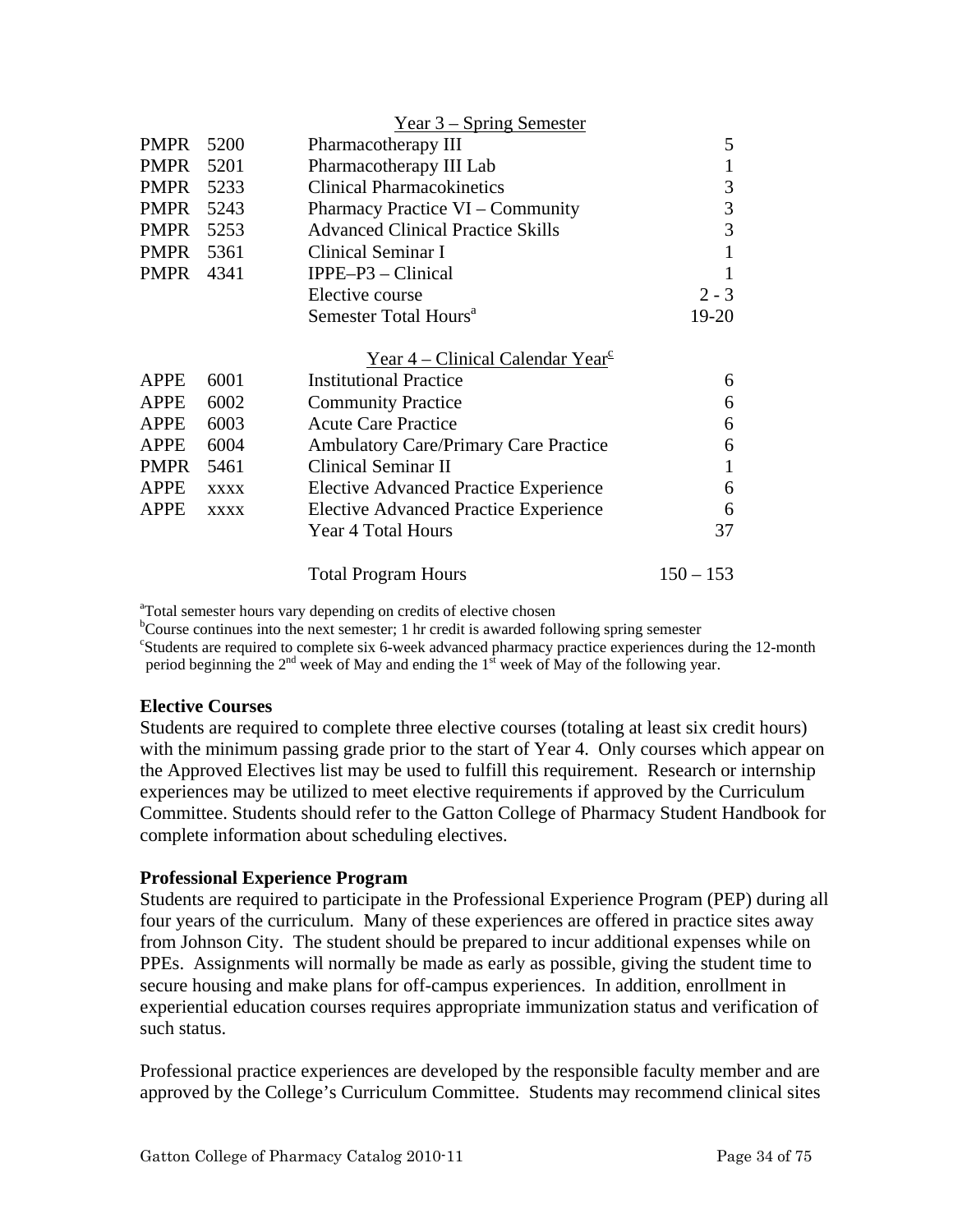Year 3 – Spring Semester

| | | | |
|---|---|---|---|
| PMPR | 5200 | Pharmacotherapy III | 5 |
| PMPR | 5201 | Pharmacotherapy III Lab | 1 |
| PMPR | 5233 | Clinical Pharmacokinetics | 3 |
| PMPR | 5243 | Pharmacy Practice VI – Community | 3 |
| PMPR | 5253 | Advanced Clinical Practice Skills | 3 |
| PMPR | 5361 | Clinical Seminar I | 1 |
| PMPR | 4341 | IPPE–P3 – Clinical | 1 |
| | | Elective course | 2 - 3 |
| | | Semester Total Hours[a] | 19-20 |

Year 4 – Clinical Calendar Year[c]

| | | | |
|---|---|---|---|
| APPE | 6001 | Institutional Practice | 6 |
| APPE | 6002 | Community Practice | 6 |
| APPE | 6003 | Acute Care Practice | 6 |
| APPE | 6004 | Ambulatory Care/Primary Care Practice | 6 |
| PMPR | 5461 | Clinical Seminar II | 1 |
| APPE | xxxx | Elective Advanced Practice Experience | 6 |
| APPE | xxxx | Elective Advanced Practice Experience | 6 |
| | | Year 4 Total Hours | 37 |
| | | Total Program Hours | 150 – 153 |

[a]Total semester hours vary depending on credits of elective chosen
[b]Course continues into the next semester; 1 hr credit is awarded following spring semester
[c]Students are required to complete six 6-week advanced pharmacy practice experiences during the 12-month period beginning the 2nd week of May and ending the 1st week of May of the following year.

**Elective Courses**

Students are required to complete three elective courses (totaling at least six credit hours) with the minimum passing grade prior to the start of Year 4. Only courses which appear on the Approved Electives list may be used to fulfill this requirement. Research or internship experiences may be utilized to meet elective requirements if approved by the Curriculum Committee. Students should refer to the Gatton College of Pharmacy Student Handbook for complete information about scheduling electives.

**Professional Experience Program**

Students are required to participate in the Professional Experience Program (PEP) during all four years of the curriculum. Many of these experiences are offered in practice sites away from Johnson City. The student should be prepared to incur additional expenses while on PPEs. Assignments will normally be made as early as possible, giving the student time to secure housing and make plans for off-campus experiences. In addition, enrollment in experiential education courses requires appropriate immunization status and verification of such status.

Professional practice experiences are developed by the responsible faculty member and are approved by the College's Curriculum Committee. Students may recommend clinical sites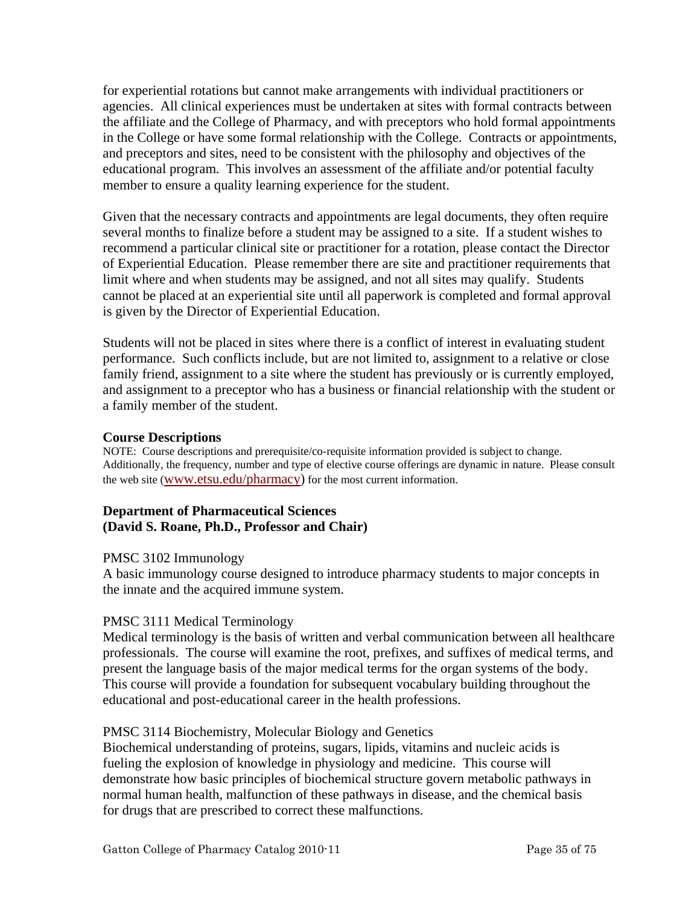for experiential rotations but cannot make arrangements with individual practitioners or agencies. All clinical experiences must be undertaken at sites with formal contracts between the affiliate and the College of Pharmacy, and with preceptors who hold formal appointments in the College or have some formal relationship with the College. Contracts or appointments, and preceptors and sites, need to be consistent with the philosophy and objectives of the educational program. This involves an assessment of the affiliate and/or potential faculty member to ensure a quality learning experience for the student.

Given that the necessary contracts and appointments are legal documents, they often require several months to finalize before a student may be assigned to a site. If a student wishes to recommend a particular clinical site or practitioner for a rotation, please contact the Director of Experiential Education. Please remember there are site and practitioner requirements that limit where and when students may be assigned, and not all sites may qualify. Students cannot be placed at an experiential site until all paperwork is completed and formal approval is given by the Director of Experiential Education.

Students will not be placed in sites where there is a conflict of interest in evaluating student performance. Such conflicts include, but are not limited to, assignment to a relative or close family friend, assignment to a site where the student has previously or is currently employed, and assignment to a preceptor who has a business or financial relationship with the student or a family member of the student.

## Course Descriptions

NOTE: Course descriptions and prerequisite/co-requisite information provided is subject to change. Additionally, the frequency, number and type of elective course offerings are dynamic in nature. Please consult the web site (www.etsu.edu/pharmacy) for the most current information.

### Department of Pharmaceutical Sciences
### (David S. Roane, Ph.D., Professor and Chair)

PMSC 3102 Immunology
A basic immunology course designed to introduce pharmacy students to major concepts in the innate and the acquired immune system.

PMSC 3111 Medical Terminology
Medical terminology is the basis of written and verbal communication between all healthcare professionals. The course will examine the root, prefixes, and suffixes of medical terms, and present the language basis of the major medical terms for the organ systems of the body. This course will provide a foundation for subsequent vocabulary building throughout the educational and post-educational career in the health professions.

PMSC 3114 Biochemistry, Molecular Biology and Genetics
Biochemical understanding of proteins, sugars, lipids, vitamins and nucleic acids is fueling the explosion of knowledge in physiology and medicine. This course will demonstrate how basic principles of biochemical structure govern metabolic pathways in normal human health, malfunction of these pathways in disease, and the chemical basis for drugs that are prescribed to correct these malfunctions.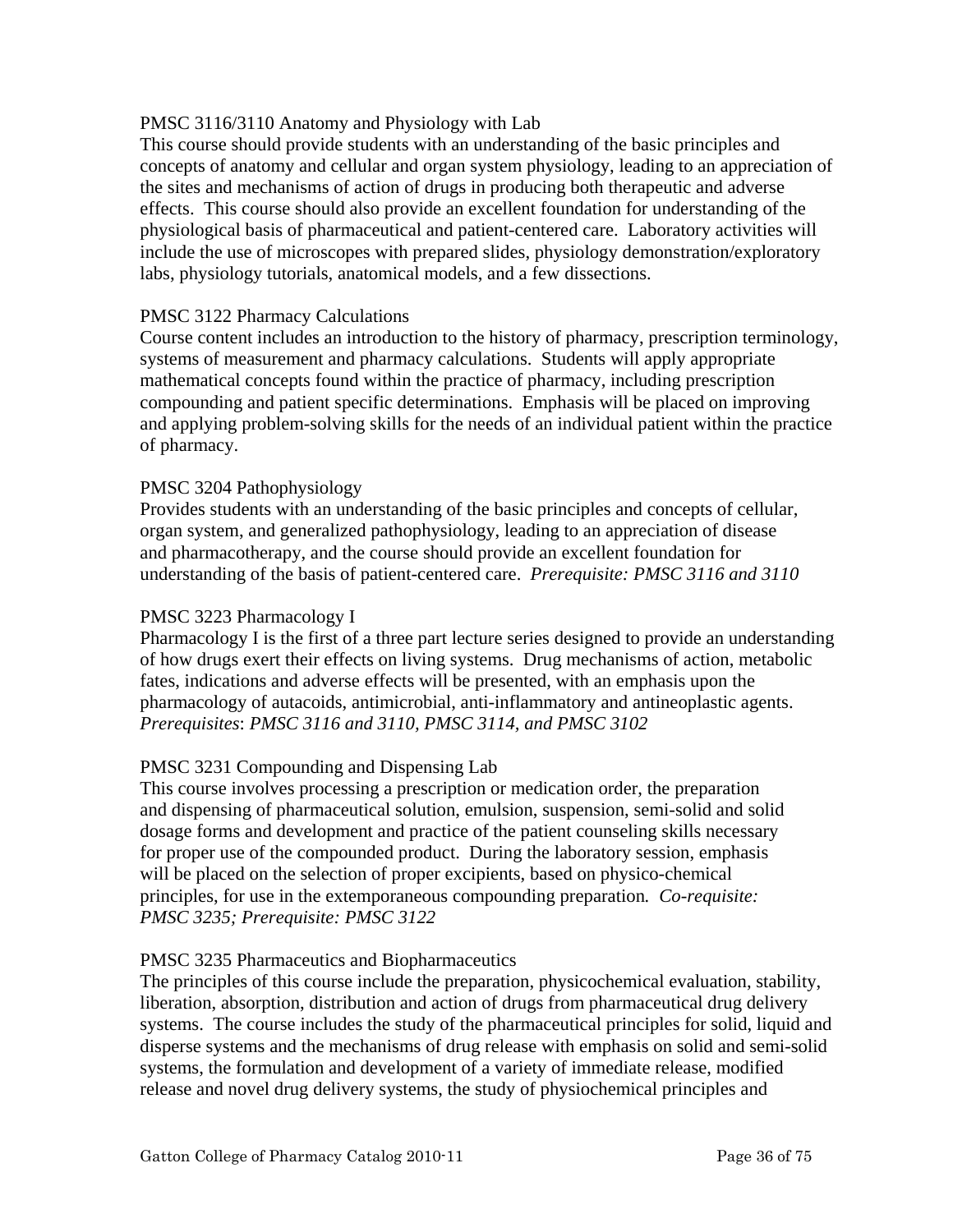PMSC 3116/3110 Anatomy and Physiology with Lab

This course should provide students with an understanding of the basic principles and concepts of anatomy and cellular and organ system physiology, leading to an appreciation of the sites and mechanisms of action of drugs in producing both therapeutic and adverse effects. This course should also provide an excellent foundation for understanding of the physiological basis of pharmaceutical and patient-centered care. Laboratory activities will include the use of microscopes with prepared slides, physiology demonstration/exploratory labs, physiology tutorials, anatomical models, and a few dissections.

PMSC 3122 Pharmacy Calculations

Course content includes an introduction to the history of pharmacy, prescription terminology, systems of measurement and pharmacy calculations. Students will apply appropriate mathematical concepts found within the practice of pharmacy, including prescription compounding and patient specific determinations. Emphasis will be placed on improving and applying problem-solving skills for the needs of an individual patient within the practice of pharmacy.

PMSC 3204 Pathophysiology

Provides students with an understanding of the basic principles and concepts of cellular, organ system, and generalized pathophysiology, leading to an appreciation of disease and pharmacotherapy, and the course should provide an excellent foundation for understanding of the basis of patient-centered care. *Prerequisite: PMSC 3116 and 3110*

PMSC 3223 Pharmacology I

Pharmacology I is the first of a three part lecture series designed to provide an understanding of how drugs exert their effects on living systems. Drug mechanisms of action, metabolic fates, indications and adverse effects will be presented, with an emphasis upon the pharmacology of autacoids, antimicrobial, anti-inflammatory and antineoplastic agents. *Prerequisites*: *PMSC 3116 and 3110, PMSC 3114, and PMSC 3102*

PMSC 3231 Compounding and Dispensing Lab

This course involves processing a prescription or medication order, the preparation and dispensing of pharmaceutical solution, emulsion, suspension, semi-solid and solid dosage forms and development and practice of the patient counseling skills necessary for proper use of the compounded product. During the laboratory session, emphasis will be placed on the selection of proper excipients, based on physico-chemical principles, for use in the extemporaneous compounding preparation. *Co-requisite: PMSC 3235; Prerequisite: PMSC 3122*

PMSC 3235 Pharmaceutics and Biopharmaceutics

The principles of this course include the preparation, physicochemical evaluation, stability, liberation, absorption, distribution and action of drugs from pharmaceutical drug delivery systems. The course includes the study of the pharmaceutical principles for solid, liquid and disperse systems and the mechanisms of drug release with emphasis on solid and semi-solid systems, the formulation and development of a variety of immediate release, modified release and novel drug delivery systems, the study of physiochemical principles and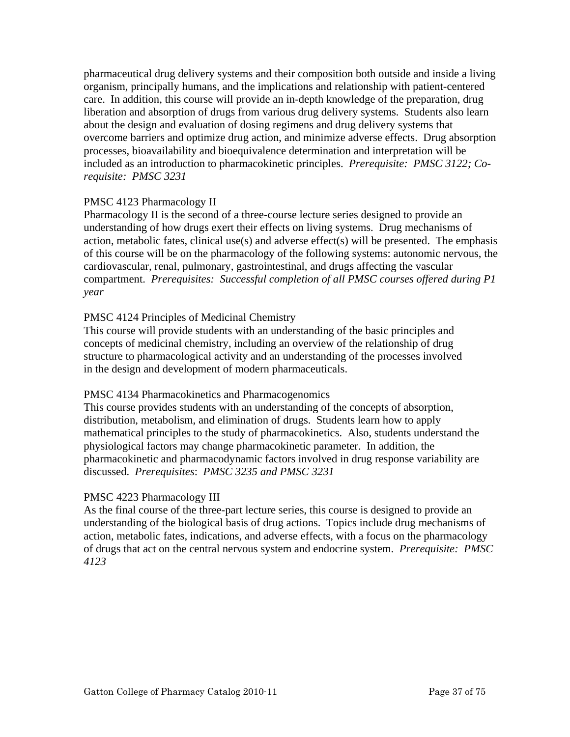pharmaceutical drug delivery systems and their composition both outside and inside a living organism, principally humans, and the implications and relationship with patient-centered care. In addition, this course will provide an in-depth knowledge of the preparation, drug liberation and absorption of drugs from various drug delivery systems. Students also learn about the design and evaluation of dosing regimens and drug delivery systems that overcome barriers and optimize drug action, and minimize adverse effects. Drug absorption processes, bioavailability and bioequivalence determination and interpretation will be included as an introduction to pharmacokinetic principles. *Prerequisite: PMSC 3122; Co-requisite: PMSC 3231*

PMSC 4123 Pharmacology II

Pharmacology II is the second of a three-course lecture series designed to provide an understanding of how drugs exert their effects on living systems. Drug mechanisms of action, metabolic fates, clinical use(s) and adverse effect(s) will be presented. The emphasis of this course will be on the pharmacology of the following systems: autonomic nervous, the cardiovascular, renal, pulmonary, gastrointestinal, and drugs affecting the vascular compartment. *Prerequisites: Successful completion of all PMSC courses offered during P1 year*

PMSC 4124 Principles of Medicinal Chemistry

This course will provide students with an understanding of the basic principles and concepts of medicinal chemistry, including an overview of the relationship of drug structure to pharmacological activity and an understanding of the processes involved in the design and development of modern pharmaceuticals.

PMSC 4134 Pharmacokinetics and Pharmacogenomics

This course provides students with an understanding of the concepts of absorption, distribution, metabolism, and elimination of drugs. Students learn how to apply mathematical principles to the study of pharmacokinetics. Also, students understand the physiological factors may change pharmacokinetic parameter. In addition, the pharmacokinetic and pharmacodynamic factors involved in drug response variability are discussed. *Prerequisites*: *PMSC 3235 and PMSC 3231*

PMSC 4223 Pharmacology III

As the final course of the three-part lecture series, this course is designed to provide an understanding of the biological basis of drug actions. Topics include drug mechanisms of action, metabolic fates, indications, and adverse effects, with a focus on the pharmacology of drugs that act on the central nervous system and endocrine system. *Prerequisite: PMSC 4123*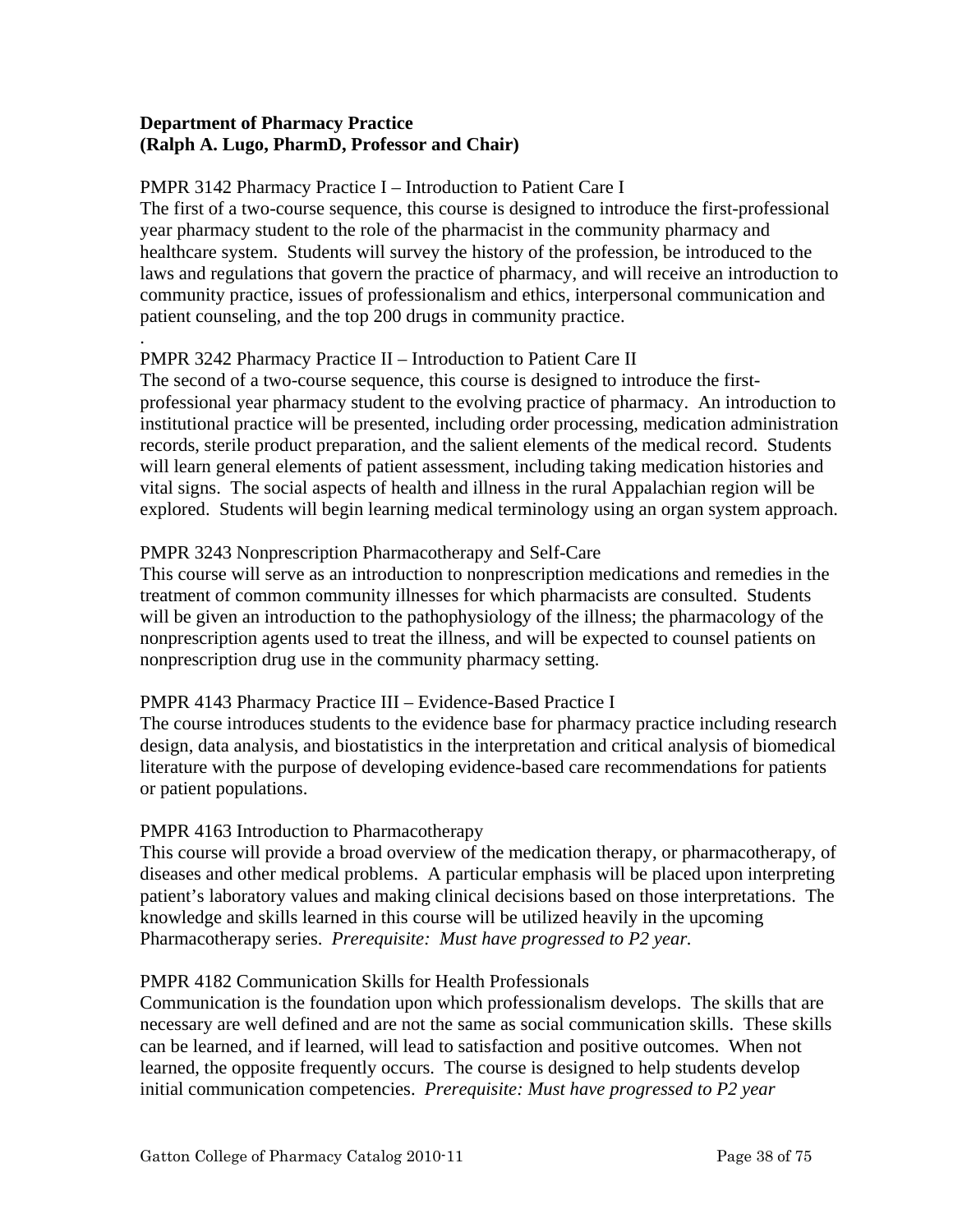**Department of Pharmacy Practice**
**(Ralph A. Lugo, PharmD, Professor and Chair)**

PMPR 3142 Pharmacy Practice I – Introduction to Patient Care I
The first of a two-course sequence, this course is designed to introduce the first-professional year pharmacy student to the role of the pharmacist in the community pharmacy and healthcare system. Students will survey the history of the profession, be introduced to the laws and regulations that govern the practice of pharmacy, and will receive an introduction to community practice, issues of professionalism and ethics, interpersonal communication and patient counseling, and the top 200 drugs in community practice.
.
PMPR 3242 Pharmacy Practice II – Introduction to Patient Care II
The second of a two-course sequence, this course is designed to introduce the first-professional year pharmacy student to the evolving practice of pharmacy. An introduction to institutional practice will be presented, including order processing, medication administration records, sterile product preparation, and the salient elements of the medical record. Students will learn general elements of patient assessment, including taking medication histories and vital signs. The social aspects of health and illness in the rural Appalachian region will be explored. Students will begin learning medical terminology using an organ system approach.

PMPR 3243 Nonprescription Pharmacotherapy and Self-Care
This course will serve as an introduction to nonprescription medications and remedies in the treatment of common community illnesses for which pharmacists are consulted. Students will be given an introduction to the pathophysiology of the illness; the pharmacology of the nonprescription agents used to treat the illness, and will be expected to counsel patients on nonprescription drug use in the community pharmacy setting.

PMPR 4143 Pharmacy Practice III – Evidence-Based Practice I
The course introduces students to the evidence base for pharmacy practice including research design, data analysis, and biostatistics in the interpretation and critical analysis of biomedical literature with the purpose of developing evidence-based care recommendations for patients or patient populations.

PMPR 4163 Introduction to Pharmacotherapy
This course will provide a broad overview of the medication therapy, or pharmacotherapy, of diseases and other medical problems. A particular emphasis will be placed upon interpreting patient's laboratory values and making clinical decisions based on those interpretations. The knowledge and skills learned in this course will be utilized heavily in the upcoming Pharmacotherapy series. *Prerequisite: Must have progressed to P2 year.*

PMPR 4182 Communication Skills for Health Professionals
Communication is the foundation upon which professionalism develops. The skills that are necessary are well defined and are not the same as social communication skills. These skills can be learned, and if learned, will lead to satisfaction and positive outcomes. When not learned, the opposite frequently occurs. The course is designed to help students develop initial communication competencies. *Prerequisite: Must have progressed to P2 year*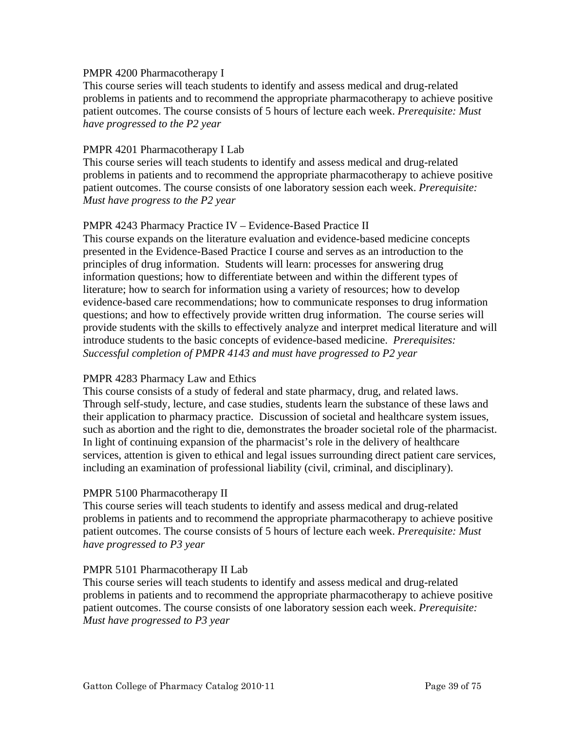PMPR 4200 Pharmacotherapy I

This course series will teach students to identify and assess medical and drug-related problems in patients and to recommend the appropriate pharmacotherapy to achieve positive patient outcomes. The course consists of 5 hours of lecture each week. *Prerequisite: Must have progressed to the P2 year*

PMPR 4201 Pharmacotherapy I Lab

This course series will teach students to identify and assess medical and drug-related problems in patients and to recommend the appropriate pharmacotherapy to achieve positive patient outcomes. The course consists of one laboratory session each week. *Prerequisite: Must have progress to the P2 year*

PMPR 4243 Pharmacy Practice IV – Evidence-Based Practice II

This course expands on the literature evaluation and evidence-based medicine concepts presented in the Evidence-Based Practice I course and serves as an introduction to the principles of drug information. Students will learn: processes for answering drug information questions; how to differentiate between and within the different types of literature; how to search for information using a variety of resources; how to develop evidence-based care recommendations; how to communicate responses to drug information questions; and how to effectively provide written drug information. The course series will provide students with the skills to effectively analyze and interpret medical literature and will introduce students to the basic concepts of evidence-based medicine. *Prerequisites: Successful completion of PMPR 4143 and must have progressed to P2 year*

PMPR 4283 Pharmacy Law and Ethics

This course consists of a study of federal and state pharmacy, drug, and related laws. Through self-study, lecture, and case studies, students learn the substance of these laws and their application to pharmacy practice. Discussion of societal and healthcare system issues, such as abortion and the right to die, demonstrates the broader societal role of the pharmacist. In light of continuing expansion of the pharmacist's role in the delivery of healthcare services, attention is given to ethical and legal issues surrounding direct patient care services, including an examination of professional liability (civil, criminal, and disciplinary).

PMPR 5100 Pharmacotherapy II

This course series will teach students to identify and assess medical and drug-related problems in patients and to recommend the appropriate pharmacotherapy to achieve positive patient outcomes. The course consists of 5 hours of lecture each week. *Prerequisite: Must have progressed to P3 year*

PMPR 5101 Pharmacotherapy II Lab

This course series will teach students to identify and assess medical and drug-related problems in patients and to recommend the appropriate pharmacotherapy to achieve positive patient outcomes. The course consists of one laboratory session each week. *Prerequisite: Must have progressed to P3 year*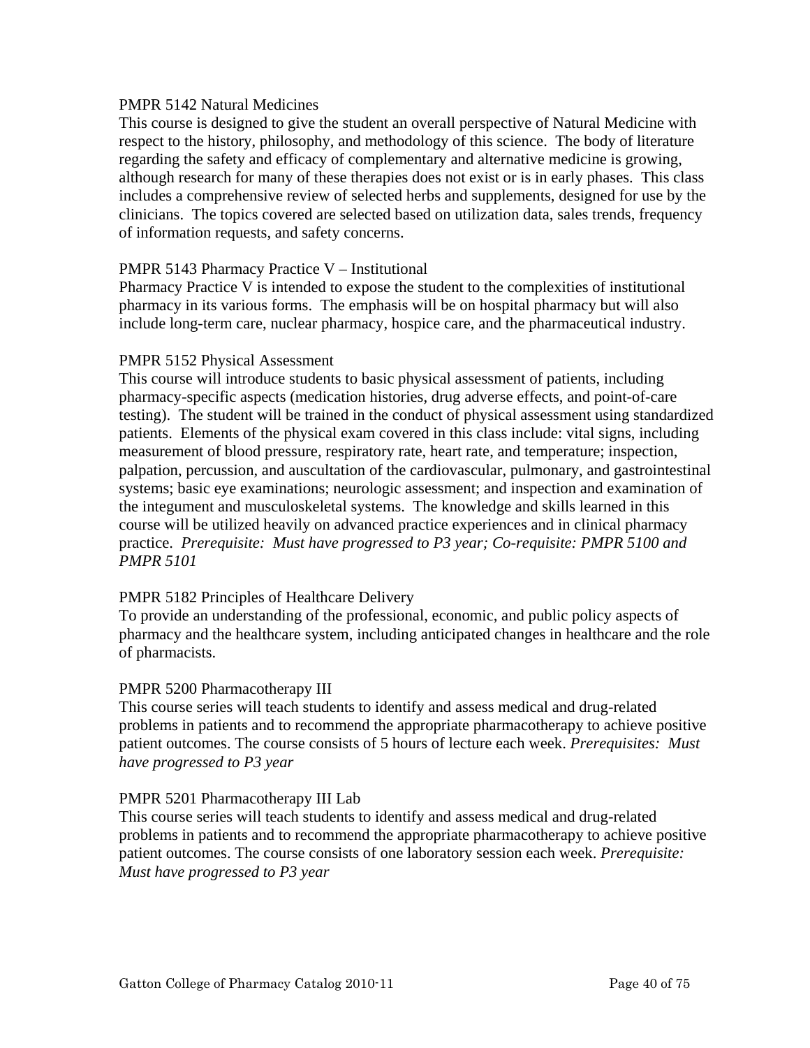PMPR 5142 Natural Medicines

This course is designed to give the student an overall perspective of Natural Medicine with respect to the history, philosophy, and methodology of this science. The body of literature regarding the safety and efficacy of complementary and alternative medicine is growing, although research for many of these therapies does not exist or is in early phases. This class includes a comprehensive review of selected herbs and supplements, designed for use by the clinicians. The topics covered are selected based on utilization data, sales trends, frequency of information requests, and safety concerns.

PMPR 5143 Pharmacy Practice V – Institutional

Pharmacy Practice V is intended to expose the student to the complexities of institutional pharmacy in its various forms. The emphasis will be on hospital pharmacy but will also include long-term care, nuclear pharmacy, hospice care, and the pharmaceutical industry.

PMPR 5152 Physical Assessment

This course will introduce students to basic physical assessment of patients, including pharmacy-specific aspects (medication histories, drug adverse effects, and point-of-care testing). The student will be trained in the conduct of physical assessment using standardized patients. Elements of the physical exam covered in this class include: vital signs, including measurement of blood pressure, respiratory rate, heart rate, and temperature; inspection, palpation, percussion, and auscultation of the cardiovascular, pulmonary, and gastrointestinal systems; basic eye examinations; neurologic assessment; and inspection and examination of the integument and musculoskeletal systems. The knowledge and skills learned in this course will be utilized heavily on advanced practice experiences and in clinical pharmacy practice. *Prerequisite: Must have progressed to P3 year; Co-requisite: PMPR 5100 and PMPR 5101*

PMPR 5182 Principles of Healthcare Delivery

To provide an understanding of the professional, economic, and public policy aspects of pharmacy and the healthcare system, including anticipated changes in healthcare and the role of pharmacists.

PMPR 5200 Pharmacotherapy III

This course series will teach students to identify and assess medical and drug-related problems in patients and to recommend the appropriate pharmacotherapy to achieve positive patient outcomes. The course consists of 5 hours of lecture each week. *Prerequisites: Must have progressed to P3 year*

PMPR 5201 Pharmacotherapy III Lab

This course series will teach students to identify and assess medical and drug-related problems in patients and to recommend the appropriate pharmacotherapy to achieve positive patient outcomes. The course consists of one laboratory session each week. *Prerequisite: Must have progressed to P3 year*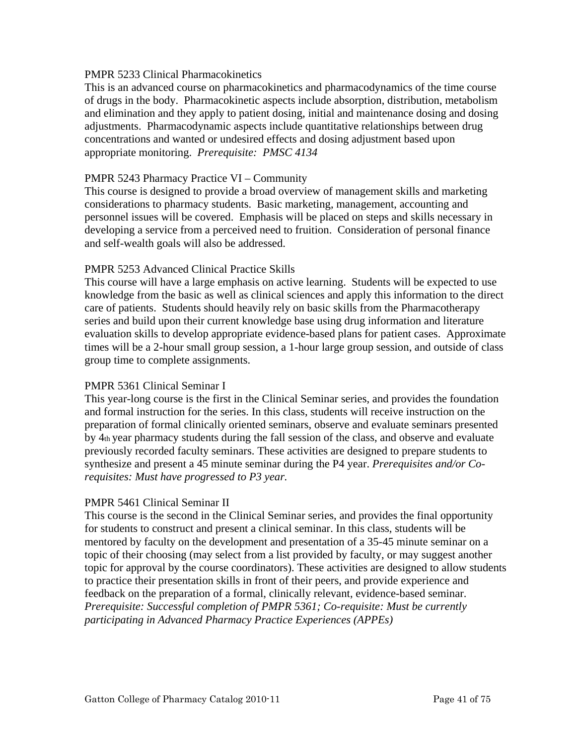PMPR 5233 Clinical Pharmacokinetics

This is an advanced course on pharmacokinetics and pharmacodynamics of the time course of drugs in the body. Pharmacokinetic aspects include absorption, distribution, metabolism and elimination and they apply to patient dosing, initial and maintenance dosing and dosing adjustments. Pharmacodynamic aspects include quantitative relationships between drug concentrations and wanted or undesired effects and dosing adjustment based upon appropriate monitoring. *Prerequisite: PMSC 4134*

PMPR 5243 Pharmacy Practice VI – Community

This course is designed to provide a broad overview of management skills and marketing considerations to pharmacy students. Basic marketing, management, accounting and personnel issues will be covered. Emphasis will be placed on steps and skills necessary in developing a service from a perceived need to fruition. Consideration of personal finance and self-wealth goals will also be addressed.

PMPR 5253 Advanced Clinical Practice Skills

This course will have a large emphasis on active learning. Students will be expected to use knowledge from the basic as well as clinical sciences and apply this information to the direct care of patients. Students should heavily rely on basic skills from the Pharmacotherapy series and build upon their current knowledge base using drug information and literature evaluation skills to develop appropriate evidence-based plans for patient cases. Approximate times will be a 2-hour small group session, a 1-hour large group session, and outside of class group time to complete assignments.

PMPR 5361 Clinical Seminar I

This year-long course is the first in the Clinical Seminar series, and provides the foundation and formal instruction for the series. In this class, students will receive instruction on the preparation of formal clinically oriented seminars, observe and evaluate seminars presented by 4th year pharmacy students during the fall session of the class, and observe and evaluate previously recorded faculty seminars. These activities are designed to prepare students to synthesize and present a 45 minute seminar during the P4 year. *Prerequisites and/or Co-requisites: Must have progressed to P3 year.*

PMPR 5461 Clinical Seminar II

This course is the second in the Clinical Seminar series, and provides the final opportunity for students to construct and present a clinical seminar. In this class, students will be mentored by faculty on the development and presentation of a 35-45 minute seminar on a topic of their choosing (may select from a list provided by faculty, or may suggest another topic for approval by the course coordinators). These activities are designed to allow students to practice their presentation skills in front of their peers, and provide experience and feedback on the preparation of a formal, clinically relevant, evidence-based seminar. *Prerequisite: Successful completion of PMPR 5361; Co-requisite: Must be currently participating in Advanced Pharmacy Practice Experiences (APPEs)*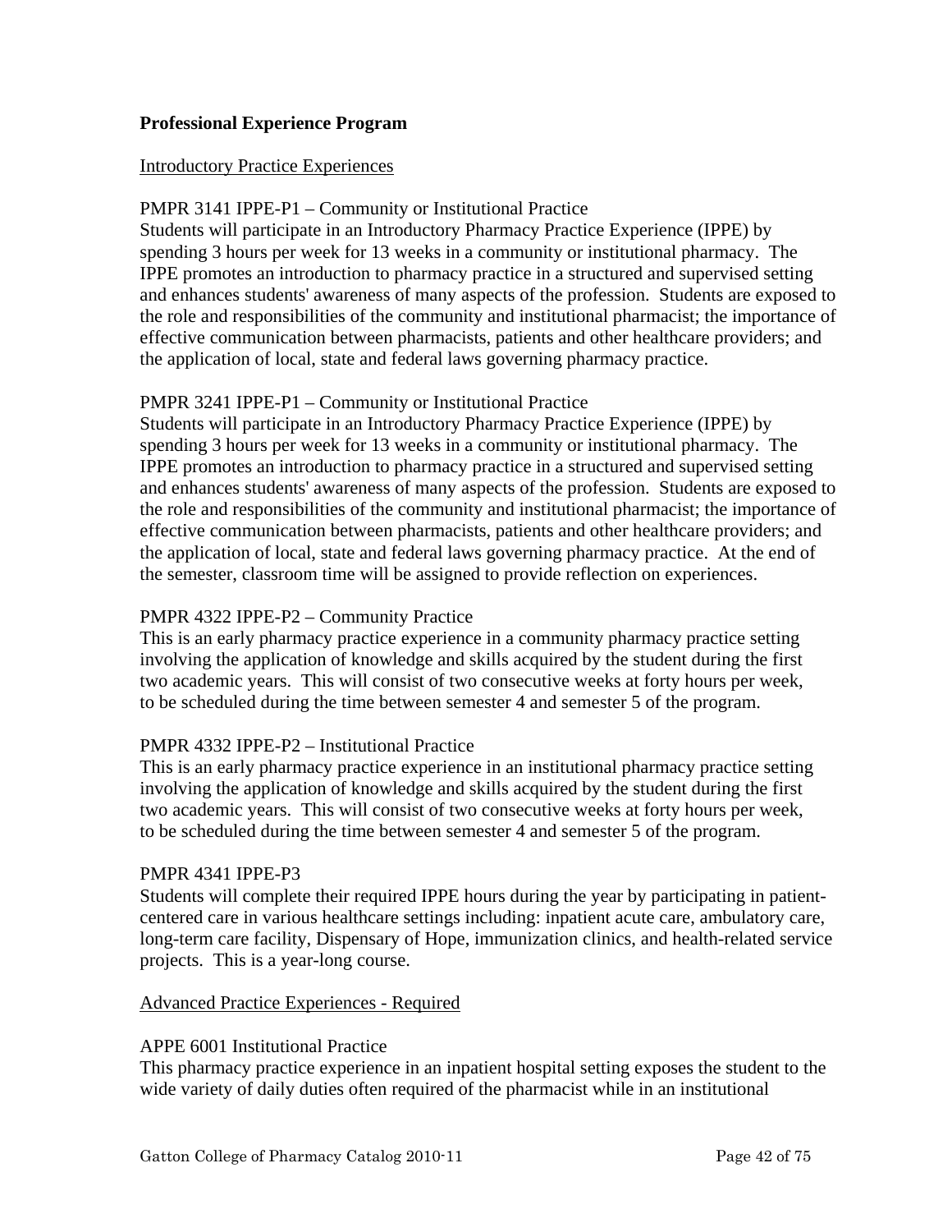**Professional Experience Program**

Introductory Practice Experiences

PMPR 3141 IPPE-P1 – Community or Institutional Practice
Students will participate in an Introductory Pharmacy Practice Experience (IPPE) by spending 3 hours per week for 13 weeks in a community or institutional pharmacy. The IPPE promotes an introduction to pharmacy practice in a structured and supervised setting and enhances students' awareness of many aspects of the profession. Students are exposed to the role and responsibilities of the community and institutional pharmacist; the importance of effective communication between pharmacists, patients and other healthcare providers; and the application of local, state and federal laws governing pharmacy practice.

PMPR 3241 IPPE-P1 – Community or Institutional Practice
Students will participate in an Introductory Pharmacy Practice Experience (IPPE) by spending 3 hours per week for 13 weeks in a community or institutional pharmacy. The IPPE promotes an introduction to pharmacy practice in a structured and supervised setting and enhances students' awareness of many aspects of the profession. Students are exposed to the role and responsibilities of the community and institutional pharmacist; the importance of effective communication between pharmacists, patients and other healthcare providers; and the application of local, state and federal laws governing pharmacy practice. At the end of the semester, classroom time will be assigned to provide reflection on experiences.

PMPR 4322 IPPE-P2 – Community Practice
This is an early pharmacy practice experience in a community pharmacy practice setting involving the application of knowledge and skills acquired by the student during the first two academic years. This will consist of two consecutive weeks at forty hours per week, to be scheduled during the time between semester 4 and semester 5 of the program.

PMPR 4332 IPPE-P2 – Institutional Practice
This is an early pharmacy practice experience in an institutional pharmacy practice setting involving the application of knowledge and skills acquired by the student during the first two academic years. This will consist of two consecutive weeks at forty hours per week, to be scheduled during the time between semester 4 and semester 5 of the program.

PMPR 4341 IPPE-P3
Students will complete their required IPPE hours during the year by participating in patient-centered care in various healthcare settings including: inpatient acute care, ambulatory care, long-term care facility, Dispensary of Hope, immunization clinics, and health-related service projects. This is a year-long course.

Advanced Practice Experiences - Required

APPE 6001 Institutional Practice
This pharmacy practice experience in an inpatient hospital setting exposes the student to the wide variety of daily duties often required of the pharmacist while in an institutional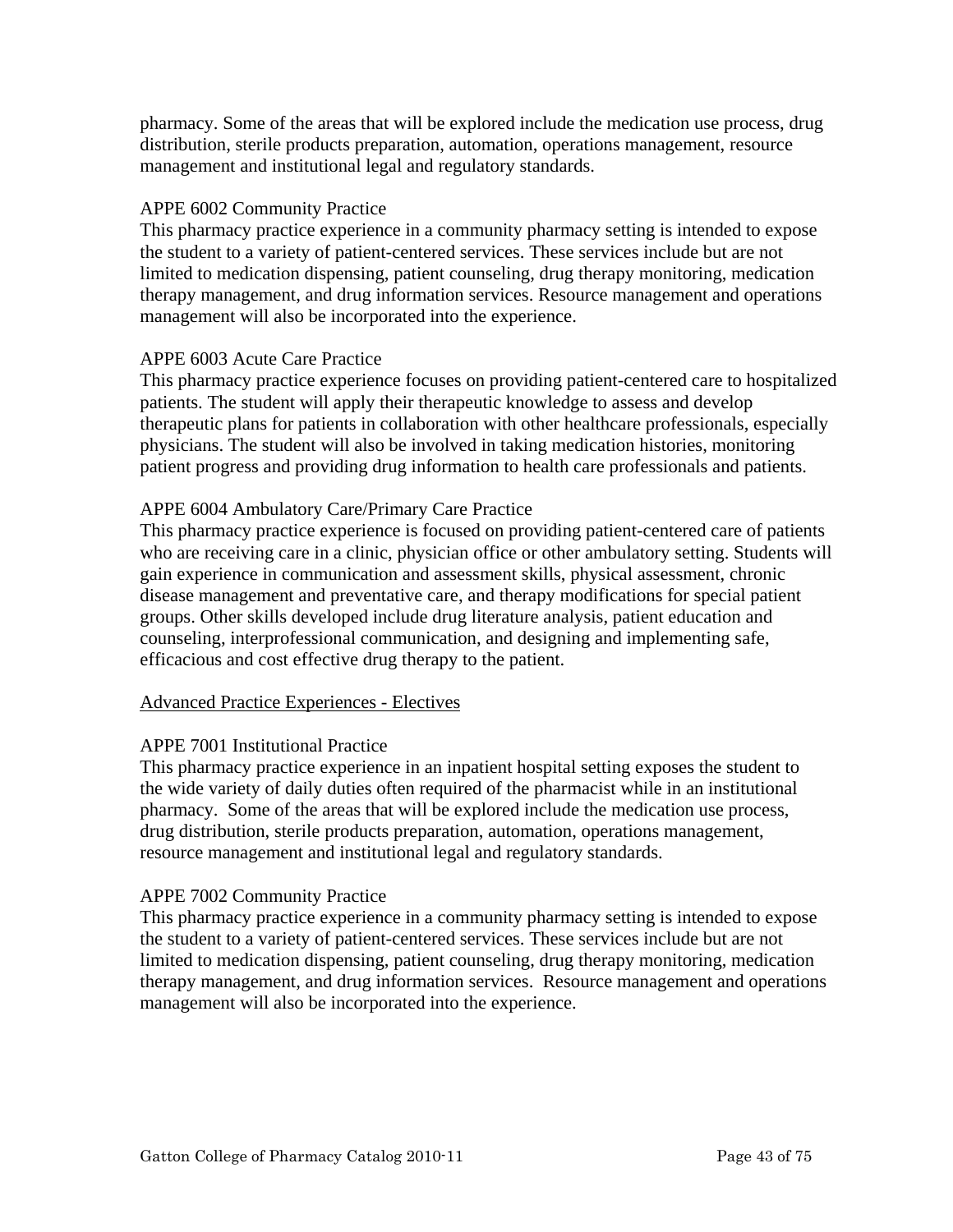pharmacy. Some of the areas that will be explored include the medication use process, drug distribution, sterile products preparation, automation, operations management, resource management and institutional legal and regulatory standards.

APPE 6002 Community Practice
This pharmacy practice experience in a community pharmacy setting is intended to expose the student to a variety of patient-centered services. These services include but are not limited to medication dispensing, patient counseling, drug therapy monitoring, medication therapy management, and drug information services. Resource management and operations management will also be incorporated into the experience.

APPE 6003 Acute Care Practice
This pharmacy practice experience focuses on providing patient-centered care to hospitalized patients. The student will apply their therapeutic knowledge to assess and develop therapeutic plans for patients in collaboration with other healthcare professionals, especially physicians. The student will also be involved in taking medication histories, monitoring patient progress and providing drug information to health care professionals and patients.

APPE 6004 Ambulatory Care/Primary Care Practice
This pharmacy practice experience is focused on providing patient-centered care of patients who are receiving care in a clinic, physician office or other ambulatory setting. Students will gain experience in communication and assessment skills, physical assessment, chronic disease management and preventative care, and therapy modifications for special patient groups. Other skills developed include drug literature analysis, patient education and counseling, interprofessional communication, and designing and implementing safe, efficacious and cost effective drug therapy to the patient.

<u>Advanced Practice Experiences - Electives</u>

APPE 7001 Institutional Practice
This pharmacy practice experience in an inpatient hospital setting exposes the student to the wide variety of daily duties often required of the pharmacist while in an institutional pharmacy. Some of the areas that will be explored include the medication use process, drug distribution, sterile products preparation, automation, operations management, resource management and institutional legal and regulatory standards.

APPE 7002 Community Practice
This pharmacy practice experience in a community pharmacy setting is intended to expose the student to a variety of patient-centered services. These services include but are not limited to medication dispensing, patient counseling, drug therapy monitoring, medication therapy management, and drug information services. Resource management and operations management will also be incorporated into the experience.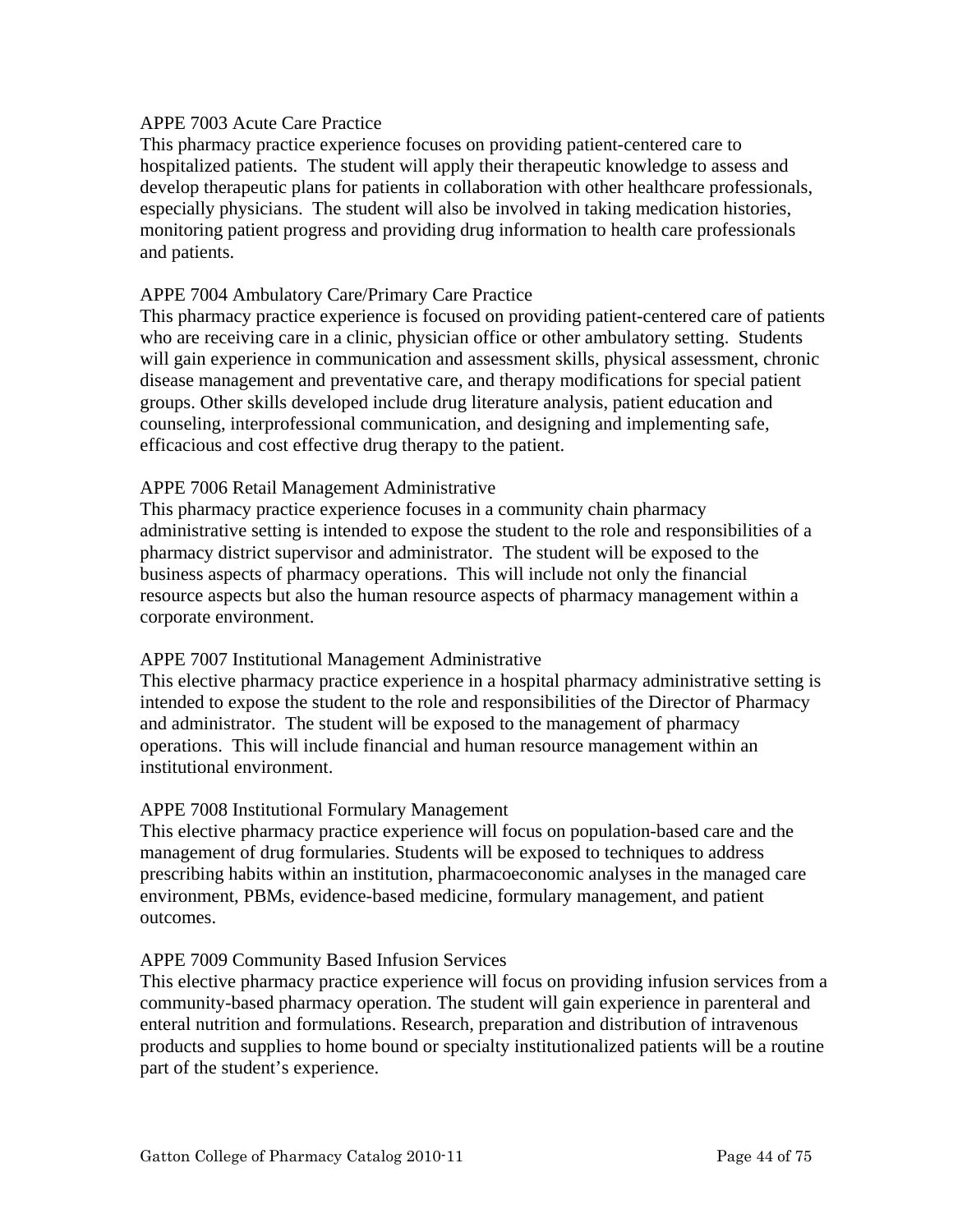### APPE 7003 Acute Care Practice

This pharmacy practice experience focuses on providing patient-centered care to hospitalized patients. The student will apply their therapeutic knowledge to assess and develop therapeutic plans for patients in collaboration with other healthcare professionals, especially physicians. The student will also be involved in taking medication histories, monitoring patient progress and providing drug information to health care professionals and patients.

### APPE 7004 Ambulatory Care/Primary Care Practice

This pharmacy practice experience is focused on providing patient-centered care of patients who are receiving care in a clinic, physician office or other ambulatory setting. Students will gain experience in communication and assessment skills, physical assessment, chronic disease management and preventative care, and therapy modifications for special patient groups. Other skills developed include drug literature analysis, patient education and counseling, interprofessional communication, and designing and implementing safe, efficacious and cost effective drug therapy to the patient.

### APPE 7006 Retail Management Administrative

This pharmacy practice experience focuses in a community chain pharmacy administrative setting is intended to expose the student to the role and responsibilities of a pharmacy district supervisor and administrator. The student will be exposed to the business aspects of pharmacy operations. This will include not only the financial resource aspects but also the human resource aspects of pharmacy management within a corporate environment.

### APPE 7007 Institutional Management Administrative

This elective pharmacy practice experience in a hospital pharmacy administrative setting is intended to expose the student to the role and responsibilities of the Director of Pharmacy and administrator. The student will be exposed to the management of pharmacy operations. This will include financial and human resource management within an institutional environment.

### APPE 7008 Institutional Formulary Management

This elective pharmacy practice experience will focus on population-based care and the management of drug formularies. Students will be exposed to techniques to address prescribing habits within an institution, pharmacoeconomic analyses in the managed care environment, PBMs, evidence-based medicine, formulary management, and patient outcomes.

### APPE 7009 Community Based Infusion Services

This elective pharmacy practice experience will focus on providing infusion services from a community-based pharmacy operation. The student will gain experience in parenteral and enteral nutrition and formulations. Research, preparation and distribution of intravenous products and supplies to home bound or specialty institutionalized patients will be a routine part of the student's experience.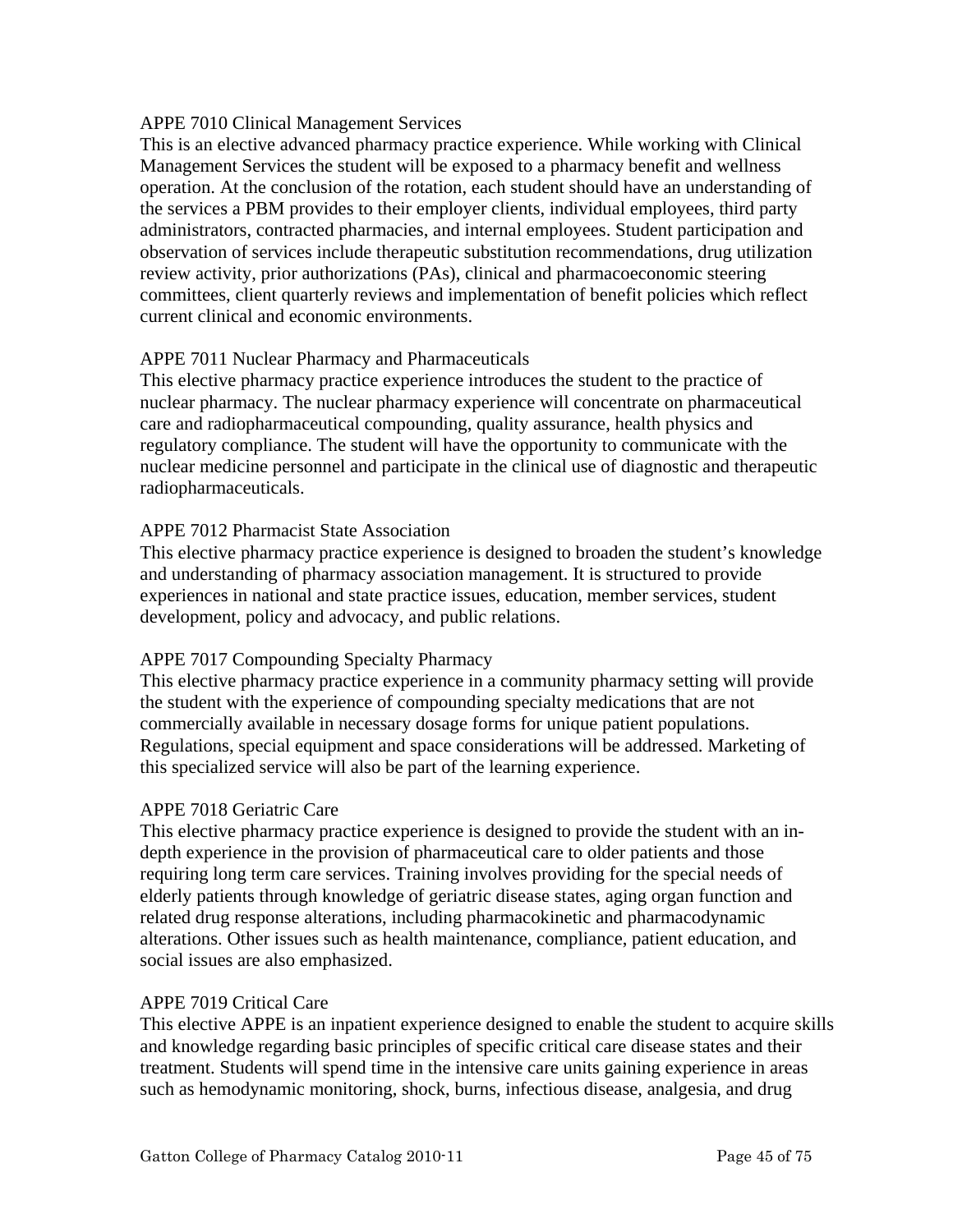### APPE 7010 Clinical Management Services

This is an elective advanced pharmacy practice experience. While working with Clinical Management Services the student will be exposed to a pharmacy benefit and wellness operation. At the conclusion of the rotation, each student should have an understanding of the services a PBM provides to their employer clients, individual employees, third party administrators, contracted pharmacies, and internal employees. Student participation and observation of services include therapeutic substitution recommendations, drug utilization review activity, prior authorizations (PAs), clinical and pharmacoeconomic steering committees, client quarterly reviews and implementation of benefit policies which reflect current clinical and economic environments.

### APPE 7011 Nuclear Pharmacy and Pharmaceuticals

This elective pharmacy practice experience introduces the student to the practice of nuclear pharmacy. The nuclear pharmacy experience will concentrate on pharmaceutical care and radiopharmaceutical compounding, quality assurance, health physics and regulatory compliance. The student will have the opportunity to communicate with the nuclear medicine personnel and participate in the clinical use of diagnostic and therapeutic radiopharmaceuticals.

### APPE 7012 Pharmacist State Association

This elective pharmacy practice experience is designed to broaden the student's knowledge and understanding of pharmacy association management. It is structured to provide experiences in national and state practice issues, education, member services, student development, policy and advocacy, and public relations.

### APPE 7017 Compounding Specialty Pharmacy

This elective pharmacy practice experience in a community pharmacy setting will provide the student with the experience of compounding specialty medications that are not commercially available in necessary dosage forms for unique patient populations. Regulations, special equipment and space considerations will be addressed. Marketing of this specialized service will also be part of the learning experience.

### APPE 7018 Geriatric Care

This elective pharmacy practice experience is designed to provide the student with an in-depth experience in the provision of pharmaceutical care to older patients and those requiring long term care services. Training involves providing for the special needs of elderly patients through knowledge of geriatric disease states, aging organ function and related drug response alterations, including pharmacokinetic and pharmacodynamic alterations. Other issues such as health maintenance, compliance, patient education, and social issues are also emphasized.

### APPE 7019 Critical Care

This elective APPE is an inpatient experience designed to enable the student to acquire skills and knowledge regarding basic principles of specific critical care disease states and their treatment. Students will spend time in the intensive care units gaining experience in areas such as hemodynamic monitoring, shock, burns, infectious disease, analgesia, and drug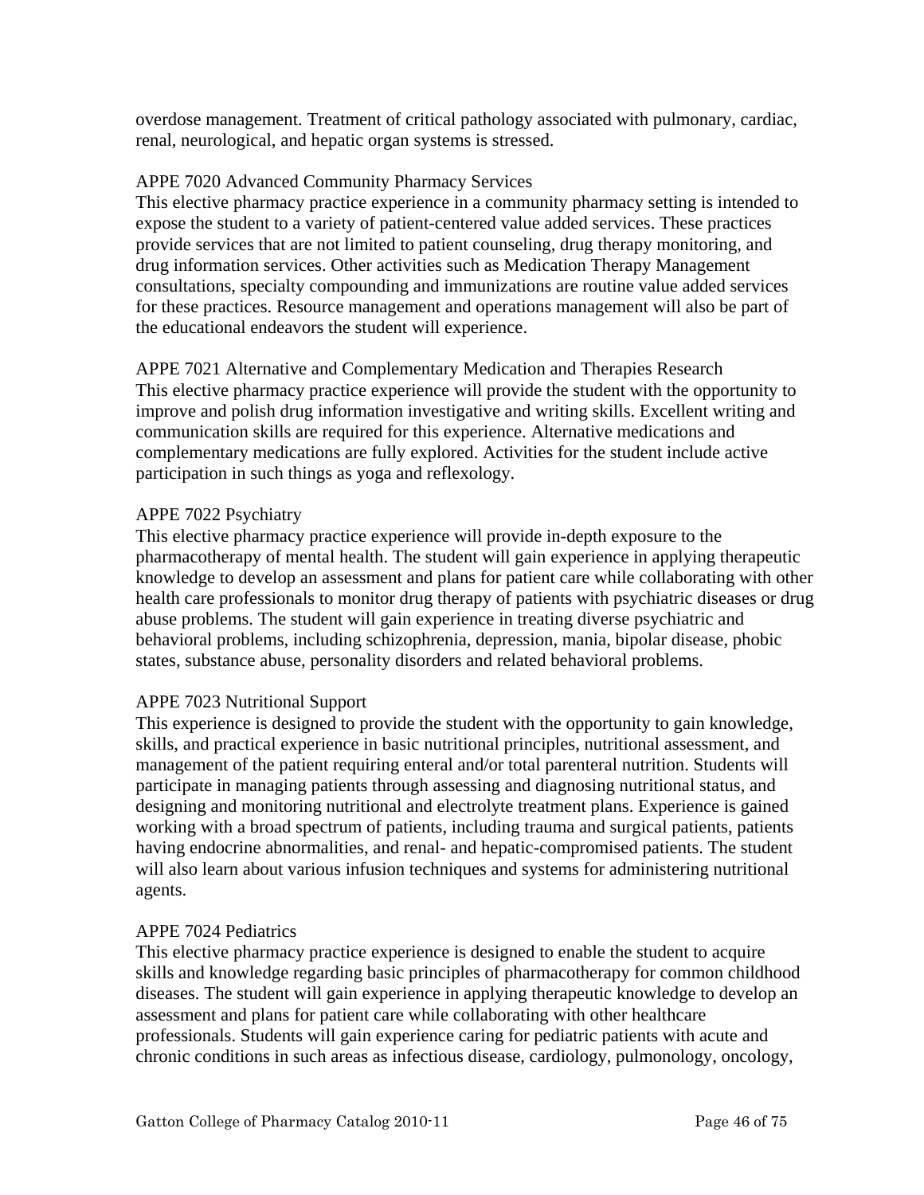overdose management. Treatment of critical pathology associated with pulmonary, cardiac, renal, neurological, and hepatic organ systems is stressed.

### APPE 7020 Advanced Community Pharmacy Services

This elective pharmacy practice experience in a community pharmacy setting is intended to expose the student to a variety of patient-centered value added services. These practices provide services that are not limited to patient counseling, drug therapy monitoring, and drug information services. Other activities such as Medication Therapy Management consultations, specialty compounding and immunizations are routine value added services for these practices. Resource management and operations management will also be part of the educational endeavors the student will experience.

### APPE 7021 Alternative and Complementary Medication and Therapies Research

This elective pharmacy practice experience will provide the student with the opportunity to improve and polish drug information investigative and writing skills. Excellent writing and communication skills are required for this experience. Alternative medications and complementary medications are fully explored. Activities for the student include active participation in such things as yoga and reflexology.

### APPE 7022 Psychiatry

This elective pharmacy practice experience will provide in-depth exposure to the pharmacotherapy of mental health. The student will gain experience in applying therapeutic knowledge to develop an assessment and plans for patient care while collaborating with other health care professionals to monitor drug therapy of patients with psychiatric diseases or drug abuse problems. The student will gain experience in treating diverse psychiatric and behavioral problems, including schizophrenia, depression, mania, bipolar disease, phobic states, substance abuse, personality disorders and related behavioral problems.

### APPE 7023 Nutritional Support

This experience is designed to provide the student with the opportunity to gain knowledge, skills, and practical experience in basic nutritional principles, nutritional assessment, and management of the patient requiring enteral and/or total parenteral nutrition. Students will participate in managing patients through assessing and diagnosing nutritional status, and designing and monitoring nutritional and electrolyte treatment plans. Experience is gained working with a broad spectrum of patients, including trauma and surgical patients, patients having endocrine abnormalities, and renal- and hepatic-compromised patients. The student will also learn about various infusion techniques and systems for administering nutritional agents.

### APPE 7024 Pediatrics

This elective pharmacy practice experience is designed to enable the student to acquire skills and knowledge regarding basic principles of pharmacotherapy for common childhood diseases. The student will gain experience in applying therapeutic knowledge to develop an assessment and plans for patient care while collaborating with other healthcare professionals. Students will gain experience caring for pediatric patients with acute and chronic conditions in such areas as infectious disease, cardiology, pulmonology, oncology,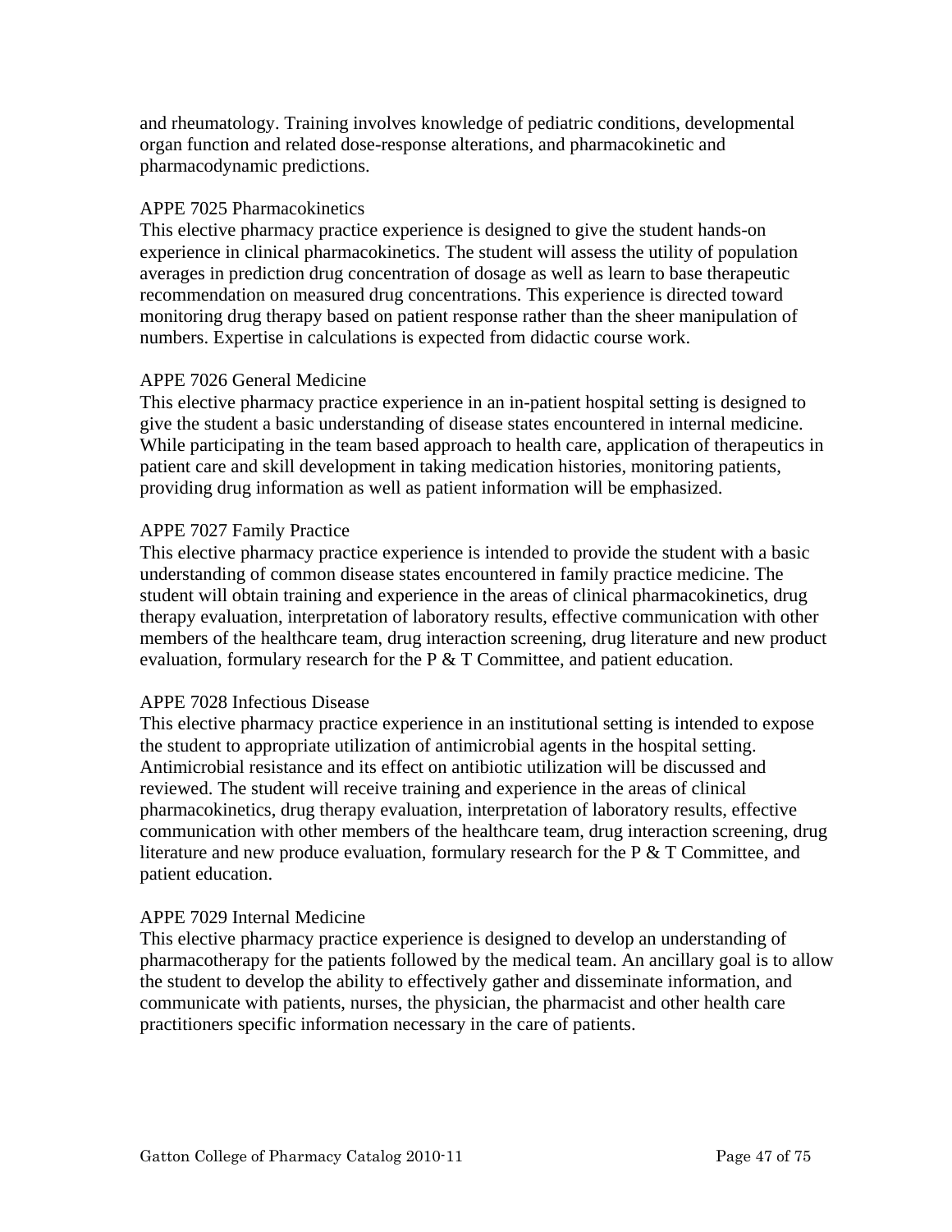and rheumatology. Training involves knowledge of pediatric conditions, developmental organ function and related dose-response alterations, and pharmacokinetic and pharmacodynamic predictions.

APPE 7025 Pharmacokinetics

This elective pharmacy practice experience is designed to give the student hands-on experience in clinical pharmacokinetics. The student will assess the utility of population averages in prediction drug concentration of dosage as well as learn to base therapeutic recommendation on measured drug concentrations. This experience is directed toward monitoring drug therapy based on patient response rather than the sheer manipulation of numbers. Expertise in calculations is expected from didactic course work.

APPE 7026 General Medicine

This elective pharmacy practice experience in an in-patient hospital setting is designed to give the student a basic understanding of disease states encountered in internal medicine. While participating in the team based approach to health care, application of therapeutics in patient care and skill development in taking medication histories, monitoring patients, providing drug information as well as patient information will be emphasized.

APPE 7027 Family Practice

This elective pharmacy practice experience is intended to provide the student with a basic understanding of common disease states encountered in family practice medicine. The student will obtain training and experience in the areas of clinical pharmacokinetics, drug therapy evaluation, interpretation of laboratory results, effective communication with other members of the healthcare team, drug interaction screening, drug literature and new product evaluation, formulary research for the P & T Committee, and patient education.

APPE 7028 Infectious Disease

This elective pharmacy practice experience in an institutional setting is intended to expose the student to appropriate utilization of antimicrobial agents in the hospital setting. Antimicrobial resistance and its effect on antibiotic utilization will be discussed and reviewed. The student will receive training and experience in the areas of clinical pharmacokinetics, drug therapy evaluation, interpretation of laboratory results, effective communication with other members of the healthcare team, drug interaction screening, drug literature and new produce evaluation, formulary research for the P & T Committee, and patient education.

APPE 7029 Internal Medicine

This elective pharmacy practice experience is designed to develop an understanding of pharmacotherapy for the patients followed by the medical team. An ancillary goal is to allow the student to develop the ability to effectively gather and disseminate information, and communicate with patients, nurses, the physician, the pharmacist and other health care practitioners specific information necessary in the care of patients.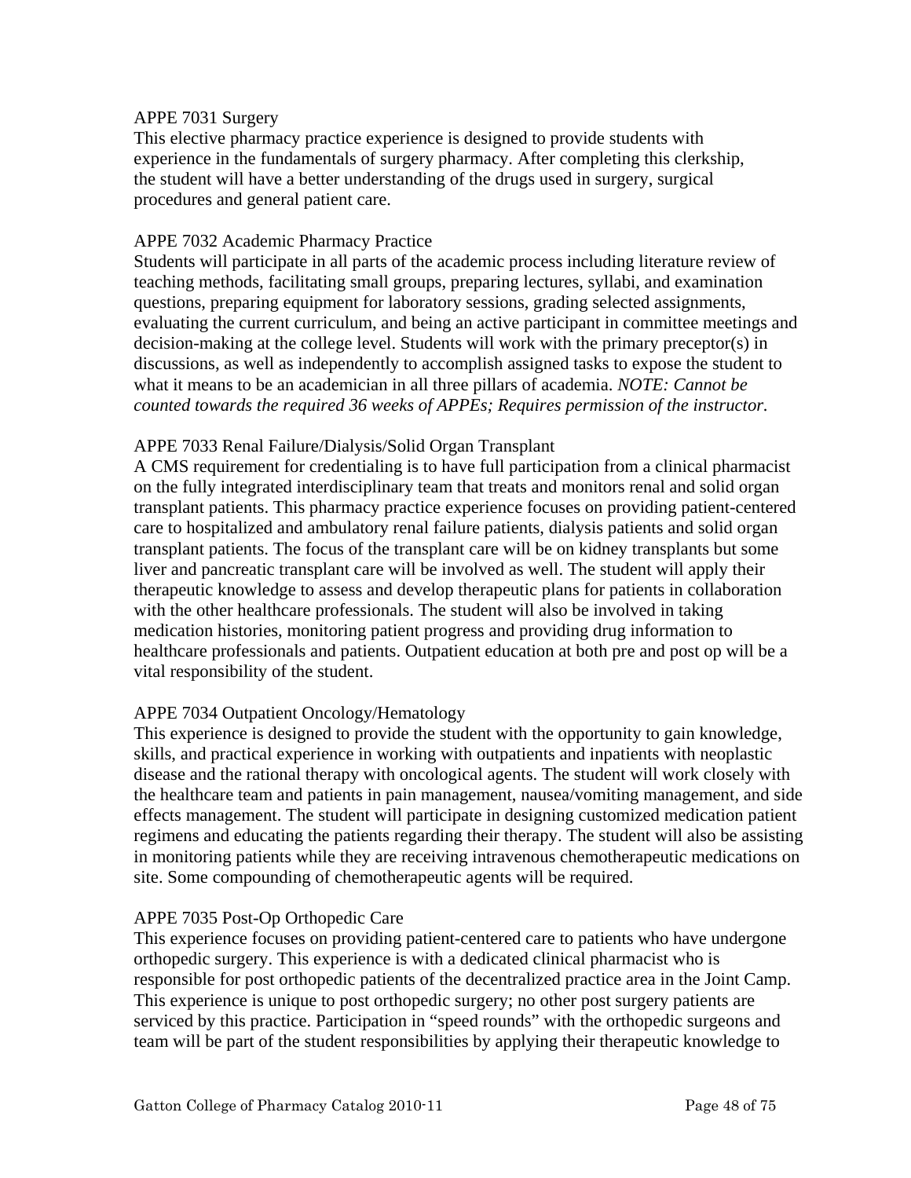### APPE 7031 Surgery

This elective pharmacy practice experience is designed to provide students with experience in the fundamentals of surgery pharmacy. After completing this clerkship, the student will have a better understanding of the drugs used in surgery, surgical procedures and general patient care.

### APPE 7032 Academic Pharmacy Practice

Students will participate in all parts of the academic process including literature review of teaching methods, facilitating small groups, preparing lectures, syllabi, and examination questions, preparing equipment for laboratory sessions, grading selected assignments, evaluating the current curriculum, and being an active participant in committee meetings and decision-making at the college level. Students will work with the primary preceptor(s) in discussions, as well as independently to accomplish assigned tasks to expose the student to what it means to be an academician in all three pillars of academia. *NOTE: Cannot be counted towards the required 36 weeks of APPEs; Requires permission of the instructor.*

### APPE 7033 Renal Failure/Dialysis/Solid Organ Transplant

A CMS requirement for credentialing is to have full participation from a clinical pharmacist on the fully integrated interdisciplinary team that treats and monitors renal and solid organ transplant patients. This pharmacy practice experience focuses on providing patient-centered care to hospitalized and ambulatory renal failure patients, dialysis patients and solid organ transplant patients. The focus of the transplant care will be on kidney transplants but some liver and pancreatic transplant care will be involved as well. The student will apply their therapeutic knowledge to assess and develop therapeutic plans for patients in collaboration with the other healthcare professionals. The student will also be involved in taking medication histories, monitoring patient progress and providing drug information to healthcare professionals and patients. Outpatient education at both pre and post op will be a vital responsibility of the student.

### APPE 7034 Outpatient Oncology/Hematology

This experience is designed to provide the student with the opportunity to gain knowledge, skills, and practical experience in working with outpatients and inpatients with neoplastic disease and the rational therapy with oncological agents. The student will work closely with the healthcare team and patients in pain management, nausea/vomiting management, and side effects management. The student will participate in designing customized medication patient regimens and educating the patients regarding their therapy. The student will also be assisting in monitoring patients while they are receiving intravenous chemotherapeutic medications on site. Some compounding of chemotherapeutic agents will be required.

### APPE 7035 Post-Op Orthopedic Care

This experience focuses on providing patient-centered care to patients who have undergone orthopedic surgery. This experience is with a dedicated clinical pharmacist who is responsible for post orthopedic patients of the decentralized practice area in the Joint Camp. This experience is unique to post orthopedic surgery; no other post surgery patients are serviced by this practice. Participation in “speed rounds” with the orthopedic surgeons and team will be part of the student responsibilities by applying their therapeutic knowledge to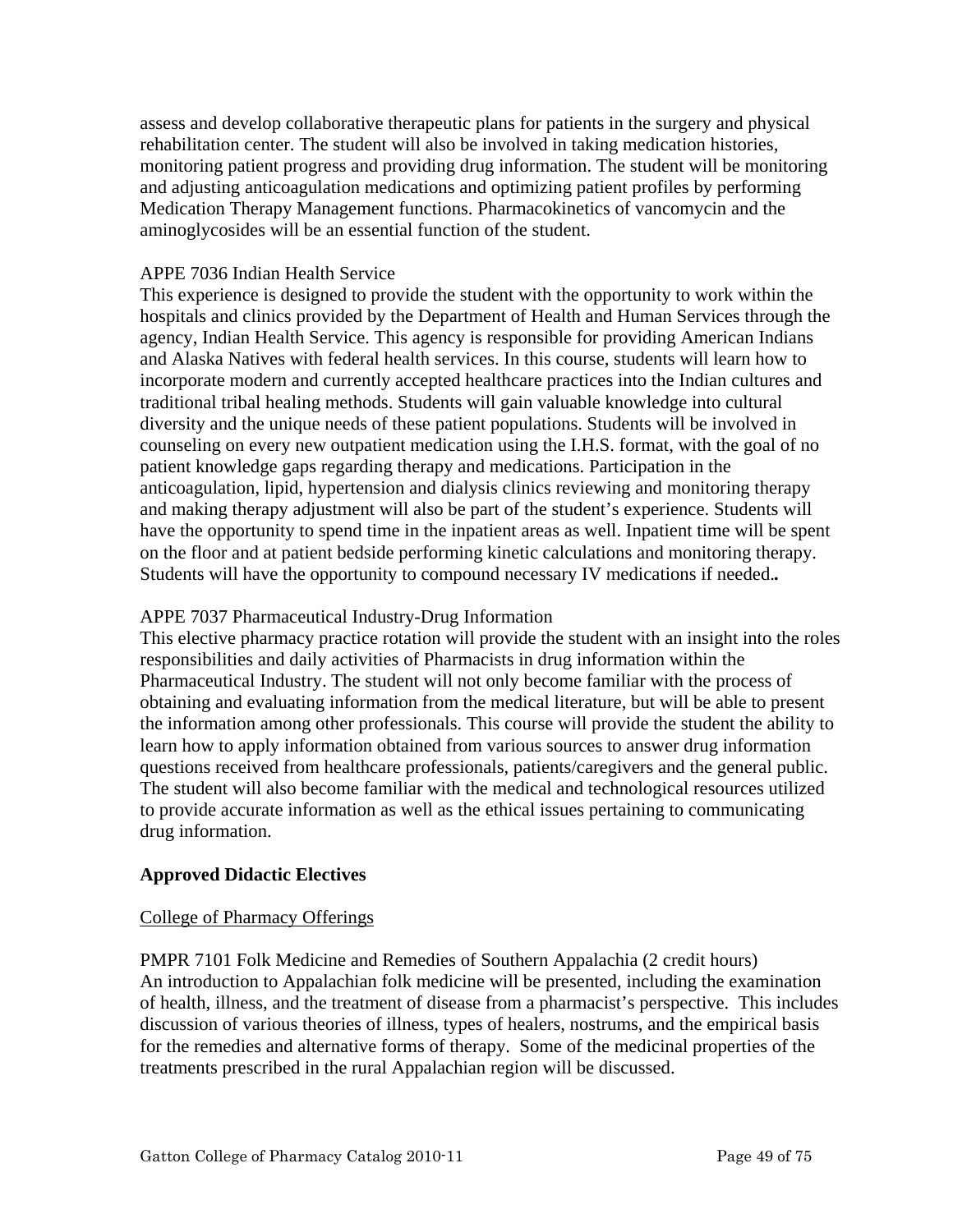assess and develop collaborative therapeutic plans for patients in the surgery and physical rehabilitation center. The student will also be involved in taking medication histories, monitoring patient progress and providing drug information. The student will be monitoring and adjusting anticoagulation medications and optimizing patient profiles by performing Medication Therapy Management functions. Pharmacokinetics of vancomycin and the aminoglycosides will be an essential function of the student.

APPE 7036 Indian Health Service
This experience is designed to provide the student with the opportunity to work within the hospitals and clinics provided by the Department of Health and Human Services through the agency, Indian Health Service. This agency is responsible for providing American Indians and Alaska Natives with federal health services. In this course, students will learn how to incorporate modern and currently accepted healthcare practices into the Indian cultures and traditional tribal healing methods. Students will gain valuable knowledge into cultural diversity and the unique needs of these patient populations. Students will be involved in counseling on every new outpatient medication using the I.H.S. format, with the goal of no patient knowledge gaps regarding therapy and medications. Participation in the anticoagulation, lipid, hypertension and dialysis clinics reviewing and monitoring therapy and making therapy adjustment will also be part of the student's experience. Students will have the opportunity to spend time in the inpatient areas as well. Inpatient time will be spent on the floor and at patient bedside performing kinetic calculations and monitoring therapy. Students will have the opportunity to compound necessary IV medications if needed**.**

APPE 7037 Pharmaceutical Industry-Drug Information
This elective pharmacy practice rotation will provide the student with an insight into the roles responsibilities and daily activities of Pharmacists in drug information within the Pharmaceutical Industry. The student will not only become familiar with the process of obtaining and evaluating information from the medical literature, but will be able to present the information among other professionals. This course will provide the student the ability to learn how to apply information obtained from various sources to answer drug information questions received from healthcare professionals, patients/caregivers and the general public. The student will also become familiar with the medical and technological resources utilized to provide accurate information as well as the ethical issues pertaining to communicating drug information.

**Approved Didactic Electives**

<u>College of Pharmacy Offerings</u>

PMPR 7101 Folk Medicine and Remedies of Southern Appalachia (2 credit hours)
An introduction to Appalachian folk medicine will be presented, including the examination of health, illness, and the treatment of disease from a pharmacist's perspective. This includes discussion of various theories of illness, types of healers, nostrums, and the empirical basis for the remedies and alternative forms of therapy. Some of the medicinal properties of the treatments prescribed in the rural Appalachian region will be discussed.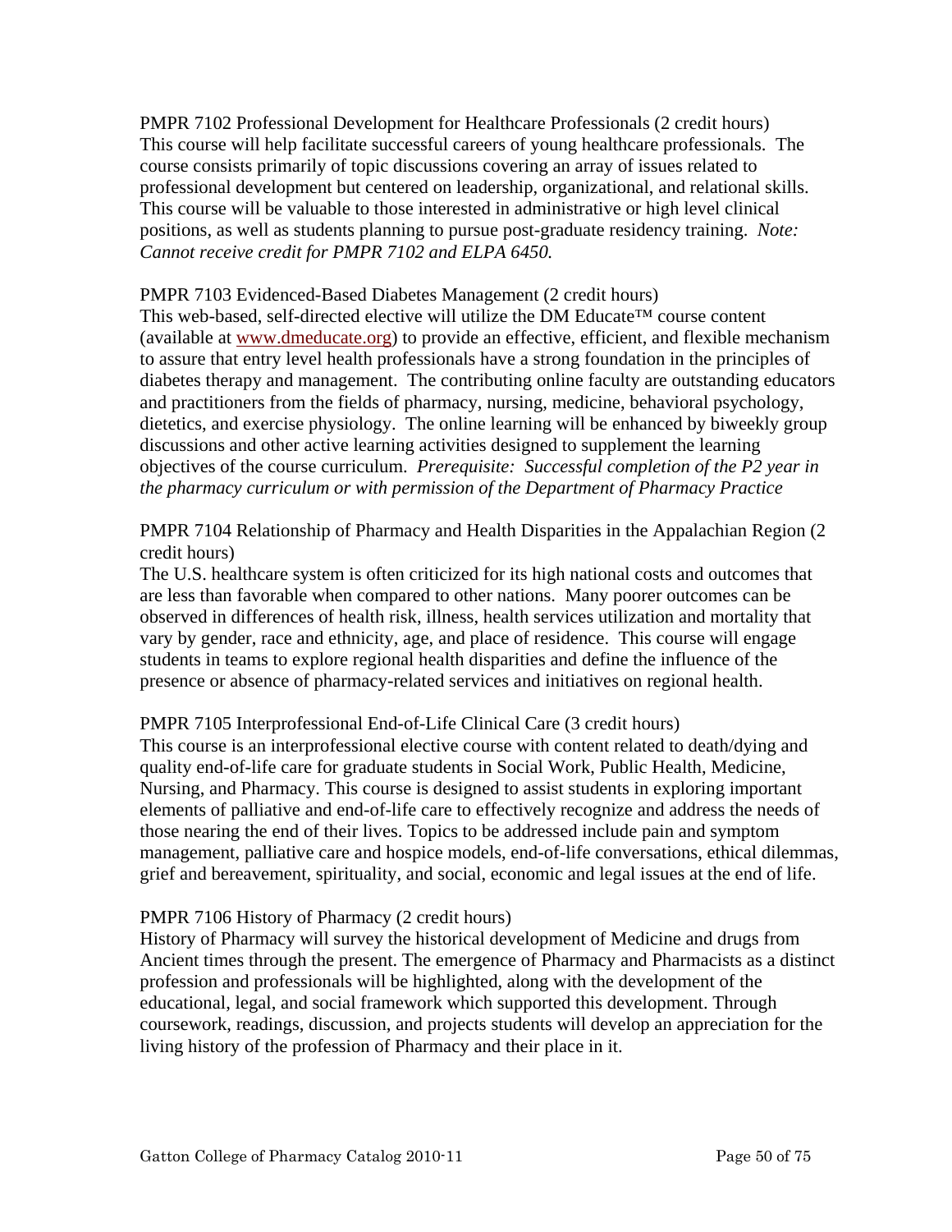PMPR 7102 Professional Development for Healthcare Professionals (2 credit hours)
This course will help facilitate successful careers of young healthcare professionals. The course consists primarily of topic discussions covering an array of issues related to professional development but centered on leadership, organizational, and relational skills. This course will be valuable to those interested in administrative or high level clinical positions, as well as students planning to pursue post-graduate residency training. *Note: Cannot receive credit for PMPR 7102 and ELPA 6450.*

PMPR 7103 Evidenced-Based Diabetes Management (2 credit hours)
This web-based, self-directed elective will utilize the DM Educate™ course content (available at [www.dmeducate.org](http://www.dmeducate.org)) to provide an effective, efficient, and flexible mechanism to assure that entry level health professionals have a strong foundation in the principles of diabetes therapy and management. The contributing online faculty are outstanding educators and practitioners from the fields of pharmacy, nursing, medicine, behavioral psychology, dietetics, and exercise physiology. The online learning will be enhanced by biweekly group discussions and other active learning activities designed to supplement the learning objectives of the course curriculum. *Prerequisite: Successful completion of the P2 year in the pharmacy curriculum or with permission of the Department of Pharmacy Practice*

PMPR 7104 Relationship of Pharmacy and Health Disparities in the Appalachian Region (2 credit hours)
The U.S. healthcare system is often criticized for its high national costs and outcomes that are less than favorable when compared to other nations. Many poorer outcomes can be observed in differences of health risk, illness, health services utilization and mortality that vary by gender, race and ethnicity, age, and place of residence. This course will engage students in teams to explore regional health disparities and define the influence of the presence or absence of pharmacy-related services and initiatives on regional health.

PMPR 7105 Interprofessional End-of-Life Clinical Care (3 credit hours)
This course is an interprofessional elective course with content related to death/dying and quality end-of-life care for graduate students in Social Work, Public Health, Medicine, Nursing, and Pharmacy. This course is designed to assist students in exploring important elements of palliative and end-of-life care to effectively recognize and address the needs of those nearing the end of their lives. Topics to be addressed include pain and symptom management, palliative care and hospice models, end-of-life conversations, ethical dilemmas, grief and bereavement, spirituality, and social, economic and legal issues at the end of life.

PMPR 7106 History of Pharmacy (2 credit hours)
History of Pharmacy will survey the historical development of Medicine and drugs from Ancient times through the present. The emergence of Pharmacy and Pharmacists as a distinct profession and professionals will be highlighted, along with the development of the educational, legal, and social framework which supported this development. Through coursework, readings, discussion, and projects students will develop an appreciation for the living history of the profession of Pharmacy and their place in it.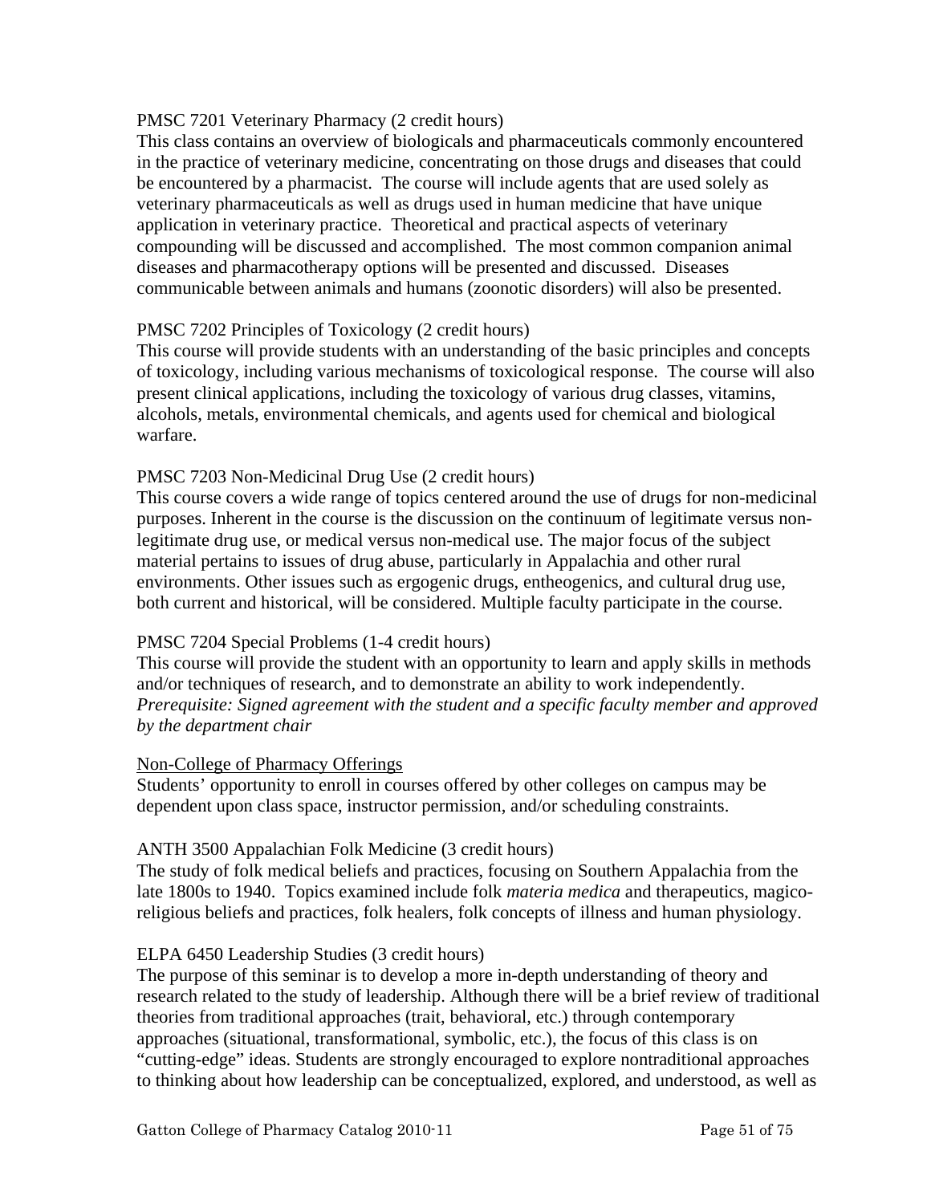PMSC 7201 Veterinary Pharmacy (2 credit hours)
This class contains an overview of biologicals and pharmaceuticals commonly encountered in the practice of veterinary medicine, concentrating on those drugs and diseases that could be encountered by a pharmacist. The course will include agents that are used solely as veterinary pharmaceuticals as well as drugs used in human medicine that have unique application in veterinary practice. Theoretical and practical aspects of veterinary compounding will be discussed and accomplished. The most common companion animal diseases and pharmacotherapy options will be presented and discussed. Diseases communicable between animals and humans (zoonotic disorders) will also be presented.

PMSC 7202 Principles of Toxicology (2 credit hours)
This course will provide students with an understanding of the basic principles and concepts of toxicology, including various mechanisms of toxicological response. The course will also present clinical applications, including the toxicology of various drug classes, vitamins, alcohols, metals, environmental chemicals, and agents used for chemical and biological warfare.

PMSC 7203 Non-Medicinal Drug Use (2 credit hours)
This course covers a wide range of topics centered around the use of drugs for non-medicinal purposes. Inherent in the course is the discussion on the continuum of legitimate versus non-legitimate drug use, or medical versus non-medical use. The major focus of the subject material pertains to issues of drug abuse, particularly in Appalachia and other rural environments. Other issues such as ergogenic drugs, entheogenics, and cultural drug use, both current and historical, will be considered. Multiple faculty participate in the course.

PMSC 7204 Special Problems (1-4 credit hours)
This course will provide the student with an opportunity to learn and apply skills in methods and/or techniques of research, and to demonstrate an ability to work independently.
*Prerequisite: Signed agreement with the student and a specific faculty member and approved by the department chair*

<u>Non-College of Pharmacy Offerings</u>
Students' opportunity to enroll in courses offered by other colleges on campus may be dependent upon class space, instructor permission, and/or scheduling constraints.

ANTH 3500 Appalachian Folk Medicine (3 credit hours)
The study of folk medical beliefs and practices, focusing on Southern Appalachia from the late 1800s to 1940. Topics examined include folk *materia medica* and therapeutics, magico-religious beliefs and practices, folk healers, folk concepts of illness and human physiology.

ELPA 6450 Leadership Studies (3 credit hours)
The purpose of this seminar is to develop a more in-depth understanding of theory and research related to the study of leadership. Although there will be a brief review of traditional theories from traditional approaches (trait, behavioral, etc.) through contemporary approaches (situational, transformational, symbolic, etc.), the focus of this class is on "cutting-edge" ideas. Students are strongly encouraged to explore nontraditional approaches to thinking about how leadership can be conceptualized, explored, and understood, as well as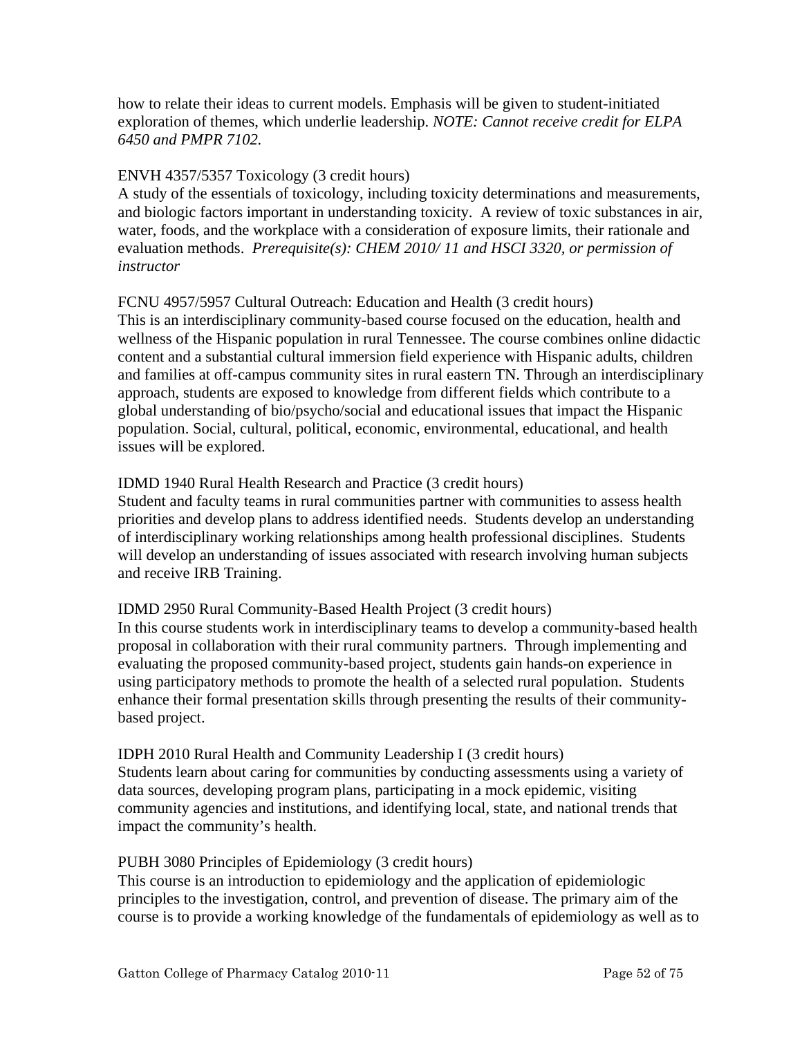how to relate their ideas to current models. Emphasis will be given to student-initiated exploration of themes, which underlie leadership. *NOTE: Cannot receive credit for ELPA 6450 and PMPR 7102.*

ENVH 4357/5357 Toxicology (3 credit hours)
A study of the essentials of toxicology, including toxicity determinations and measurements, and biologic factors important in understanding toxicity. A review of toxic substances in air, water, foods, and the workplace with a consideration of exposure limits, their rationale and evaluation methods. *Prerequisite(s): CHEM 2010/ 11 and HSCI 3320, or permission of instructor*

FCNU 4957/5957 Cultural Outreach: Education and Health (3 credit hours)
This is an interdisciplinary community-based course focused on the education, health and wellness of the Hispanic population in rural Tennessee. The course combines online didactic content and a substantial cultural immersion field experience with Hispanic adults, children and families at off-campus community sites in rural eastern TN. Through an interdisciplinary approach, students are exposed to knowledge from different fields which contribute to a global understanding of bio/psycho/social and educational issues that impact the Hispanic population. Social, cultural, political, economic, environmental, educational, and health issues will be explored.

IDMD 1940 Rural Health Research and Practice (3 credit hours)
Student and faculty teams in rural communities partner with communities to assess health priorities and develop plans to address identified needs. Students develop an understanding of interdisciplinary working relationships among health professional disciplines. Students will develop an understanding of issues associated with research involving human subjects and receive IRB Training.

IDMD 2950 Rural Community-Based Health Project (3 credit hours)
In this course students work in interdisciplinary teams to develop a community-based health proposal in collaboration with their rural community partners. Through implementing and evaluating the proposed community-based project, students gain hands-on experience in using participatory methods to promote the health of a selected rural population. Students enhance their formal presentation skills through presenting the results of their community-based project.

IDPH 2010 Rural Health and Community Leadership I (3 credit hours)
Students learn about caring for communities by conducting assessments using a variety of data sources, developing program plans, participating in a mock epidemic, visiting community agencies and institutions, and identifying local, state, and national trends that impact the community's health.

PUBH 3080 Principles of Epidemiology (3 credit hours)
This course is an introduction to epidemiology and the application of epidemiologic principles to the investigation, control, and prevention of disease. The primary aim of the course is to provide a working knowledge of the fundamentals of epidemiology as well as to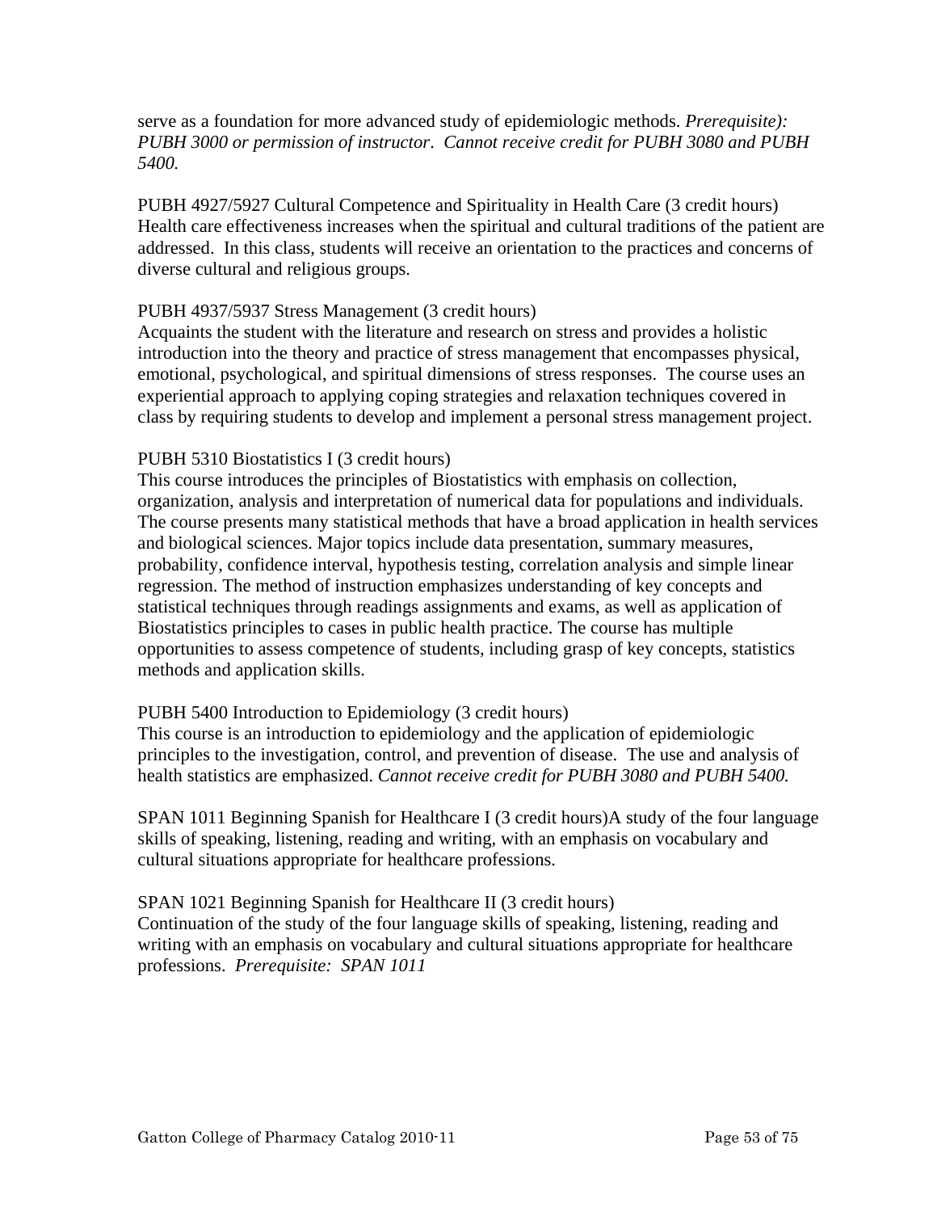serve as a foundation for more advanced study of epidemiologic methods. *Prerequisite): PUBH 3000 or permission of instructor. Cannot receive credit for PUBH 3080 and PUBH 5400.*

PUBH 4927/5927 Cultural Competence and Spirituality in Health Care (3 credit hours)
Health care effectiveness increases when the spiritual and cultural traditions of the patient are addressed. In this class, students will receive an orientation to the practices and concerns of diverse cultural and religious groups.

PUBH 4937/5937 Stress Management (3 credit hours)
Acquaints the student with the literature and research on stress and provides a holistic introduction into the theory and practice of stress management that encompasses physical, emotional, psychological, and spiritual dimensions of stress responses. The course uses an experiential approach to applying coping strategies and relaxation techniques covered in class by requiring students to develop and implement a personal stress management project.

PUBH 5310 Biostatistics I (3 credit hours)
This course introduces the principles of Biostatistics with emphasis on collection, organization, analysis and interpretation of numerical data for populations and individuals. The course presents many statistical methods that have a broad application in health services and biological sciences. Major topics include data presentation, summary measures, probability, confidence interval, hypothesis testing, correlation analysis and simple linear regression. The method of instruction emphasizes understanding of key concepts and statistical techniques through readings assignments and exams, as well as application of Biostatistics principles to cases in public health practice. The course has multiple opportunities to assess competence of students, including grasp of key concepts, statistics methods and application skills.

PUBH 5400 Introduction to Epidemiology (3 credit hours)
This course is an introduction to epidemiology and the application of epidemiologic principles to the investigation, control, and prevention of disease. The use and analysis of health statistics are emphasized. *Cannot receive credit for PUBH 3080 and PUBH 5400.*

SPAN 1011 Beginning Spanish for Healthcare I (3 credit hours)A study of the four language skills of speaking, listening, reading and writing, with an emphasis on vocabulary and cultural situations appropriate for healthcare professions.

SPAN 1021 Beginning Spanish for Healthcare II (3 credit hours)
Continuation of the study of the four language skills of speaking, listening, reading and writing with an emphasis on vocabulary and cultural situations appropriate for healthcare professions. *Prerequisite: SPAN 1011*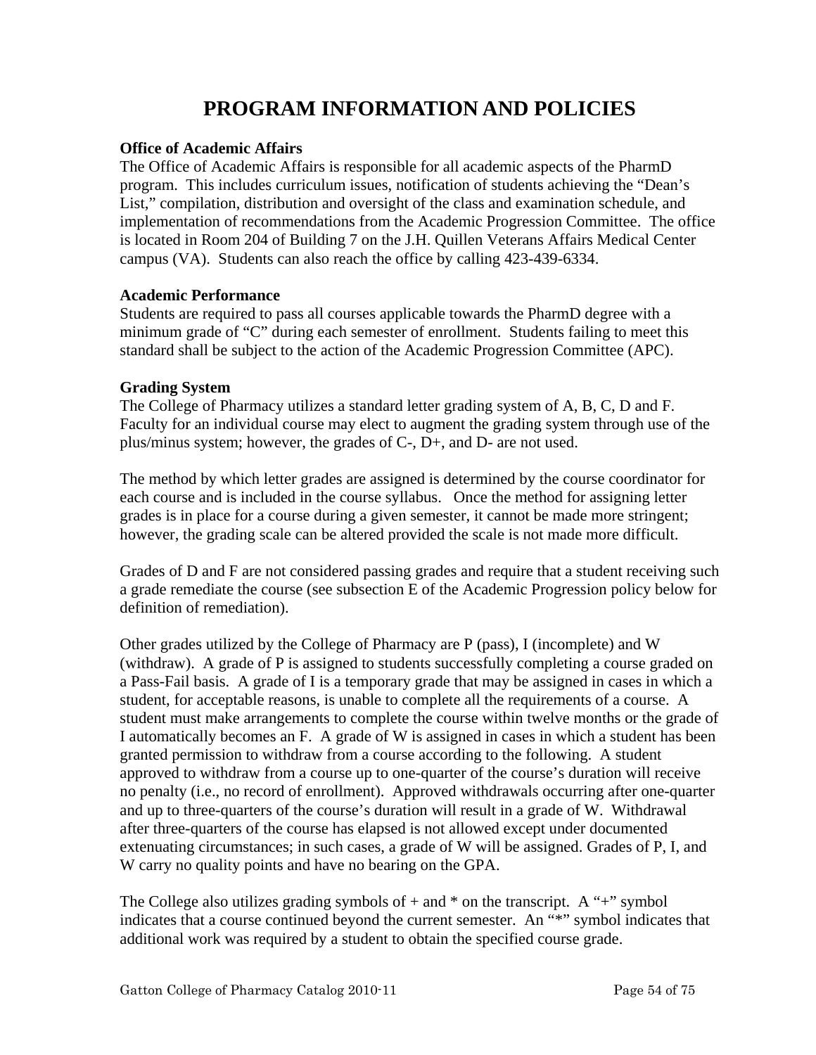# PROGRAM INFORMATION AND POLICIES

**Office of Academic Affairs**
The Office of Academic Affairs is responsible for all academic aspects of the PharmD program. This includes curriculum issues, notification of students achieving the "Dean's List," compilation, distribution and oversight of the class and examination schedule, and implementation of recommendations from the Academic Progression Committee. The office is located in Room 204 of Building 7 on the J.H. Quillen Veterans Affairs Medical Center campus (VA). Students can also reach the office by calling 423-439-6334.

**Academic Performance**
Students are required to pass all courses applicable towards the PharmD degree with a minimum grade of "C" during each semester of enrollment. Students failing to meet this standard shall be subject to the action of the Academic Progression Committee (APC).

**Grading System**
The College of Pharmacy utilizes a standard letter grading system of A, B, C, D and F. Faculty for an individual course may elect to augment the grading system through use of the plus/minus system; however, the grades of C-, D+, and D- are not used.

The method by which letter grades are assigned is determined by the course coordinator for each course and is included in the course syllabus. Once the method for assigning letter grades is in place for a course during a given semester, it cannot be made more stringent; however, the grading scale can be altered provided the scale is not made more difficult.

Grades of D and F are not considered passing grades and require that a student receiving such a grade remediate the course (see subsection E of the Academic Progression policy below for definition of remediation).

Other grades utilized by the College of Pharmacy are P (pass), I (incomplete) and W (withdraw). A grade of P is assigned to students successfully completing a course graded on a Pass-Fail basis. A grade of I is a temporary grade that may be assigned in cases in which a student, for acceptable reasons, is unable to complete all the requirements of a course. A student must make arrangements to complete the course within twelve months or the grade of I automatically becomes an F. A grade of W is assigned in cases in which a student has been granted permission to withdraw from a course according to the following. A student approved to withdraw from a course up to one-quarter of the course's duration will receive no penalty (i.e., no record of enrollment). Approved withdrawals occurring after one-quarter and up to three-quarters of the course's duration will result in a grade of W. Withdrawal after three-quarters of the course has elapsed is not allowed except under documented extenuating circumstances; in such cases, a grade of W will be assigned. Grades of P, I, and W carry no quality points and have no bearing on the GPA.

The College also utilizes grading symbols of + and * on the transcript. A "+" symbol indicates that a course continued beyond the current semester. An "*" symbol indicates that additional work was required by a student to obtain the specified course grade.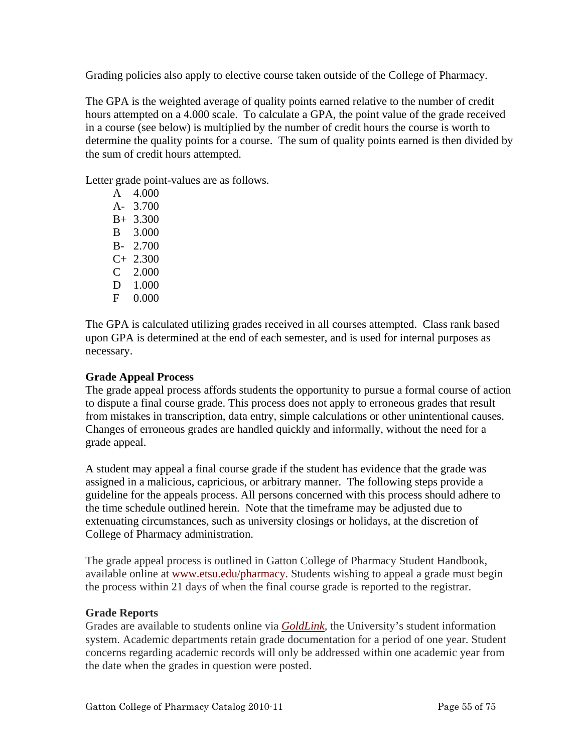Grading policies also apply to elective course taken outside of the College of Pharmacy.

The GPA is the weighted average of quality points earned relative to the number of credit hours attempted on a 4.000 scale. To calculate a GPA, the point value of the grade received in a course (see below) is multiplied by the number of credit hours the course is worth to determine the quality points for a course. The sum of quality points earned is then divided by the sum of credit hours attempted.

Letter grade point-values are as follows.

| | |
|---|---|
| A | 4.000 |
| A- | 3.700 |
| B+ | 3.300 |
| B | 3.000 |
| B- | 2.700 |
| C+ | 2.300 |
| C | 2.000 |
| D | 1.000 |
| F | 0.000 |

The GPA is calculated utilizing grades received in all courses attempted. Class rank based upon GPA is determined at the end of each semester, and is used for internal purposes as necessary.

**Grade Appeal Process**

The grade appeal process affords students the opportunity to pursue a formal course of action to dispute a final course grade. This process does not apply to erroneous grades that result from mistakes in transcription, data entry, simple calculations or other unintentional causes. Changes of erroneous grades are handled quickly and informally, without the need for a grade appeal.

A student may appeal a final course grade if the student has evidence that the grade was assigned in a malicious, capricious, or arbitrary manner. The following steps provide a guideline for the appeals process. All persons concerned with this process should adhere to the time schedule outlined herein. Note that the timeframe may be adjusted due to extenuating circumstances, such as university closings or holidays, at the discretion of College of Pharmacy administration.

The grade appeal process is outlined in Gatton College of Pharmacy Student Handbook, available online at www.etsu.edu/pharmacy. Students wishing to appeal a grade must begin the process within 21 days of when the final course grade is reported to the registrar.

**Grade Reports**

Grades are available to students online via *GoldLink*, the University's student information system. Academic departments retain grade documentation for a period of one year. Student concerns regarding academic records will only be addressed within one academic year from the date when the grades in question were posted.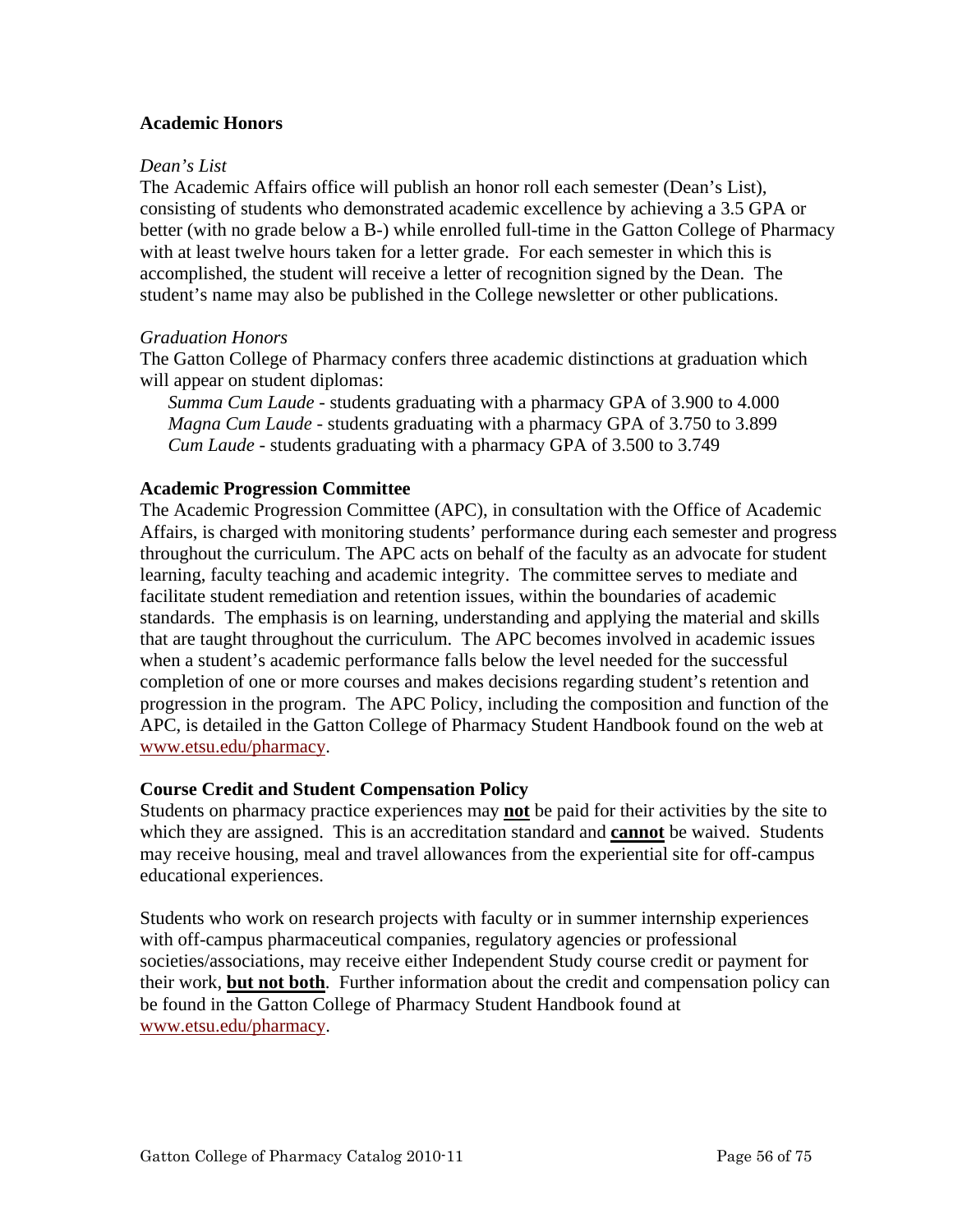## Academic Honors

*Dean's List*

The Academic Affairs office will publish an honor roll each semester (Dean's List), consisting of students who demonstrated academic excellence by achieving a 3.5 GPA or better (with no grade below a B-) while enrolled full-time in the Gatton College of Pharmacy with at least twelve hours taken for a letter grade. For each semester in which this is accomplished, the student will receive a letter of recognition signed by the Dean. The student's name may also be published in the College newsletter or other publications.

*Graduation Honors*

The Gatton College of Pharmacy confers three academic distinctions at graduation which will appear on student diplomas:

*Summa Cum Laude* - students graduating with a pharmacy GPA of 3.900 to 4.000
*Magna Cum Laude* - students graduating with a pharmacy GPA of 3.750 to 3.899
*Cum Laude* - students graduating with a pharmacy GPA of 3.500 to 3.749

## Academic Progression Committee

The Academic Progression Committee (APC), in consultation with the Office of Academic Affairs, is charged with monitoring students' performance during each semester and progress throughout the curriculum. The APC acts on behalf of the faculty as an advocate for student learning, faculty teaching and academic integrity. The committee serves to mediate and facilitate student remediation and retention issues, within the boundaries of academic standards. The emphasis is on learning, understanding and applying the material and skills that are taught throughout the curriculum. The APC becomes involved in academic issues when a student's academic performance falls below the level needed for the successful completion of one or more courses and makes decisions regarding student's retention and progression in the program. The APC Policy, including the composition and function of the APC, is detailed in the Gatton College of Pharmacy Student Handbook found on the web at www.etsu.edu/pharmacy.

## Course Credit and Student Compensation Policy

Students on pharmacy practice experiences may **not** be paid for their activities by the site to which they are assigned. This is an accreditation standard and **cannot** be waived. Students may receive housing, meal and travel allowances from the experiential site for off-campus educational experiences.

Students who work on research projects with faculty or in summer internship experiences with off-campus pharmaceutical companies, regulatory agencies or professional societies/associations, may receive either Independent Study course credit or payment for their work, **but not both**. Further information about the credit and compensation policy can be found in the Gatton College of Pharmacy Student Handbook found at www.etsu.edu/pharmacy.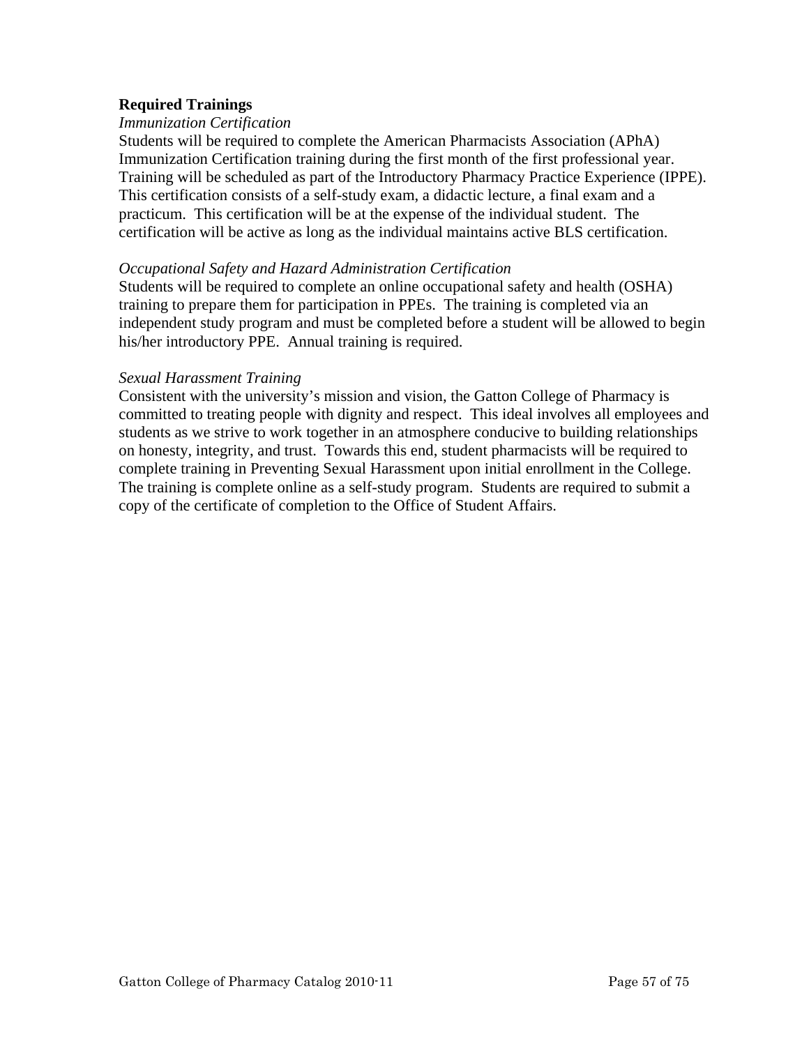**Required Trainings**

*Immunization Certification*

Students will be required to complete the American Pharmacists Association (APhA) Immunization Certification training during the first month of the first professional year. Training will be scheduled as part of the Introductory Pharmacy Practice Experience (IPPE). This certification consists of a self-study exam, a didactic lecture, a final exam and a practicum. This certification will be at the expense of the individual student. The certification will be active as long as the individual maintains active BLS certification.

*Occupational Safety and Hazard Administration Certification*

Students will be required to complete an online occupational safety and health (OSHA) training to prepare them for participation in PPEs. The training is completed via an independent study program and must be completed before a student will be allowed to begin his/her introductory PPE. Annual training is required.

*Sexual Harassment Training*

Consistent with the university's mission and vision, the Gatton College of Pharmacy is committed to treating people with dignity and respect. This ideal involves all employees and students as we strive to work together in an atmosphere conducive to building relationships on honesty, integrity, and trust. Towards this end, student pharmacists will be required to complete training in Preventing Sexual Harassment upon initial enrollment in the College. The training is complete online as a self-study program. Students are required to submit a copy of the certificate of completion to the Office of Student Affairs.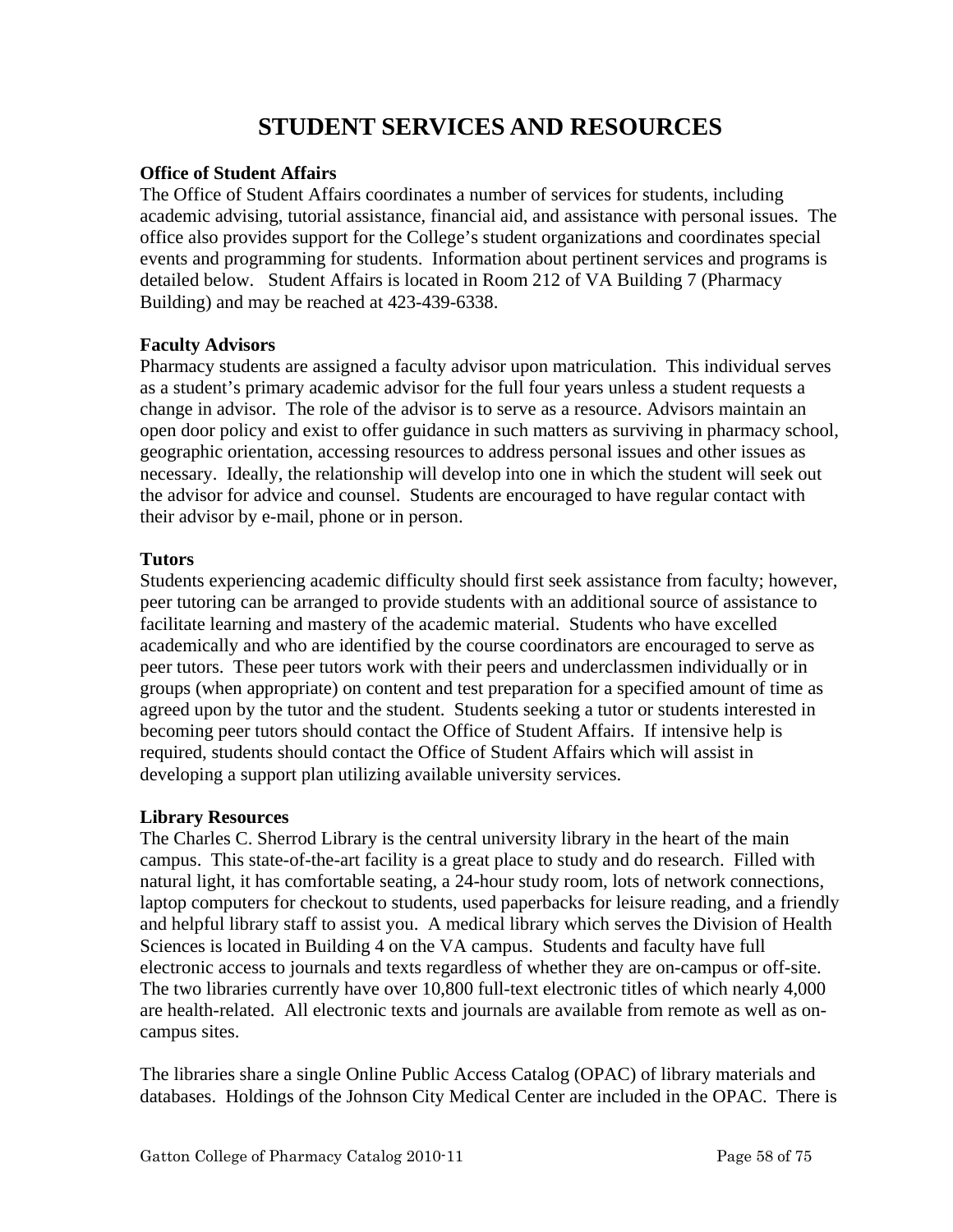# STUDENT SERVICES AND RESOURCES

**Office of Student Affairs**
The Office of Student Affairs coordinates a number of services for students, including academic advising, tutorial assistance, financial aid, and assistance with personal issues. The office also provides support for the College's student organizations and coordinates special events and programming for students. Information about pertinent services and programs is detailed below. Student Affairs is located in Room 212 of VA Building 7 (Pharmacy Building) and may be reached at 423-439-6338.

**Faculty Advisors**
Pharmacy students are assigned a faculty advisor upon matriculation. This individual serves as a student's primary academic advisor for the full four years unless a student requests a change in advisor. The role of the advisor is to serve as a resource. Advisors maintain an open door policy and exist to offer guidance in such matters as surviving in pharmacy school, geographic orientation, accessing resources to address personal issues and other issues as necessary. Ideally, the relationship will develop into one in which the student will seek out the advisor for advice and counsel. Students are encouraged to have regular contact with their advisor by e-mail, phone or in person.

**Tutors**
Students experiencing academic difficulty should first seek assistance from faculty; however, peer tutoring can be arranged to provide students with an additional source of assistance to facilitate learning and mastery of the academic material. Students who have excelled academically and who are identified by the course coordinators are encouraged to serve as peer tutors. These peer tutors work with their peers and underclassmen individually or in groups (when appropriate) on content and test preparation for a specified amount of time as agreed upon by the tutor and the student. Students seeking a tutor or students interested in becoming peer tutors should contact the Office of Student Affairs. If intensive help is required, students should contact the Office of Student Affairs which will assist in developing a support plan utilizing available university services.

**Library Resources**
The Charles C. Sherrod Library is the central university library in the heart of the main campus. This state-of-the-art facility is a great place to study and do research. Filled with natural light, it has comfortable seating, a 24-hour study room, lots of network connections, laptop computers for checkout to students, used paperbacks for leisure reading, and a friendly and helpful library staff to assist you. A medical library which serves the Division of Health Sciences is located in Building 4 on the VA campus. Students and faculty have full electronic access to journals and texts regardless of whether they are on-campus or off-site. The two libraries currently have over 10,800 full-text electronic titles of which nearly 4,000 are health-related. All electronic texts and journals are available from remote as well as on-campus sites.

The libraries share a single Online Public Access Catalog (OPAC) of library materials and databases. Holdings of the Johnson City Medical Center are included in the OPAC. There is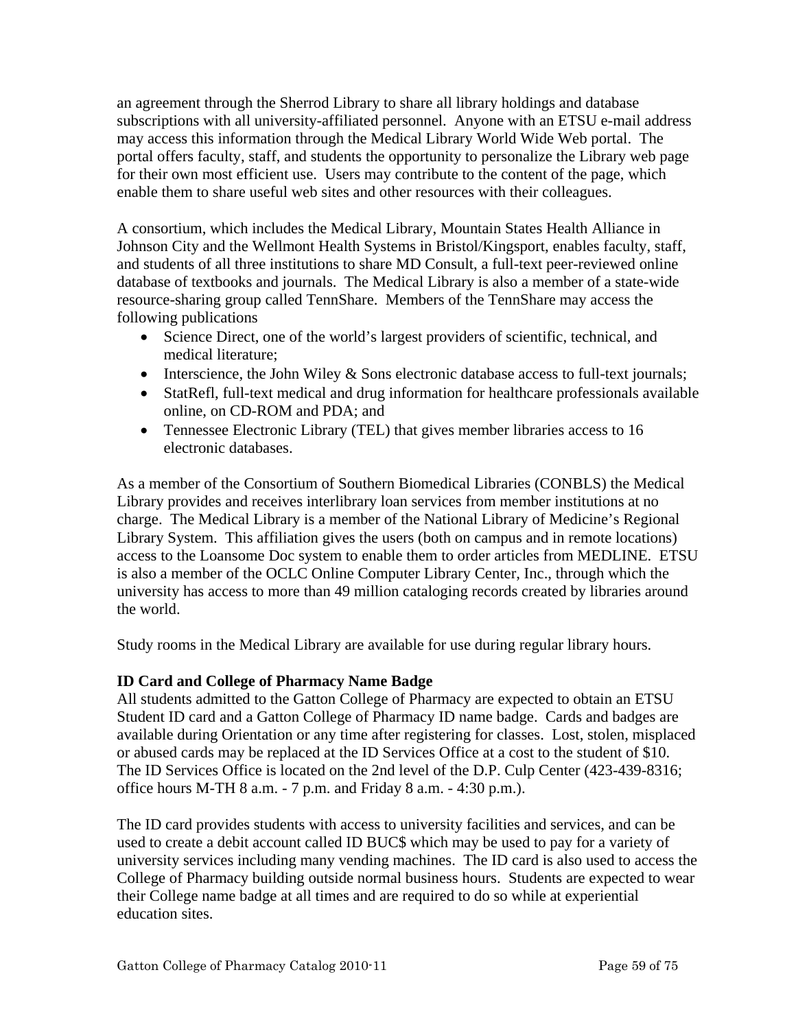an agreement through the Sherrod Library to share all library holdings and database subscriptions with all university-affiliated personnel. Anyone with an ETSU e-mail address may access this information through the Medical Library World Wide Web portal. The portal offers faculty, staff, and students the opportunity to personalize the Library web page for their own most efficient use. Users may contribute to the content of the page, which enable them to share useful web sites and other resources with their colleagues.

A consortium, which includes the Medical Library, Mountain States Health Alliance in Johnson City and the Wellmont Health Systems in Bristol/Kingsport, enables faculty, staff, and students of all three institutions to share MD Consult, a full-text peer-reviewed online database of textbooks and journals. The Medical Library is also a member of a state-wide resource-sharing group called TennShare. Members of the TennShare may access the following publications

- Science Direct, one of the world's largest providers of scientific, technical, and medical literature;
- Interscience, the John Wiley & Sons electronic database access to full-text journals;
- StatRefl, full-text medical and drug information for healthcare professionals available online, on CD-ROM and PDA; and
- Tennessee Electronic Library (TEL) that gives member libraries access to 16 electronic databases.

As a member of the Consortium of Southern Biomedical Libraries (CONBLS) the Medical Library provides and receives interlibrary loan services from member institutions at no charge. The Medical Library is a member of the National Library of Medicine's Regional Library System. This affiliation gives the users (both on campus and in remote locations) access to the Loansome Doc system to enable them to order articles from MEDLINE. ETSU is also a member of the OCLC Online Computer Library Center, Inc., through which the university has access to more than 49 million cataloging records created by libraries around the world.

Study rooms in the Medical Library are available for use during regular library hours.

**ID Card and College of Pharmacy Name Badge**

All students admitted to the Gatton College of Pharmacy are expected to obtain an ETSU Student ID card and a Gatton College of Pharmacy ID name badge. Cards and badges are available during Orientation or any time after registering for classes. Lost, stolen, misplaced or abused cards may be replaced at the ID Services Office at a cost to the student of $10. The ID Services Office is located on the 2nd level of the D.P. Culp Center (423-439-8316; office hours M-TH 8 a.m. - 7 p.m. and Friday 8 a.m. - 4:30 p.m.).

The ID card provides students with access to university facilities and services, and can be used to create a debit account called ID BUC$ which may be used to pay for a variety of university services including many vending machines. The ID card is also used to access the College of Pharmacy building outside normal business hours. Students are expected to wear their College name badge at all times and are required to do so while at experiential education sites.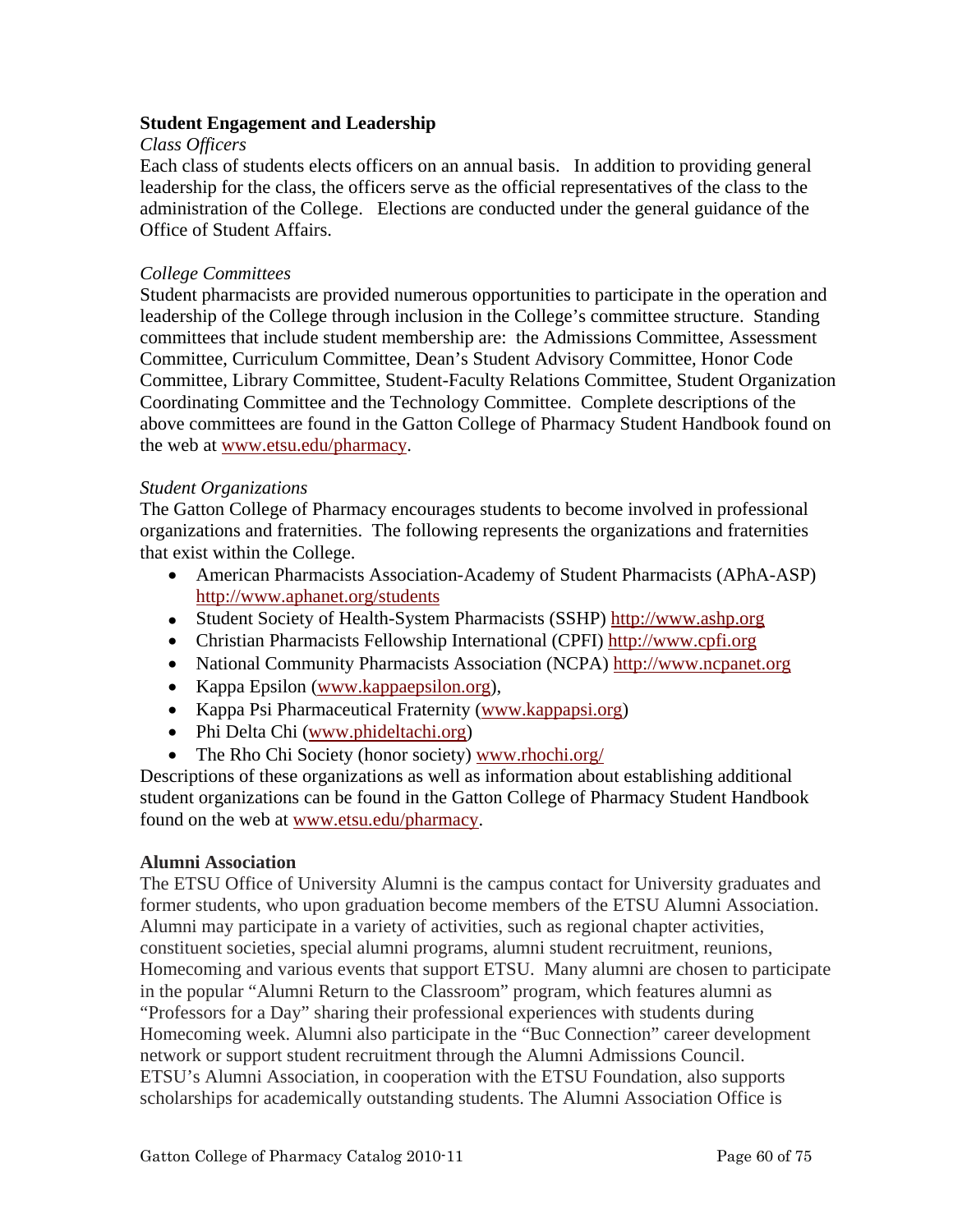## Student Engagement and Leadership

*Class Officers*

Each class of students elects officers on an annual basis. In addition to providing general leadership for the class, the officers serve as the official representatives of the class to the administration of the College. Elections are conducted under the general guidance of the Office of Student Affairs.

*College Committees*

Student pharmacists are provided numerous opportunities to participate in the operation and leadership of the College through inclusion in the College's committee structure. Standing committees that include student membership are: the Admissions Committee, Assessment Committee, Curriculum Committee, Dean's Student Advisory Committee, Honor Code Committee, Library Committee, Student-Faculty Relations Committee, Student Organization Coordinating Committee and the Technology Committee. Complete descriptions of the above committees are found in the Gatton College of Pharmacy Student Handbook found on the web at www.etsu.edu/pharmacy.

*Student Organizations*

The Gatton College of Pharmacy encourages students to become involved in professional organizations and fraternities. The following represents the organizations and fraternities that exist within the College.

- American Pharmacists Association-Academy of Student Pharmacists (APhA-ASP) http://www.aphanet.org/students
- Student Society of Health-System Pharmacists (SSHP) http://www.ashp.org
- Christian Pharmacists Fellowship International (CPFI) http://www.cpfi.org
- National Community Pharmacists Association (NCPA) http://www.ncpanet.org
- Kappa Epsilon (www.kappaepsilon.org),
- Kappa Psi Pharmaceutical Fraternity (www.kappapsi.org)
- Phi Delta Chi (www.phideltachi.org)
- The Rho Chi Society (honor society) www.rhochi.org/

Descriptions of these organizations as well as information about establishing additional student organizations can be found in the Gatton College of Pharmacy Student Handbook found on the web at www.etsu.edu/pharmacy.

## Alumni Association

The ETSU Office of University Alumni is the campus contact for University graduates and former students, who upon graduation become members of the ETSU Alumni Association. Alumni may participate in a variety of activities, such as regional chapter activities, constituent societies, special alumni programs, alumni student recruitment, reunions, Homecoming and various events that support ETSU. Many alumni are chosen to participate in the popular "Alumni Return to the Classroom" program, which features alumni as "Professors for a Day" sharing their professional experiences with students during Homecoming week. Alumni also participate in the "Buc Connection" career development network or support student recruitment through the Alumni Admissions Council. ETSU's Alumni Association, in cooperation with the ETSU Foundation, also supports scholarships for academically outstanding students. The Alumni Association Office is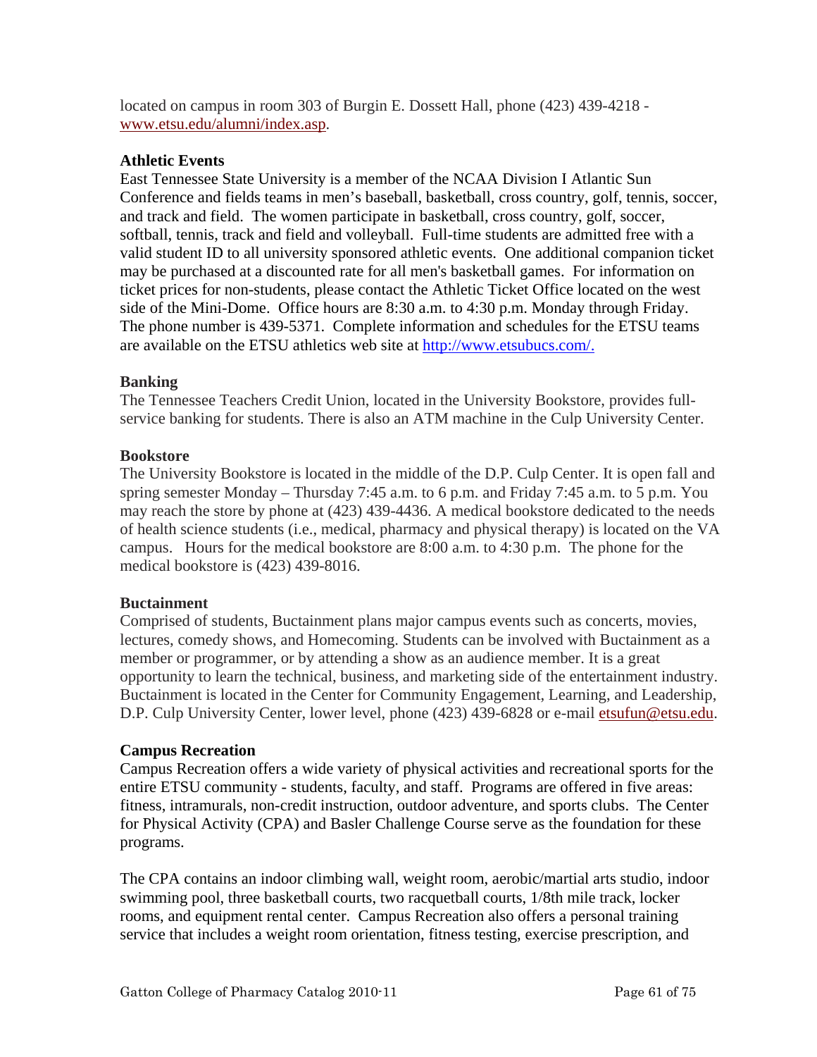located on campus in room 303 of Burgin E. Dossett Hall, phone (423) 439-4218 - www.etsu.edu/alumni/index.asp.

**Athletic Events**

East Tennessee State University is a member of the NCAA Division I Atlantic Sun Conference and fields teams in men's baseball, basketball, cross country, golf, tennis, soccer, and track and field. The women participate in basketball, cross country, golf, soccer, softball, tennis, track and field and volleyball. Full-time students are admitted free with a valid student ID to all university sponsored athletic events. One additional companion ticket may be purchased at a discounted rate for all men's basketball games. For information on ticket prices for non-students, please contact the Athletic Ticket Office located on the west side of the Mini-Dome. Office hours are 8:30 a.m. to 4:30 p.m. Monday through Friday. The phone number is 439-5371. Complete information and schedules for the ETSU teams are available on the ETSU athletics web site at http://www.etsubucs.com/.

**Banking**

The Tennessee Teachers Credit Union, located in the University Bookstore, provides full-service banking for students. There is also an ATM machine in the Culp University Center.

**Bookstore**

The University Bookstore is located in the middle of the D.P. Culp Center. It is open fall and spring semester Monday – Thursday 7:45 a.m. to 6 p.m. and Friday 7:45 a.m. to 5 p.m. You may reach the store by phone at (423) 439-4436. A medical bookstore dedicated to the needs of health science students (i.e., medical, pharmacy and physical therapy) is located on the VA campus. Hours for the medical bookstore are 8:00 a.m. to 4:30 p.m. The phone for the medical bookstore is (423) 439-8016.

**Buctainment**

Comprised of students, Buctainment plans major campus events such as concerts, movies, lectures, comedy shows, and Homecoming. Students can be involved with Buctainment as a member or programmer, or by attending a show as an audience member. It is a great opportunity to learn the technical, business, and marketing side of the entertainment industry. Buctainment is located in the Center for Community Engagement, Learning, and Leadership, D.P. Culp University Center, lower level, phone (423) 439-6828 or e-mail etsufun@etsu.edu.

**Campus Recreation**

Campus Recreation offers a wide variety of physical activities and recreational sports for the entire ETSU community - students, faculty, and staff. Programs are offered in five areas: fitness, intramurals, non-credit instruction, outdoor adventure, and sports clubs. The Center for Physical Activity (CPA) and Basler Challenge Course serve as the foundation for these programs.

The CPA contains an indoor climbing wall, weight room, aerobic/martial arts studio, indoor swimming pool, three basketball courts, two racquetball courts, 1/8th mile track, locker rooms, and equipment rental center. Campus Recreation also offers a personal training service that includes a weight room orientation, fitness testing, exercise prescription, and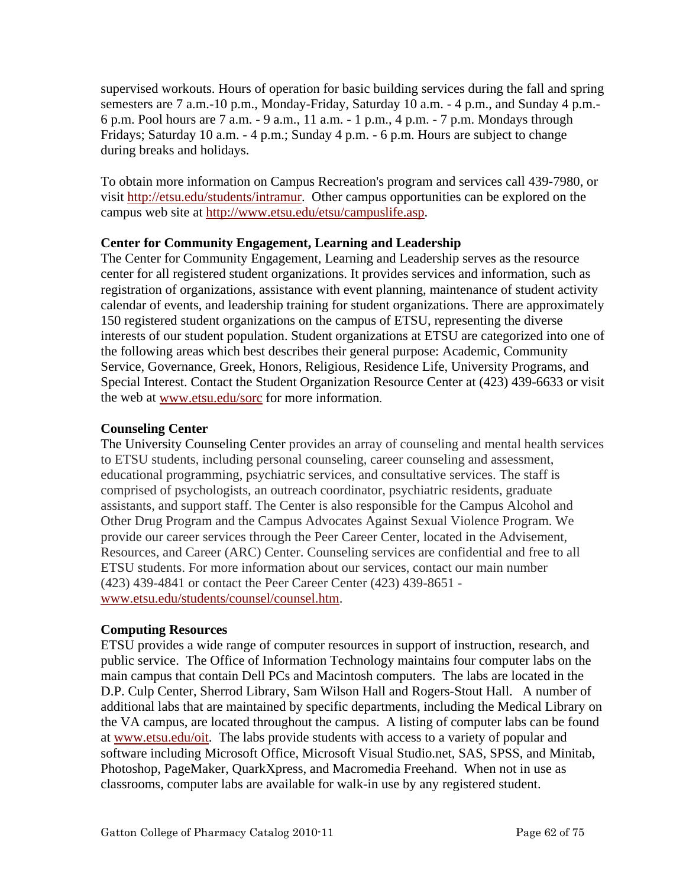supervised workouts. Hours of operation for basic building services during the fall and spring semesters are 7 a.m.-10 p.m., Monday-Friday, Saturday 10 a.m. - 4 p.m., and Sunday 4 p.m.- 6 p.m. Pool hours are 7 a.m. - 9 a.m., 11 a.m. - 1 p.m., 4 p.m. - 7 p.m. Mondays through Fridays; Saturday 10 a.m. - 4 p.m.; Sunday 4 p.m. - 6 p.m. Hours are subject to change during breaks and holidays.

To obtain more information on Campus Recreation's program and services call 439-7980, or visit http://etsu.edu/students/intramur. Other campus opportunities can be explored on the campus web site at http://www.etsu.edu/etsu/campuslife.asp.

**Center for Community Engagement, Learning and Leadership**

The Center for Community Engagement, Learning and Leadership serves as the resource center for all registered student organizations. It provides services and information, such as registration of organizations, assistance with event planning, maintenance of student activity calendar of events, and leadership training for student organizations. There are approximately 150 registered student organizations on the campus of ETSU, representing the diverse interests of our student population. Student organizations at ETSU are categorized into one of the following areas which best describes their general purpose: Academic, Community Service, Governance, Greek, Honors, Religious, Residence Life, University Programs, and Special Interest. Contact the Student Organization Resource Center at (423) 439-6633 or visit the web at www.etsu.edu/sorc for more information.

**Counseling Center**

The University Counseling Center provides an array of counseling and mental health services to ETSU students, including personal counseling, career counseling and assessment, educational programming, psychiatric services, and consultative services. The staff is comprised of psychologists, an outreach coordinator, psychiatric residents, graduate assistants, and support staff. The Center is also responsible for the Campus Alcohol and Other Drug Program and the Campus Advocates Against Sexual Violence Program. We provide our career services through the Peer Career Center, located in the Advisement, Resources, and Career (ARC) Center. Counseling services are confidential and free to all ETSU students. For more information about our services, contact our main number (423) 439-4841 or contact the Peer Career Center (423) 439-8651 - www.etsu.edu/students/counsel/counsel.htm.

**Computing Resources**

ETSU provides a wide range of computer resources in support of instruction, research, and public service. The Office of Information Technology maintains four computer labs on the main campus that contain Dell PCs and Macintosh computers. The labs are located in the D.P. Culp Center, Sherrod Library, Sam Wilson Hall and Rogers-Stout Hall. A number of additional labs that are maintained by specific departments, including the Medical Library on the VA campus, are located throughout the campus. A listing of computer labs can be found at www.etsu.edu/oit. The labs provide students with access to a variety of popular and software including Microsoft Office, Microsoft Visual Studio.net, SAS, SPSS, and Minitab, Photoshop, PageMaker, QuarkXpress, and Macromedia Freehand. When not in use as classrooms, computer labs are available for walk-in use by any registered student.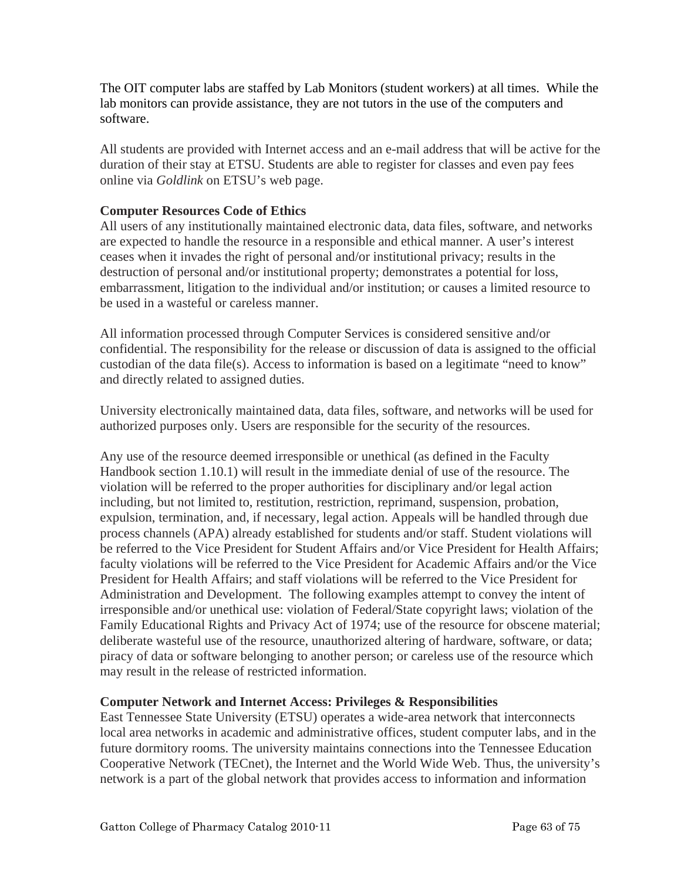The OIT computer labs are staffed by Lab Monitors (student workers) at all times. While the lab monitors can provide assistance, they are not tutors in the use of the computers and software.

All students are provided with Internet access and an e-mail address that will be active for the duration of their stay at ETSU. Students are able to register for classes and even pay fees online via *Goldlink* on ETSU's web page.

**Computer Resources Code of Ethics**
All users of any institutionally maintained electronic data, data files, software, and networks are expected to handle the resource in a responsible and ethical manner. A user's interest ceases when it invades the right of personal and/or institutional privacy; results in the destruction of personal and/or institutional property; demonstrates a potential for loss, embarrassment, litigation to the individual and/or institution; or causes a limited resource to be used in a wasteful or careless manner.

All information processed through Computer Services is considered sensitive and/or confidential. The responsibility for the release or discussion of data is assigned to the official custodian of the data file(s). Access to information is based on a legitimate "need to know" and directly related to assigned duties.

University electronically maintained data, data files, software, and networks will be used for authorized purposes only. Users are responsible for the security of the resources.

Any use of the resource deemed irresponsible or unethical (as defined in the Faculty Handbook section 1.10.1) will result in the immediate denial of use of the resource. The violation will be referred to the proper authorities for disciplinary and/or legal action including, but not limited to, restitution, restriction, reprimand, suspension, probation, expulsion, termination, and, if necessary, legal action. Appeals will be handled through due process channels (APA) already established for students and/or staff. Student violations will be referred to the Vice President for Student Affairs and/or Vice President for Health Affairs; faculty violations will be referred to the Vice President for Academic Affairs and/or the Vice President for Health Affairs; and staff violations will be referred to the Vice President for Administration and Development. The following examples attempt to convey the intent of irresponsible and/or unethical use: violation of Federal/State copyright laws; violation of the Family Educational Rights and Privacy Act of 1974; use of the resource for obscene material; deliberate wasteful use of the resource, unauthorized altering of hardware, software, or data; piracy of data or software belonging to another person; or careless use of the resource which may result in the release of restricted information.

**Computer Network and Internet Access: Privileges & Responsibilities**
East Tennessee State University (ETSU) operates a wide-area network that interconnects local area networks in academic and administrative offices, student computer labs, and in the future dormitory rooms. The university maintains connections into the Tennessee Education Cooperative Network (TECnet), the Internet and the World Wide Web. Thus, the university's network is a part of the global network that provides access to information and information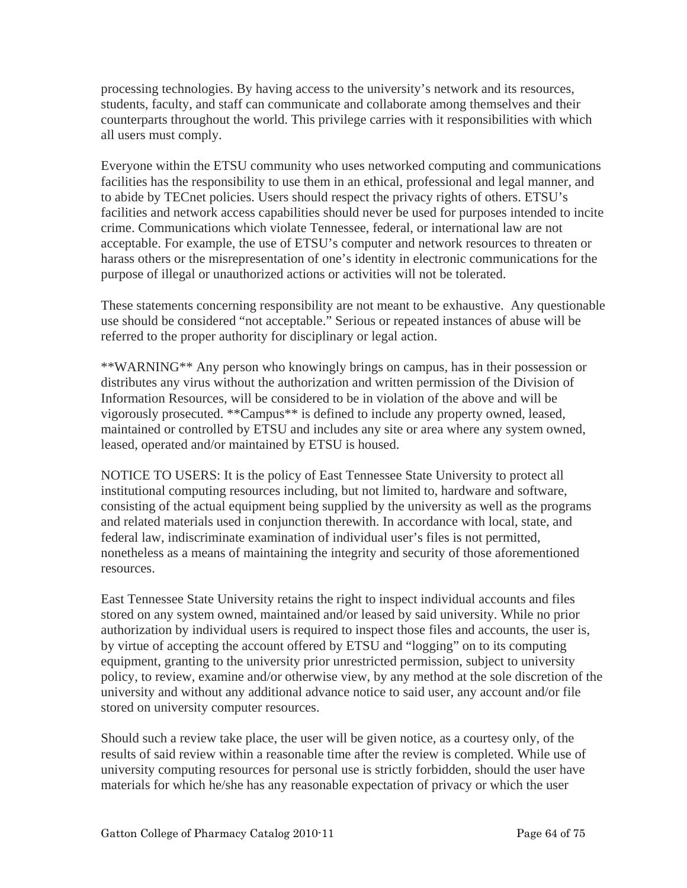processing technologies. By having access to the university's network and its resources, students, faculty, and staff can communicate and collaborate among themselves and their counterparts throughout the world. This privilege carries with it responsibilities with which all users must comply.

Everyone within the ETSU community who uses networked computing and communications facilities has the responsibility to use them in an ethical, professional and legal manner, and to abide by TECnet policies. Users should respect the privacy rights of others. ETSU's facilities and network access capabilities should never be used for purposes intended to incite crime. Communications which violate Tennessee, federal, or international law are not acceptable. For example, the use of ETSU's computer and network resources to threaten or harass others or the misrepresentation of one's identity in electronic communications for the purpose of illegal or unauthorized actions or activities will not be tolerated.

These statements concerning responsibility are not meant to be exhaustive. Any questionable use should be considered "not acceptable." Serious or repeated instances of abuse will be referred to the proper authority for disciplinary or legal action.

\*\*WARNING\*\* Any person who knowingly brings on campus, has in their possession or distributes any virus without the authorization and written permission of the Division of Information Resources, will be considered to be in violation of the above and will be vigorously prosecuted. \*\*Campus\*\* is defined to include any property owned, leased, maintained or controlled by ETSU and includes any site or area where any system owned, leased, operated and/or maintained by ETSU is housed.

NOTICE TO USERS: It is the policy of East Tennessee State University to protect all institutional computing resources including, but not limited to, hardware and software, consisting of the actual equipment being supplied by the university as well as the programs and related materials used in conjunction therewith. In accordance with local, state, and federal law, indiscriminate examination of individual user's files is not permitted, nonetheless as a means of maintaining the integrity and security of those aforementioned resources.

East Tennessee State University retains the right to inspect individual accounts and files stored on any system owned, maintained and/or leased by said university. While no prior authorization by individual users is required to inspect those files and accounts, the user is, by virtue of accepting the account offered by ETSU and "logging" on to its computing equipment, granting to the university prior unrestricted permission, subject to university policy, to review, examine and/or otherwise view, by any method at the sole discretion of the university and without any additional advance notice to said user, any account and/or file stored on university computer resources.

Should such a review take place, the user will be given notice, as a courtesy only, of the results of said review within a reasonable time after the review is completed. While use of university computing resources for personal use is strictly forbidden, should the user have materials for which he/she has any reasonable expectation of privacy or which the user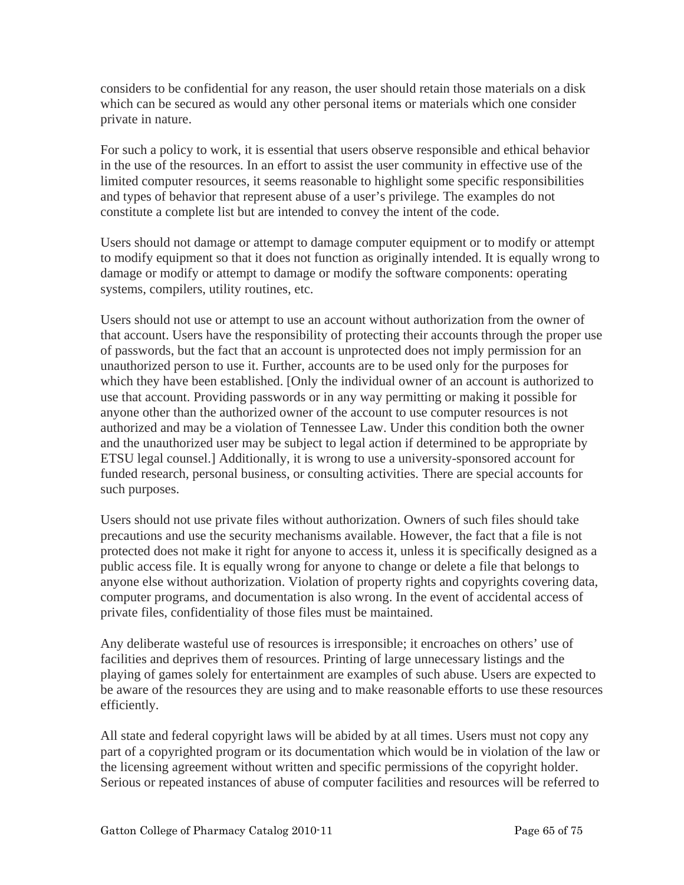considers to be confidential for any reason, the user should retain those materials on a disk which can be secured as would any other personal items or materials which one consider private in nature.

For such a policy to work, it is essential that users observe responsible and ethical behavior in the use of the resources. In an effort to assist the user community in effective use of the limited computer resources, it seems reasonable to highlight some specific responsibilities and types of behavior that represent abuse of a user's privilege. The examples do not constitute a complete list but are intended to convey the intent of the code.

Users should not damage or attempt to damage computer equipment or to modify or attempt to modify equipment so that it does not function as originally intended. It is equally wrong to damage or modify or attempt to damage or modify the software components: operating systems, compilers, utility routines, etc.

Users should not use or attempt to use an account without authorization from the owner of that account. Users have the responsibility of protecting their accounts through the proper use of passwords, but the fact that an account is unprotected does not imply permission for an unauthorized person to use it. Further, accounts are to be used only for the purposes for which they have been established. [Only the individual owner of an account is authorized to use that account. Providing passwords or in any way permitting or making it possible for anyone other than the authorized owner of the account to use computer resources is not authorized and may be a violation of Tennessee Law. Under this condition both the owner and the unauthorized user may be subject to legal action if determined to be appropriate by ETSU legal counsel.] Additionally, it is wrong to use a university-sponsored account for funded research, personal business, or consulting activities. There are special accounts for such purposes.

Users should not use private files without authorization. Owners of such files should take precautions and use the security mechanisms available. However, the fact that a file is not protected does not make it right for anyone to access it, unless it is specifically designed as a public access file. It is equally wrong for anyone to change or delete a file that belongs to anyone else without authorization. Violation of property rights and copyrights covering data, computer programs, and documentation is also wrong. In the event of accidental access of private files, confidentiality of those files must be maintained.

Any deliberate wasteful use of resources is irresponsible; it encroaches on others' use of facilities and deprives them of resources. Printing of large unnecessary listings and the playing of games solely for entertainment are examples of such abuse. Users are expected to be aware of the resources they are using and to make reasonable efforts to use these resources efficiently.

All state and federal copyright laws will be abided by at all times. Users must not copy any part of a copyrighted program or its documentation which would be in violation of the law or the licensing agreement without written and specific permissions of the copyright holder. Serious or repeated instances of abuse of computer facilities and resources will be referred to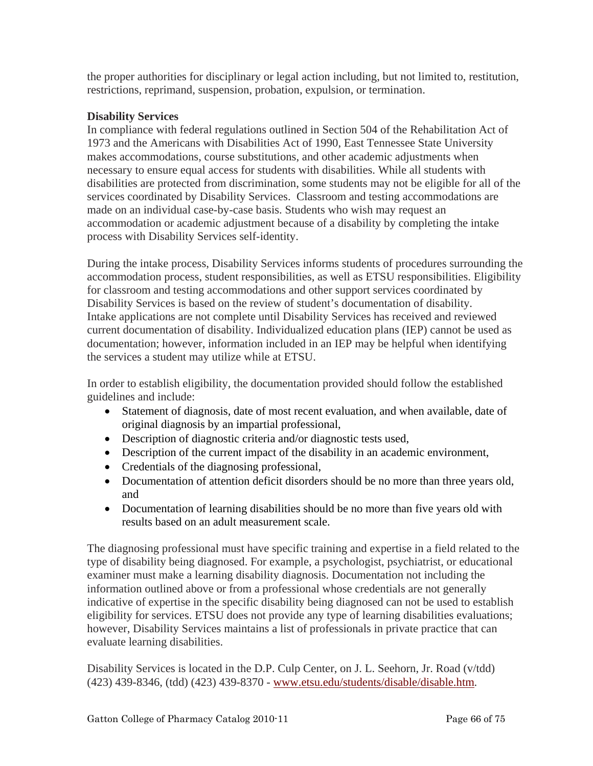the proper authorities for disciplinary or legal action including, but not limited to, restitution, restrictions, reprimand, suspension, probation, expulsion, or termination.

**Disability Services**

In compliance with federal regulations outlined in Section 504 of the Rehabilitation Act of 1973 and the Americans with Disabilities Act of 1990, East Tennessee State University makes accommodations, course substitutions, and other academic adjustments when necessary to ensure equal access for students with disabilities. While all students with disabilities are protected from discrimination, some students may not be eligible for all of the services coordinated by Disability Services. Classroom and testing accommodations are made on an individual case-by-case basis. Students who wish may request an accommodation or academic adjustment because of a disability by completing the intake process with Disability Services self-identity.

During the intake process, Disability Services informs students of procedures surrounding the accommodation process, student responsibilities, as well as ETSU responsibilities. Eligibility for classroom and testing accommodations and other support services coordinated by Disability Services is based on the review of student's documentation of disability. Intake applications are not complete until Disability Services has received and reviewed current documentation of disability. Individualized education plans (IEP) cannot be used as documentation; however, information included in an IEP may be helpful when identifying the services a student may utilize while at ETSU.

In order to establish eligibility, the documentation provided should follow the established guidelines and include:

- Statement of diagnosis, date of most recent evaluation, and when available, date of original diagnosis by an impartial professional,
- Description of diagnostic criteria and/or diagnostic tests used,
- Description of the current impact of the disability in an academic environment,
- Credentials of the diagnosing professional,
- Documentation of attention deficit disorders should be no more than three years old, and
- Documentation of learning disabilities should be no more than five years old with results based on an adult measurement scale.

The diagnosing professional must have specific training and expertise in a field related to the type of disability being diagnosed. For example, a psychologist, psychiatrist, or educational examiner must make a learning disability diagnosis. Documentation not including the information outlined above or from a professional whose credentials are not generally indicative of expertise in the specific disability being diagnosed can not be used to establish eligibility for services. ETSU does not provide any type of learning disabilities evaluations; however, Disability Services maintains a list of professionals in private practice that can evaluate learning disabilities.

Disability Services is located in the D.P. Culp Center, on J. L. Seehorn, Jr. Road (v/tdd) (423) 439-8346, (tdd) (423) 439-8370 - www.etsu.edu/students/disable/disable.htm.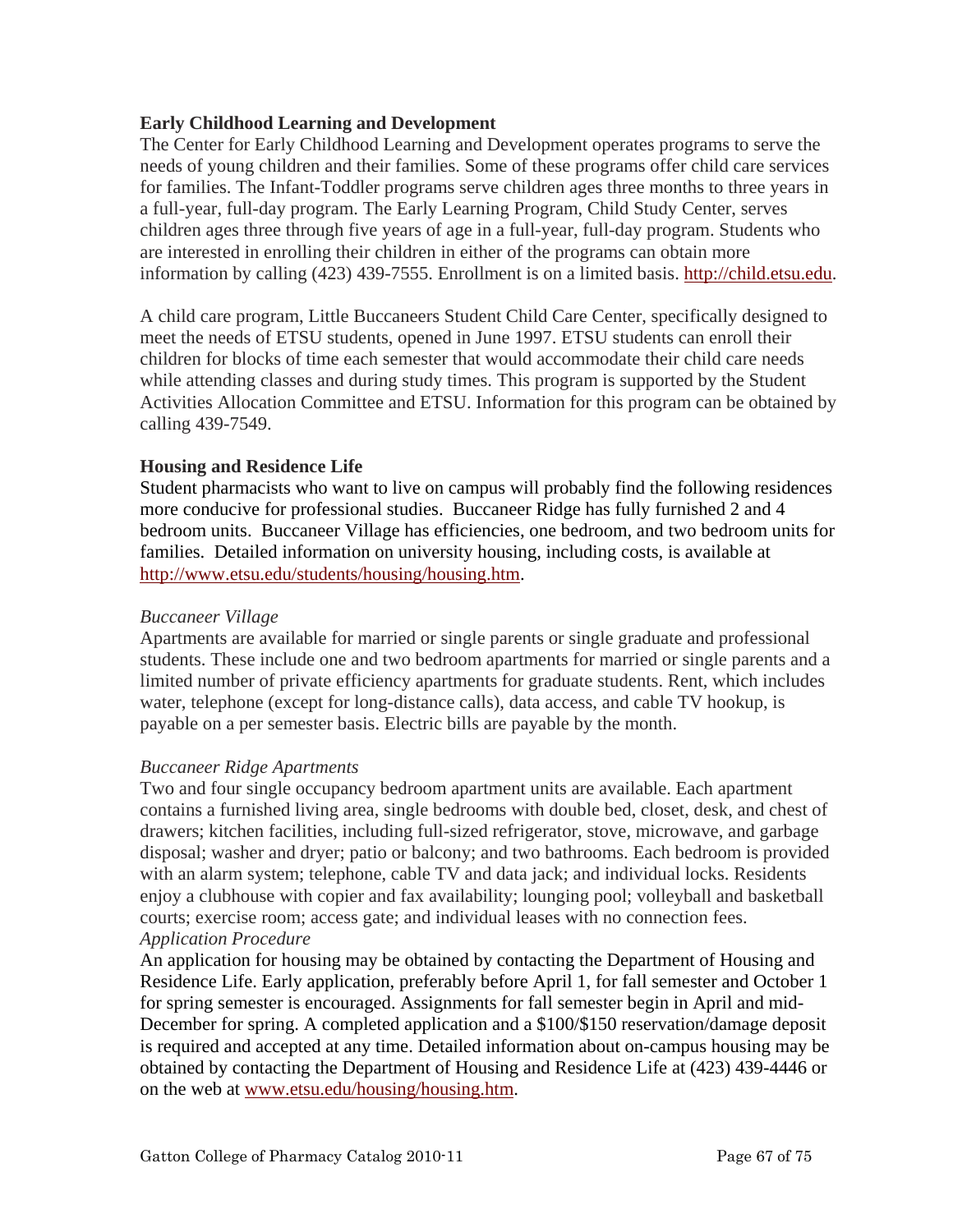**Early Childhood Learning and Development**

The Center for Early Childhood Learning and Development operates programs to serve the needs of young children and their families. Some of these programs offer child care services for families. The Infant-Toddler programs serve children ages three months to three years in a full-year, full-day program. The Early Learning Program, Child Study Center, serves children ages three through five years of age in a full-year, full-day program. Students who are interested in enrolling their children in either of the programs can obtain more information by calling (423) 439-7555. Enrollment is on a limited basis. http://child.etsu.edu.

A child care program, Little Buccaneers Student Child Care Center, specifically designed to meet the needs of ETSU students, opened in June 1997. ETSU students can enroll their children for blocks of time each semester that would accommodate their child care needs while attending classes and during study times. This program is supported by the Student Activities Allocation Committee and ETSU. Information for this program can be obtained by calling 439-7549.

**Housing and Residence Life**

Student pharmacists who want to live on campus will probably find the following residences more conducive for professional studies. Buccaneer Ridge has fully furnished 2 and 4 bedroom units. Buccaneer Village has efficiencies, one bedroom, and two bedroom units for families. Detailed information on university housing, including costs, is available at http://www.etsu.edu/students/housing/housing.htm.

*Buccaneer Village*

Apartments are available for married or single parents or single graduate and professional students. These include one and two bedroom apartments for married or single parents and a limited number of private efficiency apartments for graduate students. Rent, which includes water, telephone (except for long-distance calls), data access, and cable TV hookup, is payable on a per semester basis. Electric bills are payable by the month.

*Buccaneer Ridge Apartments*

Two and four single occupancy bedroom apartment units are available. Each apartment contains a furnished living area, single bedrooms with double bed, closet, desk, and chest of drawers; kitchen facilities, including full-sized refrigerator, stove, microwave, and garbage disposal; washer and dryer; patio or balcony; and two bathrooms. Each bedroom is provided with an alarm system; telephone, cable TV and data jack; and individual locks. Residents enjoy a clubhouse with copier and fax availability; lounging pool; volleyball and basketball courts; exercise room; access gate; and individual leases with no connection fees.

*Application Procedure*

An application for housing may be obtained by contacting the Department of Housing and Residence Life. Early application, preferably before April 1, for fall semester and October 1 for spring semester is encouraged. Assignments for fall semester begin in April and mid-December for spring. A completed application and a $100/$150 reservation/damage deposit is required and accepted at any time. Detailed information about on-campus housing may be obtained by contacting the Department of Housing and Residence Life at (423) 439-4446 or on the web at www.etsu.edu/housing/housing.htm.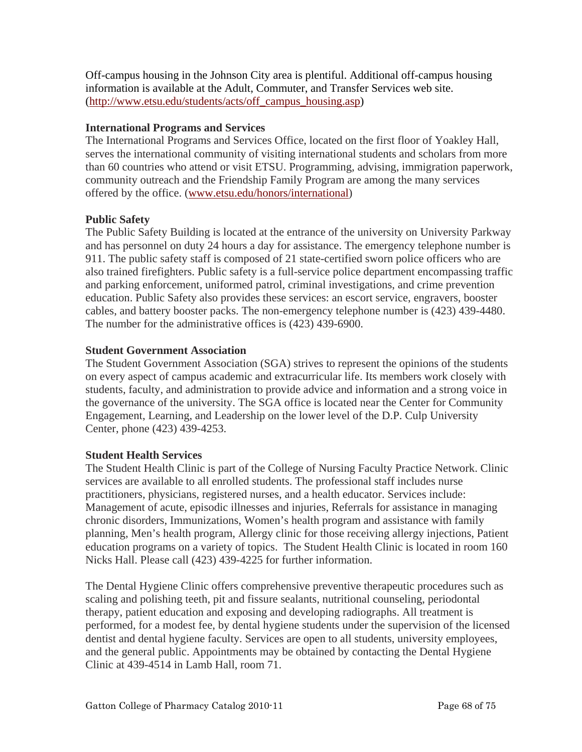Off-campus housing in the Johnson City area is plentiful. Additional off-campus housing information is available at the Adult, Commuter, and Transfer Services web site. (http://www.etsu.edu/students/acts/off_campus_housing.asp)

**International Programs and Services**

The International Programs and Services Office, located on the first floor of Yoakley Hall, serves the international community of visiting international students and scholars from more than 60 countries who attend or visit ETSU. Programming, advising, immigration paperwork, community outreach and the Friendship Family Program are among the many services offered by the office. (www.etsu.edu/honors/international)

**Public Safety**

The Public Safety Building is located at the entrance of the university on University Parkway and has personnel on duty 24 hours a day for assistance. The emergency telephone number is 911. The public safety staff is composed of 21 state-certified sworn police officers who are also trained firefighters. Public safety is a full-service police department encompassing traffic and parking enforcement, uniformed patrol, criminal investigations, and crime prevention education. Public Safety also provides these services: an escort service, engravers, booster cables, and battery booster packs. The non-emergency telephone number is (423) 439-4480. The number for the administrative offices is (423) 439-6900.

**Student Government Association**

The Student Government Association (SGA) strives to represent the opinions of the students on every aspect of campus academic and extracurricular life. Its members work closely with students, faculty, and administration to provide advice and information and a strong voice in the governance of the university. The SGA office is located near the Center for Community Engagement, Learning, and Leadership on the lower level of the D.P. Culp University Center, phone (423) 439-4253.

**Student Health Services**

The Student Health Clinic is part of the College of Nursing Faculty Practice Network. Clinic services are available to all enrolled students. The professional staff includes nurse practitioners, physicians, registered nurses, and a health educator. Services include: Management of acute, episodic illnesses and injuries, Referrals for assistance in managing chronic disorders, Immunizations, Women's health program and assistance with family planning, Men's health program, Allergy clinic for those receiving allergy injections, Patient education programs on a variety of topics. The Student Health Clinic is located in room 160 Nicks Hall. Please call (423) 439-4225 for further information.

The Dental Hygiene Clinic offers comprehensive preventive therapeutic procedures such as scaling and polishing teeth, pit and fissure sealants, nutritional counseling, periodontal therapy, patient education and exposing and developing radiographs. All treatment is performed, for a modest fee, by dental hygiene students under the supervision of the licensed dentist and dental hygiene faculty. Services are open to all students, university employees, and the general public. Appointments may be obtained by contacting the Dental Hygiene Clinic at 439-4514 in Lamb Hall, room 71.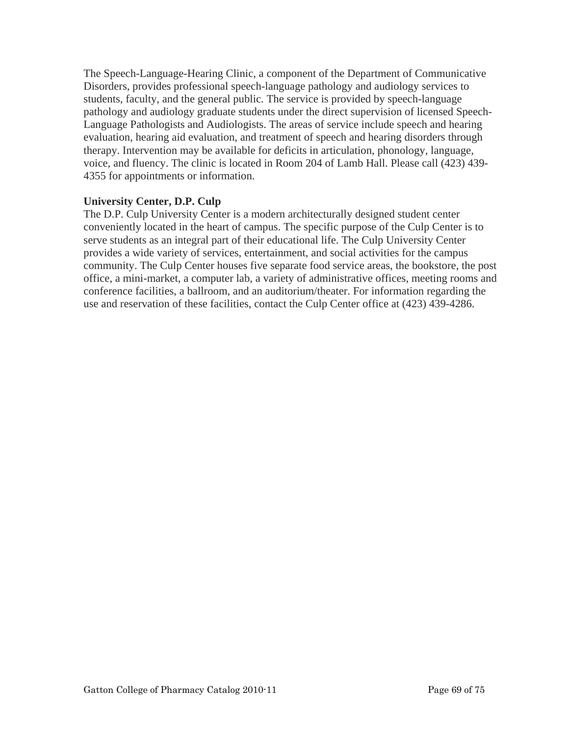The Speech-Language-Hearing Clinic, a component of the Department of Communicative Disorders, provides professional speech-language pathology and audiology services to students, faculty, and the general public. The service is provided by speech-language pathology and audiology graduate students under the direct supervision of licensed Speech-Language Pathologists and Audiologists. The areas of service include speech and hearing evaluation, hearing aid evaluation, and treatment of speech and hearing disorders through therapy. Intervention may be available for deficits in articulation, phonology, language, voice, and fluency. The clinic is located in Room 204 of Lamb Hall. Please call (423) 439-4355 for appointments or information.

**University Center, D.P. Culp**

The D.P. Culp University Center is a modern architecturally designed student center conveniently located in the heart of campus. The specific purpose of the Culp Center is to serve students as an integral part of their educational life. The Culp University Center provides a wide variety of services, entertainment, and social activities for the campus community. The Culp Center houses five separate food service areas, the bookstore, the post office, a mini-market, a computer lab, a variety of administrative offices, meeting rooms and conference facilities, a ballroom, and an auditorium/theater. For information regarding the use and reservation of these facilities, contact the Culp Center office at (423) 439-4286.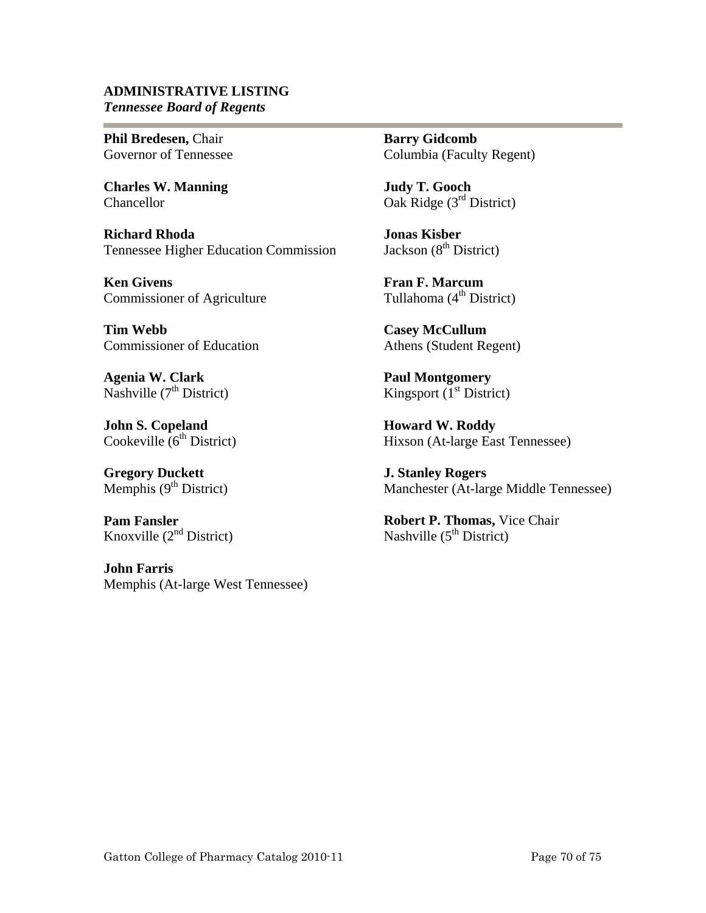## ADMINISTRATIVE LISTING

***Tennessee Board of Regents***

**Phil Bredesen,** Chair
Governor of Tennessee

**Charles W. Manning**
Chancellor

**Richard Rhoda**
Tennessee Higher Education Commission

**Ken Givens**
Commissioner of Agriculture

**Tim Webb**
Commissioner of Education

**Agenia W. Clark**
Nashville (7th District)

**John S. Copeland**
Cookeville (6th District)

**Gregory Duckett**
Memphis (9th District)

**Pam Fansler**
Knoxville (2nd District)

**John Farris**
Memphis (At-large West Tennessee)

**Barry Gidcomb**
Columbia (Faculty Regent)

**Judy T. Gooch**
Oak Ridge (3rd District)

**Jonas Kisber**
Jackson (8th District)

**Fran F. Marcum**
Tullahoma (4th District)

**Casey McCullum**
Athens (Student Regent)

**Paul Montgomery**
Kingsport (1st District)

**Howard W. Roddy**
Hixson (At-large East Tennessee)

**J. Stanley Rogers**
Manchester (At-large Middle Tennessee)

**Robert P. Thomas,** Vice Chair
Nashville (5th District)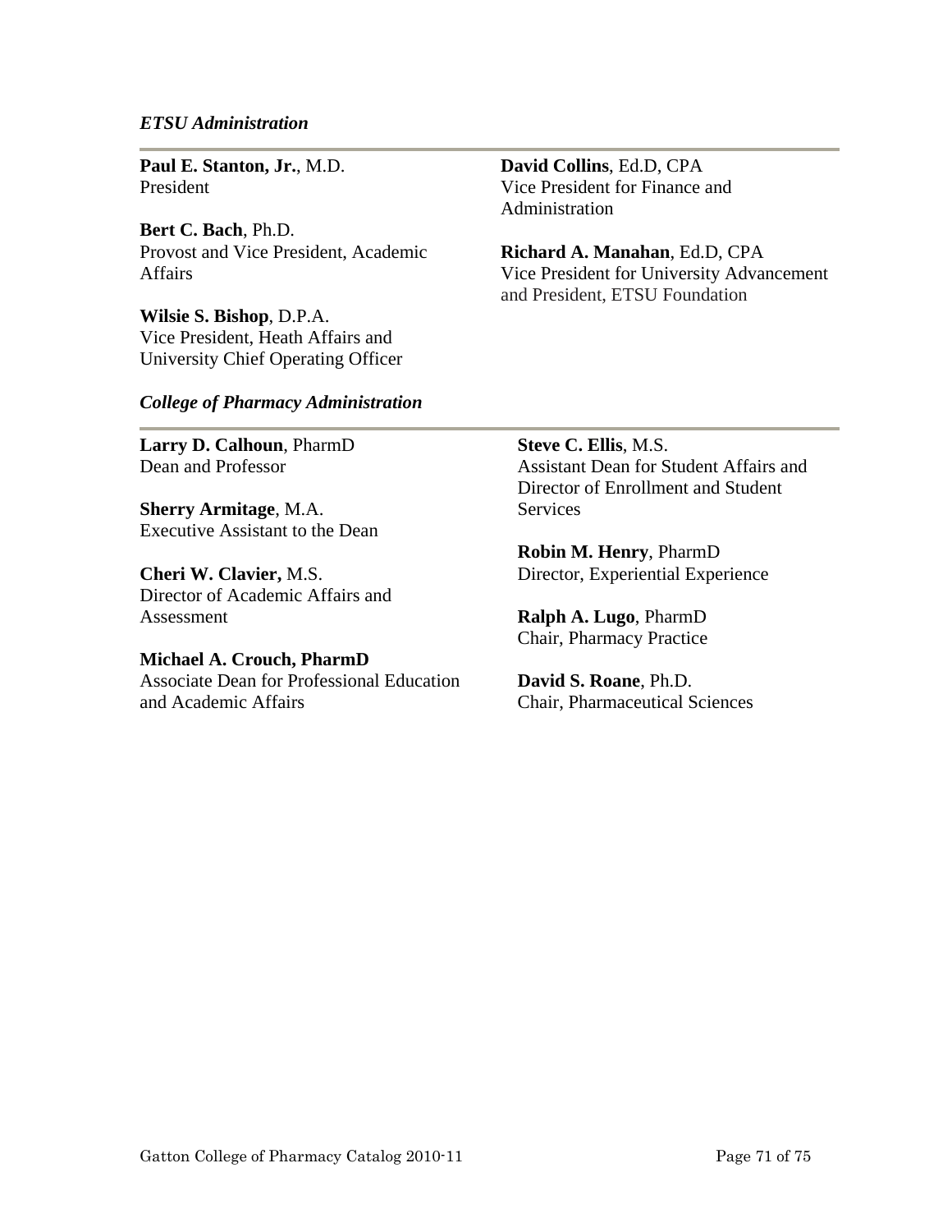*ETSU Administration*

**Paul E. Stanton, Jr.**, M.D.
President

**Bert C. Bach**, Ph.D.
Provost and Vice President, Academic Affairs

**Wilsie S. Bishop**, D.P.A.
Vice President, Heath Affairs and University Chief Operating Officer

**David Collins**, Ed.D, CPA
Vice President for Finance and Administration

**Richard A. Manahan**, Ed.D, CPA
Vice President for University Advancement and President, ETSU Foundation

*College of Pharmacy Administration*

**Larry D. Calhoun**, PharmD
Dean and Professor

**Sherry Armitage**, M.A.
Executive Assistant to the Dean

**Cheri W. Clavier,** M.S.
Director of Academic Affairs and Assessment

**Michael A. Crouch, PharmD**
Associate Dean for Professional Education and Academic Affairs

**Steve C. Ellis**, M.S.
Assistant Dean for Student Affairs and Director of Enrollment and Student Services

**Robin M. Henry**, PharmD
Director, Experiential Experience

**Ralph A. Lugo**, PharmD
Chair, Pharmacy Practice

**David S. Roane**, Ph.D.
Chair, Pharmaceutical Sciences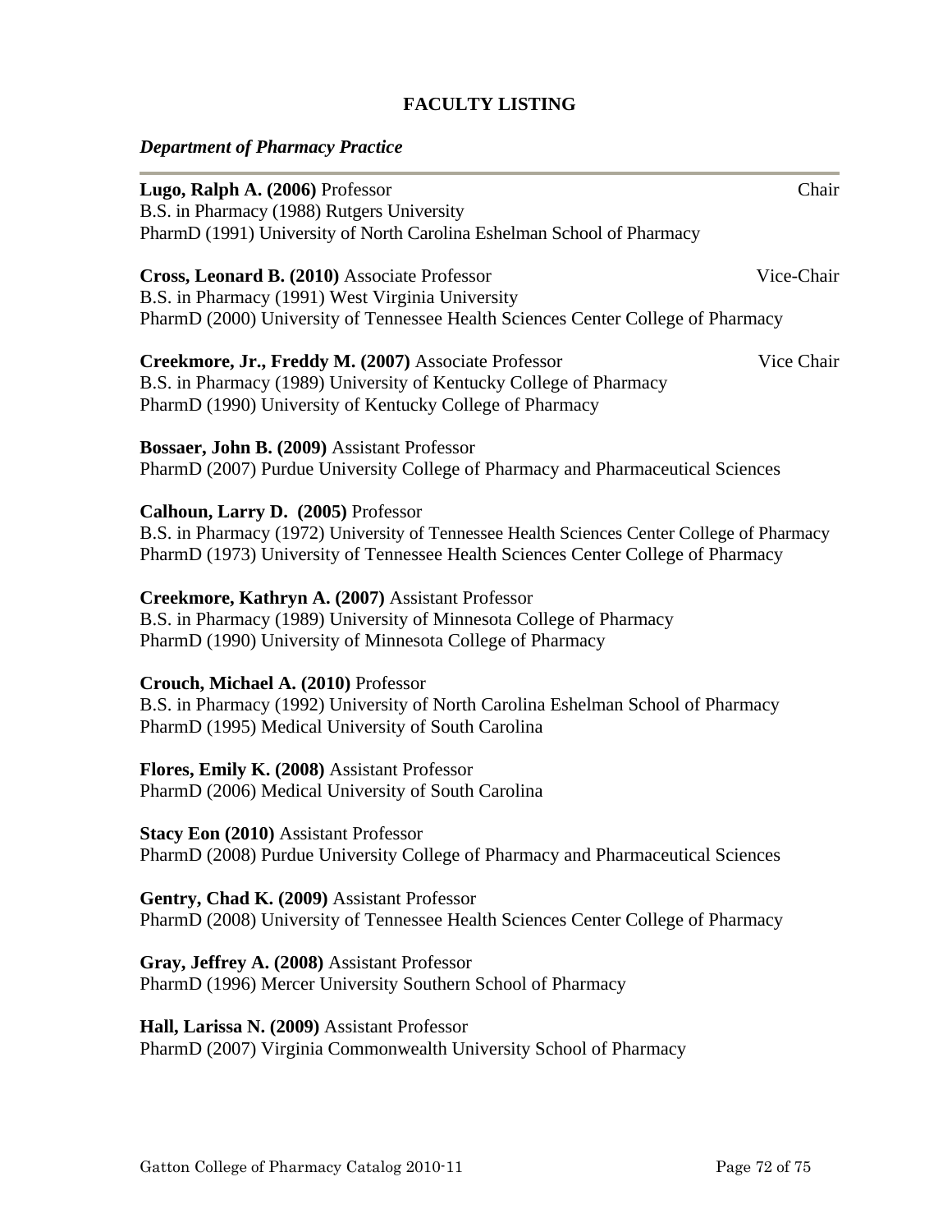## FACULTY LISTING

### *Department of Pharmacy Practice*

---

**Lugo, Ralph A. (2006)** Professor — Chair
B.S. in Pharmacy (1988) Rutgers University
PharmD (1991) University of North Carolina Eshelman School of Pharmacy

**Cross, Leonard B. (2010)** Associate Professor — Vice-Chair
B.S. in Pharmacy (1991) West Virginia University
PharmD (2000) University of Tennessee Health Sciences Center College of Pharmacy

**Creekmore, Jr., Freddy M. (2007)** Associate Professor — Vice Chair
B.S. in Pharmacy (1989) University of Kentucky College of Pharmacy
PharmD (1990) University of Kentucky College of Pharmacy

**Bossaer, John B. (2009)** Assistant Professor
PharmD (2007) Purdue University College of Pharmacy and Pharmaceutical Sciences

**Calhoun, Larry D. (2005)** Professor
B.S. in Pharmacy (1972) University of Tennessee Health Sciences Center College of Pharmacy
PharmD (1973) University of Tennessee Health Sciences Center College of Pharmacy

**Creekmore, Kathryn A. (2007)** Assistant Professor
B.S. in Pharmacy (1989) University of Minnesota College of Pharmacy
PharmD (1990) University of Minnesota College of Pharmacy

**Crouch, Michael A. (2010)** Professor
B.S. in Pharmacy (1992) University of North Carolina Eshelman School of Pharmacy
PharmD (1995) Medical University of South Carolina

**Flores, Emily K. (2008)** Assistant Professor
PharmD (2006) Medical University of South Carolina

**Stacy Eon (2010)** Assistant Professor
PharmD (2008) Purdue University College of Pharmacy and Pharmaceutical Sciences

**Gentry, Chad K. (2009)** Assistant Professor
PharmD (2008) University of Tennessee Health Sciences Center College of Pharmacy

**Gray, Jeffrey A. (2008)** Assistant Professor
PharmD (1996) Mercer University Southern School of Pharmacy

**Hall, Larissa N. (2009)** Assistant Professor
PharmD (2007) Virginia Commonwealth University School of Pharmacy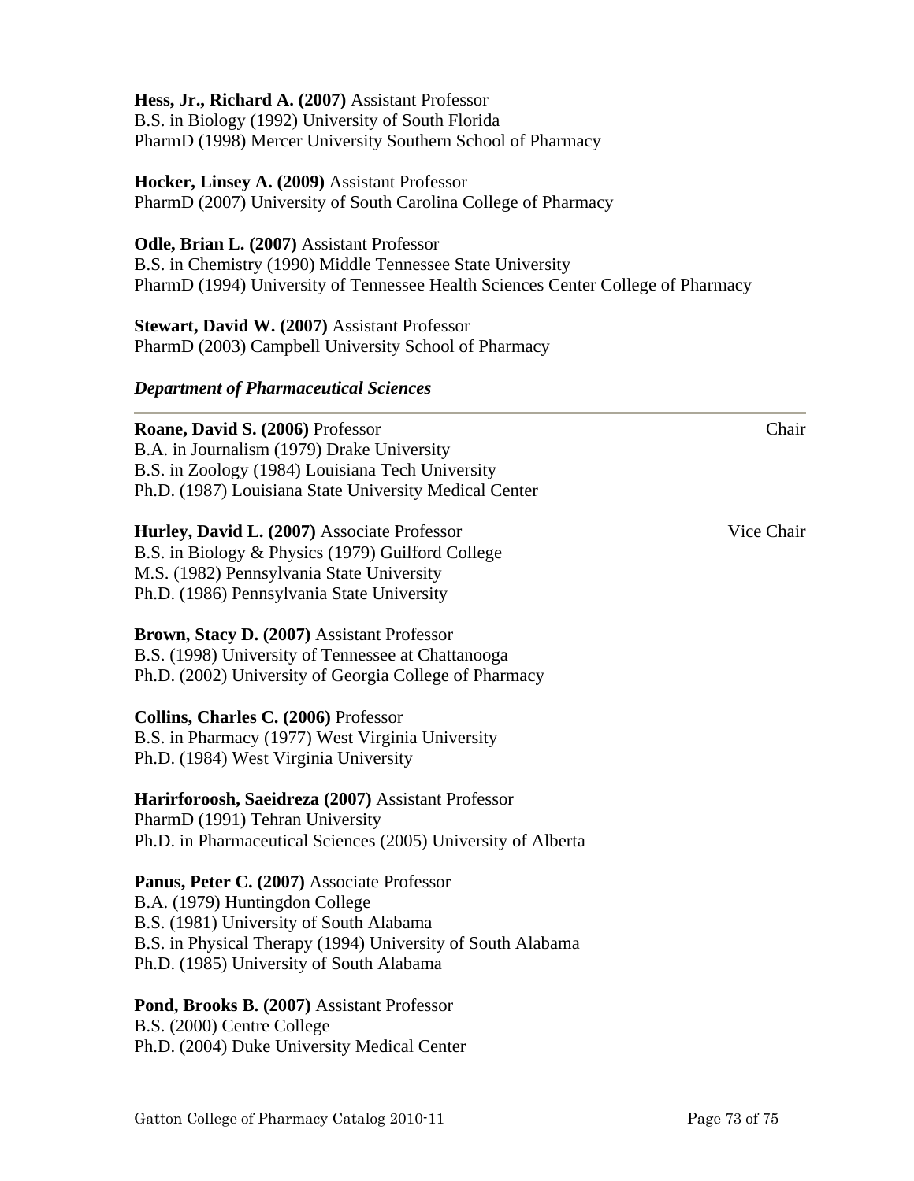**Hess, Jr., Richard A. (2007)** Assistant Professor
B.S. in Biology (1992) University of South Florida
PharmD (1998) Mercer University Southern School of Pharmacy

**Hocker, Linsey A. (2009)** Assistant Professor
PharmD (2007) University of South Carolina College of Pharmacy

**Odle, Brian L. (2007)** Assistant Professor
B.S. in Chemistry (1990) Middle Tennessee State University
PharmD (1994) University of Tennessee Health Sciences Center College of Pharmacy

**Stewart, David W. (2007)** Assistant Professor
PharmD (2003) Campbell University School of Pharmacy

***Department of Pharmaceutical Sciences***

---

**Roane, David S. (2006)** Professor — Chair
B.A. in Journalism (1979) Drake University
B.S. in Zoology (1984) Louisiana Tech University
Ph.D. (1987) Louisiana State University Medical Center

**Hurley, David L. (2007)** Associate Professor — Vice Chair
B.S. in Biology & Physics (1979) Guilford College
M.S. (1982) Pennsylvania State University
Ph.D. (1986) Pennsylvania State University

**Brown, Stacy D. (2007)** Assistant Professor
B.S. (1998) University of Tennessee at Chattanooga
Ph.D. (2002) University of Georgia College of Pharmacy

**Collins, Charles C. (2006)** Professor
B.S. in Pharmacy (1977) West Virginia University
Ph.D. (1984) West Virginia University

**Harirforoosh, Saeidreza (2007)** Assistant Professor
PharmD (1991) Tehran University
Ph.D. in Pharmaceutical Sciences (2005) University of Alberta

**Panus, Peter C. (2007)** Associate Professor
B.A. (1979) Huntingdon College
B.S. (1981) University of South Alabama
B.S. in Physical Therapy (1994) University of South Alabama
Ph.D. (1985) University of South Alabama

**Pond, Brooks B. (2007)** Assistant Professor
B.S. (2000) Centre College
Ph.D. (2004) Duke University Medical Center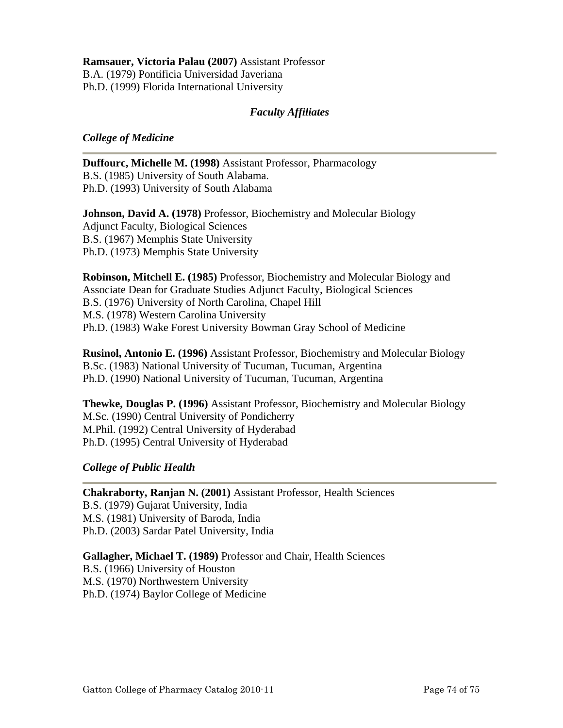**Ramsauer, Victoria Palau (2007)** Assistant Professor
B.A. (1979) Pontificia Universidad Javeriana
Ph.D. (1999) Florida International University

### *Faculty Affiliates*

#### *College of Medicine*

**Duffourc, Michelle M. (1998)** Assistant Professor, Pharmacology
B.S. (1985) University of South Alabama.
Ph.D. (1993) University of South Alabama

**Johnson, David A. (1978)** Professor, Biochemistry and Molecular Biology
Adjunct Faculty, Biological Sciences
B.S. (1967) Memphis State University
Ph.D. (1973) Memphis State University

**Robinson, Mitchell E. (1985)** Professor, Biochemistry and Molecular Biology and Associate Dean for Graduate Studies Adjunct Faculty, Biological Sciences
B.S. (1976) University of North Carolina, Chapel Hill
M.S. (1978) Western Carolina University
Ph.D. (1983) Wake Forest University Bowman Gray School of Medicine

**Rusinol, Antonio E. (1996)** Assistant Professor, Biochemistry and Molecular Biology
B.Sc. (1983) National University of Tucuman, Tucuman, Argentina
Ph.D. (1990) National University of Tucuman, Tucuman, Argentina

**Thewke, Douglas P. (1996)** Assistant Professor, Biochemistry and Molecular Biology
M.Sc. (1990) Central University of Pondicherry
M.Phil. (1992) Central University of Hyderabad
Ph.D. (1995) Central University of Hyderabad

#### *College of Public Health*

**Chakraborty, Ranjan N. (2001)** Assistant Professor, Health Sciences
B.S. (1979) Gujarat University, India
M.S. (1981) University of Baroda, India
Ph.D. (2003) Sardar Patel University, India

**Gallagher, Michael T. (1989)** Professor and Chair, Health Sciences
B.S. (1966) University of Houston
M.S. (1970) Northwestern University
Ph.D. (1974) Baylor College of Medicine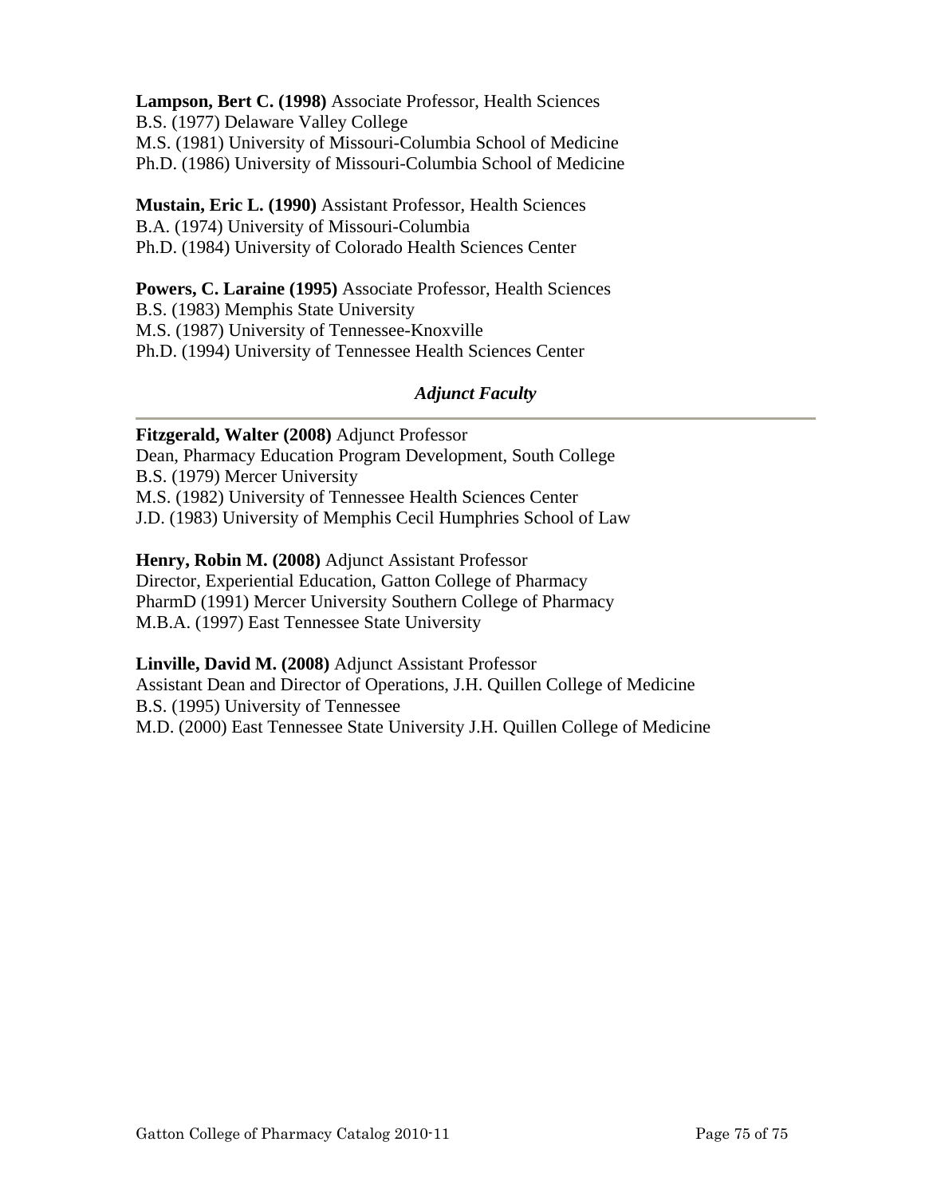**Lampson, Bert C. (1998)** Associate Professor, Health Sciences
B.S. (1977) Delaware Valley College
M.S. (1981) University of Missouri-Columbia School of Medicine
Ph.D. (1986) University of Missouri-Columbia School of Medicine

**Mustain, Eric L. (1990)** Assistant Professor, Health Sciences
B.A. (1974) University of Missouri-Columbia
Ph.D. (1984) University of Colorado Health Sciences Center

**Powers, C. Laraine (1995)** Associate Professor, Health Sciences
B.S. (1983) Memphis State University
M.S. (1987) University of Tennessee-Knoxville
Ph.D. (1994) University of Tennessee Health Sciences Center

### *Adjunct Faculty*

**Fitzgerald, Walter (2008)** Adjunct Professor
Dean, Pharmacy Education Program Development, South College
B.S. (1979) Mercer University
M.S. (1982) University of Tennessee Health Sciences Center
J.D. (1983) University of Memphis Cecil Humphries School of Law

**Henry, Robin M. (2008)** Adjunct Assistant Professor
Director, Experiential Education, Gatton College of Pharmacy
PharmD (1991) Mercer University Southern College of Pharmacy
M.B.A. (1997) East Tennessee State University

**Linville, David M. (2008)** Adjunct Assistant Professor
Assistant Dean and Director of Operations, J.H. Quillen College of Medicine
B.S. (1995) University of Tennessee
M.D. (2000) East Tennessee State University J.H. Quillen College of Medicine